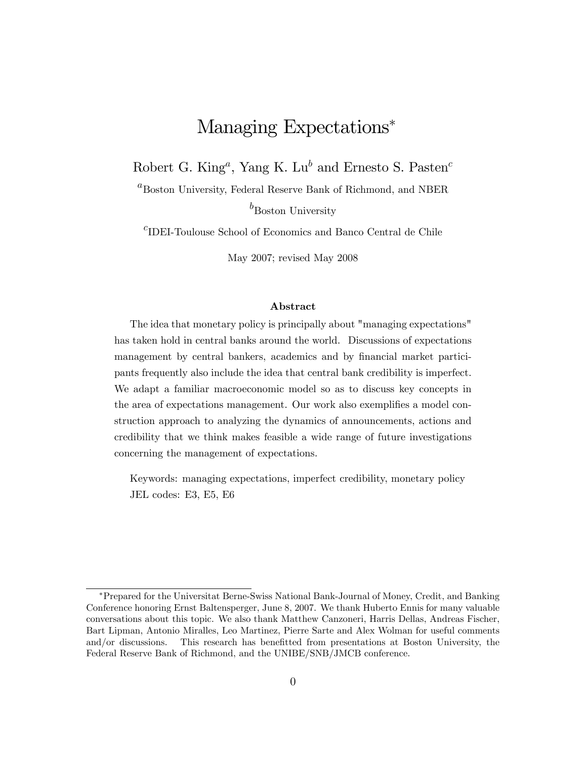# Managing Expectations*

Robert G. King[a], Yang K. Lu[b] and Ernesto S. Pasten[c]

[a]Boston University, Federal Reserve Bank of Richmond, and NBER

[b]Boston University

[c]IDEI-Toulouse School of Economics and Banco Central de Chile

May 2007; revised May 2008

**Abstract**

The idea that monetary policy is principally about "managing expectations" has taken hold in central banks around the world. Discussions of expectations management by central bankers, academics and by financial market participants frequently also include the idea that central bank credibility is imperfect. We adapt a familiar macroeconomic model so as to discuss key concepts in the area of expectations management. Our work also exemplifies a model construction approach to analyzing the dynamics of announcements, actions and credibility that we think makes feasible a wide range of future investigations concerning the management of expectations.

Keywords: managing expectations, imperfect credibility, monetary policy
JEL codes: E3, E5, E6

*Prepared for the Universitat Berne-Swiss National Bank-Journal of Money, Credit, and Banking Conference honoring Ernst Baltensperger, June 8, 2007. We thank Huberto Ennis for many valuable conversations about this topic. We also thank Matthew Canzoneri, Harris Dellas, Andreas Fischer, Bart Lipman, Antonio Miralles, Leo Martinez, Pierre Sarte and Alex Wolman for useful comments and/or discussions. This research has benefitted from presentations at Boston University, the Federal Reserve Bank of Richmond, and the UNIBE/SNB/JMCB conference.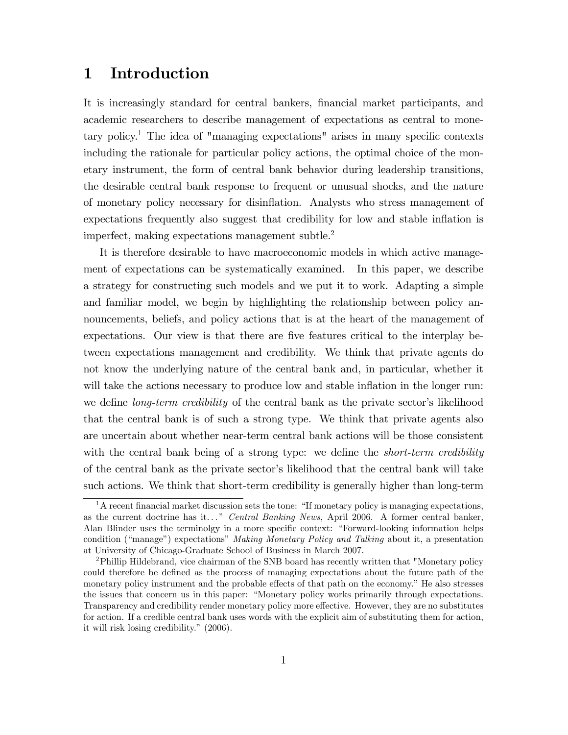# 1 Introduction

It is increasingly standard for central bankers, financial market participants, and academic researchers to describe management of expectations as central to monetary policy.[1] The idea of "managing expectations" arises in many specific contexts including the rationale for particular policy actions, the optimal choice of the monetary instrument, the form of central bank behavior during leadership transitions, the desirable central bank response to frequent or unusual shocks, and the nature of monetary policy necessary for disinflation. Analysts who stress management of expectations frequently also suggest that credibility for low and stable inflation is imperfect, making expectations management subtle.[2]

It is therefore desirable to have macroeconomic models in which active management of expectations can be systematically examined. In this paper, we describe a strategy for constructing such models and we put it to work. Adapting a simple and familiar model, we begin by highlighting the relationship between policy announcements, beliefs, and policy actions that is at the heart of the management of expectations. Our view is that there are five features critical to the interplay between expectations management and credibility. We think that private agents do not know the underlying nature of the central bank and, in particular, whether it will take the actions necessary to produce low and stable inflation in the longer run: we define *long-term credibility* of the central bank as the private sector's likelihood that the central bank is of such a strong type. We think that private agents also are uncertain about whether near-term central bank actions will be those consistent with the central bank being of a strong type: we define the *short-term credibility* of the central bank as the private sector's likelihood that the central bank will take such actions. We think that short-term credibility is generally higher than long-term

---

[1] A recent financial market discussion sets the tone: "If monetary policy is managing expectations, as the current doctrine has it..." *Central Banking News*, April 2006. A former central banker, Alan Blinder uses the terminolgy in a more specific context: "Forward-looking information helps condition ("manage") expectations" *Making Monetary Policy and Talking* about it, a presentation at University of Chicago-Graduate School of Business in March 2007.

[2] Phillip Hildebrand, vice chairman of the SNB board has recently written that "Monetary policy could therefore be defined as the process of managing expectations about the future path of the monetary policy instrument and the probable effects of that path on the economy." He also stresses the issues that concern us in this paper: "Monetary policy works primarily through expectations. Transparency and credibility render monetary policy more effective. However, they are no substitutes for action. If a credible central bank uses words with the explicit aim of substituting them for action, it will risk losing credibility." (2006).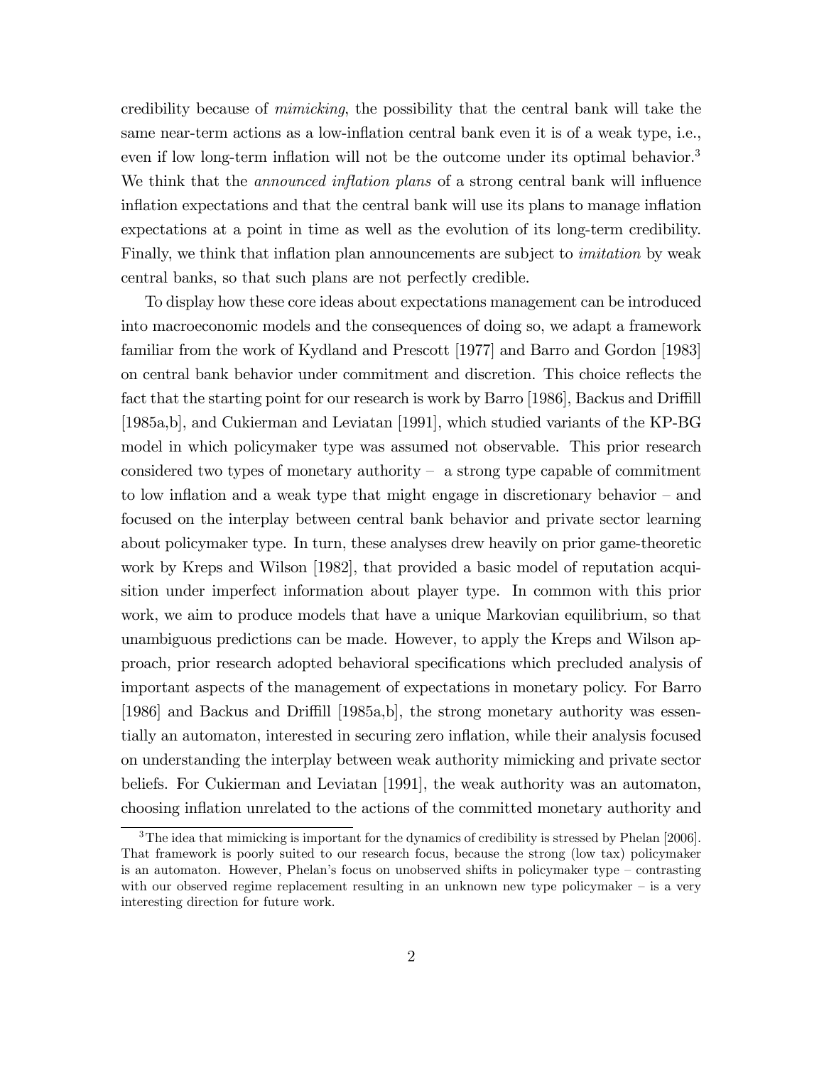credibility because of *mimicking*, the possibility that the central bank will take the same near-term actions as a low-inflation central bank even it is of a weak type, i.e., even if low long-term inflation will not be the outcome under its optimal behavior.[3] We think that the *announced inflation plans* of a strong central bank will influence inflation expectations and that the central bank will use its plans to manage inflation expectations at a point in time as well as the evolution of its long-term credibility. Finally, we think that inflation plan announcements are subject to *imitation* by weak central banks, so that such plans are not perfectly credible.

To display how these core ideas about expectations management can be introduced into macroeconomic models and the consequences of doing so, we adapt a framework familiar from the work of Kydland and Prescott [1977] and Barro and Gordon [1983] on central bank behavior under commitment and discretion. This choice reflects the fact that the starting point for our research is work by Barro [1986], Backus and Driffill [1985a,b], and Cukierman and Leviatan [1991], which studied variants of the KP-BG model in which policymaker type was assumed not observable. This prior research considered two types of monetary authority – a strong type capable of commitment to low inflation and a weak type that might engage in discretionary behavior – and focused on the interplay between central bank behavior and private sector learning about policymaker type. In turn, these analyses drew heavily on prior game-theoretic work by Kreps and Wilson [1982], that provided a basic model of reputation acquisition under imperfect information about player type. In common with this prior work, we aim to produce models that have a unique Markovian equilibrium, so that unambiguous predictions can be made. However, to apply the Kreps and Wilson approach, prior research adopted behavioral specifications which precluded analysis of important aspects of the management of expectations in monetary policy. For Barro [1986] and Backus and Driffill [1985a,b], the strong monetary authority was essentially an automaton, interested in securing zero inflation, while their analysis focused on understanding the interplay between weak authority mimicking and private sector beliefs. For Cukierman and Leviatan [1991], the weak authority was an automaton, choosing inflation unrelated to the actions of the committed monetary authority and

[3] The idea that mimicking is important for the dynamics of credibility is stressed by Phelan [2006]. That framework is poorly suited to our research focus, because the strong (low tax) policymaker is an automaton. However, Phelan's focus on unobserved shifts in policymaker type – contrasting with our observed regime replacement resulting in an unknown new type policymaker – is a very interesting direction for future work.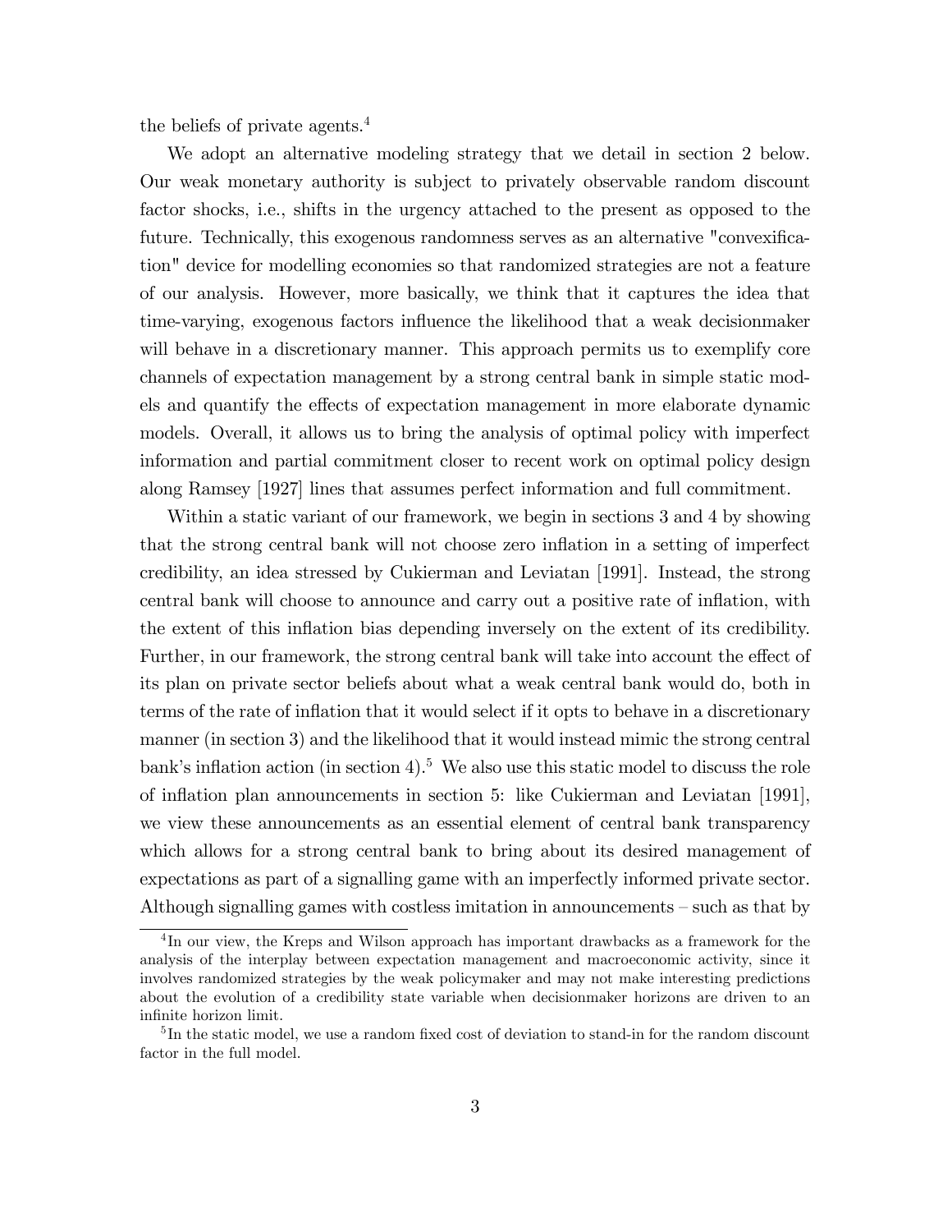the beliefs of private agents.[4]

We adopt an alternative modeling strategy that we detail in section 2 below. Our weak monetary authority is subject to privately observable random discount factor shocks, i.e., shifts in the urgency attached to the present as opposed to the future. Technically, this exogenous randomness serves as an alternative "convexification" device for modelling economies so that randomized strategies are not a feature of our analysis. However, more basically, we think that it captures the idea that time-varying, exogenous factors influence the likelihood that a weak decisionmaker will behave in a discretionary manner. This approach permits us to exemplify core channels of expectation management by a strong central bank in simple static models and quantify the effects of expectation management in more elaborate dynamic models. Overall, it allows us to bring the analysis of optimal policy with imperfect information and partial commitment closer to recent work on optimal policy design along Ramsey [1927] lines that assumes perfect information and full commitment.

Within a static variant of our framework, we begin in sections 3 and 4 by showing that the strong central bank will not choose zero inflation in a setting of imperfect credibility, an idea stressed by Cukierman and Leviatan [1991]. Instead, the strong central bank will choose to announce and carry out a positive rate of inflation, with the extent of this inflation bias depending inversely on the extent of its credibility. Further, in our framework, the strong central bank will take into account the effect of its plan on private sector beliefs about what a weak central bank would do, both in terms of the rate of inflation that it would select if it opts to behave in a discretionary manner (in section 3) and the likelihood that it would instead mimic the strong central bank's inflation action (in section 4).[5] We also use this static model to discuss the role of inflation plan announcements in section 5: like Cukierman and Leviatan [1991], we view these announcements as an essential element of central bank transparency which allows for a strong central bank to bring about its desired management of expectations as part of a signalling game with an imperfectly informed private sector. Although signalling games with costless imitation in announcements – such as that by

[4] In our view, the Kreps and Wilson approach has important drawbacks as a framework for the analysis of the interplay between expectation management and macroeconomic activity, since it involves randomized strategies by the weak policymaker and may not make interesting predictions about the evolution of a credibility state variable when decisionmaker horizons are driven to an infinite horizon limit.

[5] In the static model, we use a random fixed cost of deviation to stand-in for the random discount factor in the full model.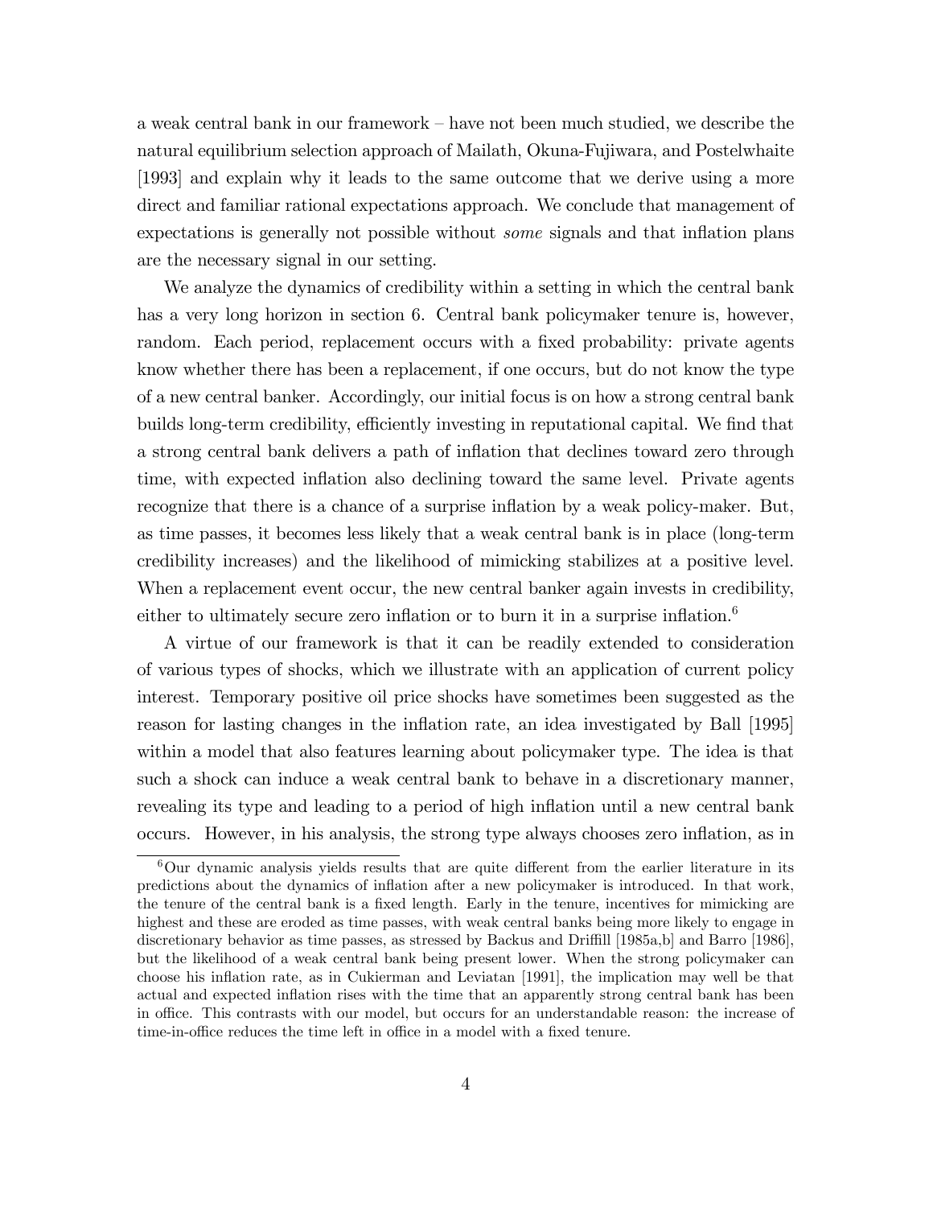a weak central bank in our framework – have not been much studied, we describe the natural equilibrium selection approach of Mailath, Okuna-Fujiwara, and Postelwhaite [1993] and explain why it leads to the same outcome that we derive using a more direct and familiar rational expectations approach. We conclude that management of expectations is generally not possible without *some* signals and that inflation plans are the necessary signal in our setting.

We analyze the dynamics of credibility within a setting in which the central bank has a very long horizon in section 6. Central bank policymaker tenure is, however, random. Each period, replacement occurs with a fixed probability: private agents know whether there has been a replacement, if one occurs, but do not know the type of a new central banker. Accordingly, our initial focus is on how a strong central bank builds long-term credibility, efficiently investing in reputational capital. We find that a strong central bank delivers a path of inflation that declines toward zero through time, with expected inflation also declining toward the same level. Private agents recognize that there is a chance of a surprise inflation by a weak policy-maker. But, as time passes, it becomes less likely that a weak central bank is in place (long-term credibility increases) and the likelihood of mimicking stabilizes at a positive level. When a replacement event occur, the new central banker again invests in credibility, either to ultimately secure zero inflation or to burn it in a surprise inflation.[6]

A virtue of our framework is that it can be readily extended to consideration of various types of shocks, which we illustrate with an application of current policy interest. Temporary positive oil price shocks have sometimes been suggested as the reason for lasting changes in the inflation rate, an idea investigated by Ball [1995] within a model that also features learning about policymaker type. The idea is that such a shock can induce a weak central bank to behave in a discretionary manner, revealing its type and leading to a period of high inflation until a new central bank occurs. However, in his analysis, the strong type always chooses zero inflation, as in

[6] Our dynamic analysis yields results that are quite different from the earlier literature in its predictions about the dynamics of inflation after a new policymaker is introduced. In that work, the tenure of the central bank is a fixed length. Early in the tenure, incentives for mimicking are highest and these are eroded as time passes, with weak central banks being more likely to engage in discretionary behavior as time passes, as stressed by Backus and Driffill [1985a,b] and Barro [1986], but the likelihood of a weak central bank being present lower. When the strong policymaker can choose his inflation rate, as in Cukierman and Leviatan [1991], the implication may well be that actual and expected inflation rises with the time that an apparently strong central bank has been in office. This contrasts with our model, but occurs for an understandable reason: the increase of time-in-office reduces the time left in office in a model with a fixed tenure.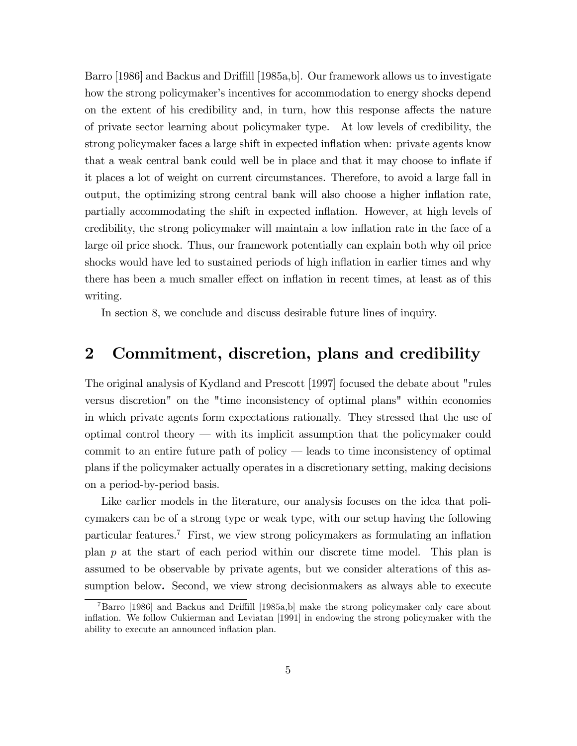Barro [1986] and Backus and Driffill [1985a,b]. Our framework allows us to investigate how the strong policymaker's incentives for accommodation to energy shocks depend on the extent of his credibility and, in turn, how this response affects the nature of private sector learning about policymaker type. At low levels of credibility, the strong policymaker faces a large shift in expected inflation when: private agents know that a weak central bank could well be in place and that it may choose to inflate if it places a lot of weight on current circumstances. Therefore, to avoid a large fall in output, the optimizing strong central bank will also choose a higher inflation rate, partially accommodating the shift in expected inflation. However, at high levels of credibility, the strong policymaker will maintain a low inflation rate in the face of a large oil price shock. Thus, our framework potentially can explain both why oil price shocks would have led to sustained periods of high inflation in earlier times and why there has been a much smaller effect on inflation in recent times, at least as of this writing.

In section 8, we conclude and discuss desirable future lines of inquiry.

## 2 Commitment, discretion, plans and credibility

The original analysis of Kydland and Prescott [1997] focused the debate about "rules versus discretion" on the "time inconsistency of optimal plans" within economies in which private agents form expectations rationally. They stressed that the use of optimal control theory — with its implicit assumption that the policymaker could commit to an entire future path of policy — leads to time inconsistency of optimal plans if the policymaker actually operates in a discretionary setting, making decisions on a period-by-period basis.

Like earlier models in the literature, our analysis focuses on the idea that policymakers can be of a strong type or weak type, with our setup having the following particular features.[7] First, we view strong policymakers as formulating an inflation plan $p$ at the start of each period within our discrete time model. This plan is assumed to be observable by private agents, but we consider alterations of this assumption below**.** Second, we view strong decisionmakers as always able to execute

[7] Barro [1986] and Backus and Driffill [1985a,b] make the strong policymaker only care about inflation. We follow Cukierman and Leviatan [1991] in endowing the strong policymaker with the ability to execute an announced inflation plan.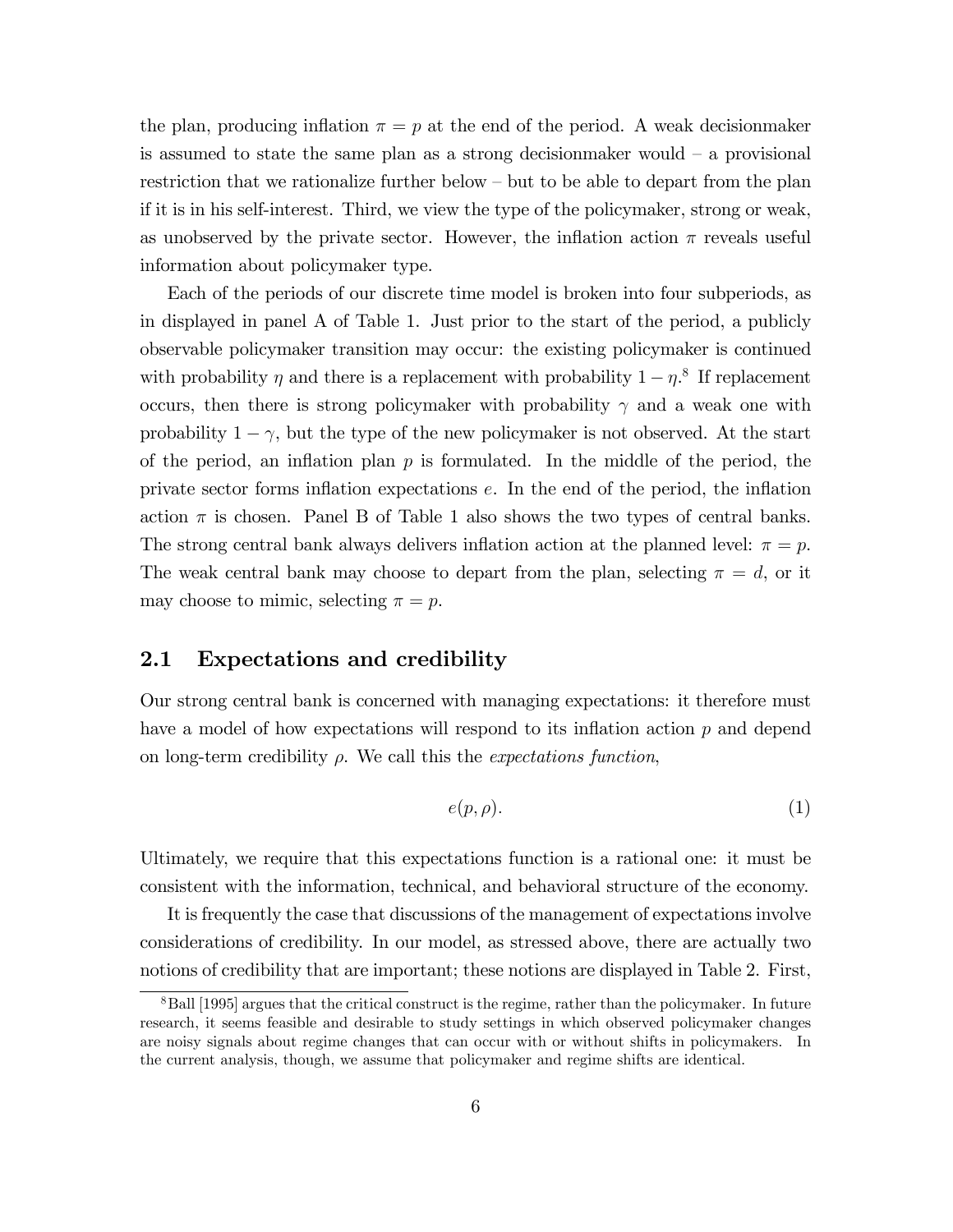the plan, producing inflation $\pi = p$ at the end of the period. A weak decisionmaker is assumed to state the same plan as a strong decisionmaker would – a provisional restriction that we rationalize further below – but to be able to depart from the plan if it is in his self-interest. Third, we view the type of the policymaker, strong or weak, as unobserved by the private sector. However, the inflation action $\pi$ reveals useful information about policymaker type.

Each of the periods of our discrete time model is broken into four subperiods, as in displayed in panel A of Table 1. Just prior to the start of the period, a publicly observable policymaker transition may occur: the existing policymaker is continued with probability $\eta$ and there is a replacement with probability $1 - \eta$.[8] If replacement occurs, then there is strong policymaker with probability $\gamma$ and a weak one with probability $1 - \gamma$, but the type of the new policymaker is not observed. At the start of the period, an inflation plan $p$ is formulated. In the middle of the period, the private sector forms inflation expectations $e$. In the end of the period, the inflation action $\pi$ is chosen. Panel B of Table 1 also shows the two types of central banks. The strong central bank always delivers inflation action at the planned level: $\pi = p$. The weak central bank may choose to depart from the plan, selecting $\pi = d$, or it may choose to mimic, selecting $\pi = p$.

## 2.1 Expectations and credibility

Our strong central bank is concerned with managing expectations: it therefore must have a model of how expectations will respond to its inflation action $p$ and depend on long-term credibility $\rho$. We call this the *expectations function*,

$$e(p, \rho). \tag{1}$$

Ultimately, we require that this expectations function is a rational one: it must be consistent with the information, technical, and behavioral structure of the economy.

It is frequently the case that discussions of the management of expectations involve considerations of credibility. In our model, as stressed above, there are actually two notions of credibility that are important; these notions are displayed in Table 2. First,

[8] Ball [1995] argues that the critical construct is the regime, rather than the policymaker. In future research, it seems feasible and desirable to study settings in which observed policymaker changes are noisy signals about regime changes that can occur with or without shifts in policymakers. In the current analysis, though, we assume that policymaker and regime shifts are identical.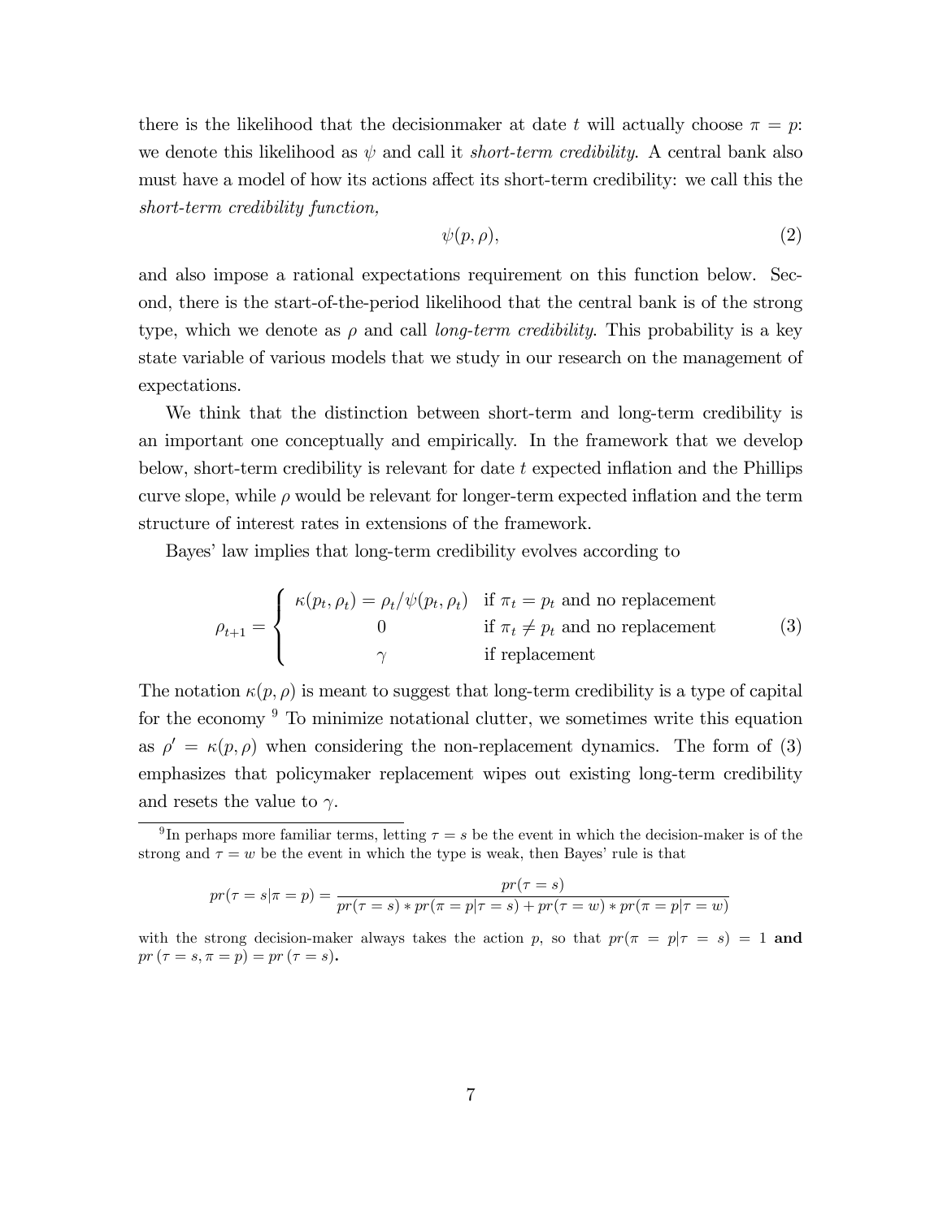there is the likelihood that the decisionmaker at date $t$ will actually choose $\pi = p$: we denote this likelihood as $\psi$ and call it *short-term credibility*. A central bank also must have a model of how its actions affect its short-term credibility: we call this the *short-term credibility function,*

$$\psi(p, \rho), \tag{2}$$

and also impose a rational expectations requirement on this function below. Second, there is the start-of-the-period likelihood that the central bank is of the strong type, which we denote as $\rho$ and call *long-term credibility*. This probability is a key state variable of various models that we study in our research on the management of expectations.

We think that the distinction between short-term and long-term credibility is an important one conceptually and empirically. In the framework that we develop below, short-term credibility is relevant for date $t$ expected inflation and the Phillips curve slope, while $\rho$ would be relevant for longer-term expected inflation and the term structure of interest rates in extensions of the framework.

Bayes' law implies that long-term credibility evolves according to

$$\rho_{t+1} = \begin{cases} \kappa(p_t, \rho_t) = \rho_t / \psi(p_t, \rho_t) & \text{if } \pi_t = p_t \text{ and no replacement} \\ 0 & \text{if } \pi_t \neq p_t \text{ and no replacement} \\ \gamma & \text{if replacement} \end{cases} \tag{3}$$

The notation $\kappa(p, \rho)$ is meant to suggest that long-term credibility is a type of capital for the economy [9] To minimize notational clutter, we sometimes write this equation as $\rho' = \kappa(p, \rho)$ when considering the non-replacement dynamics. The form of (3) emphasizes that policymaker replacement wipes out existing long-term credibility and resets the value to $\gamma$.

---

[9] In perhaps more familiar terms, letting $\tau = s$ be the event in which the decision-maker is of the strong and $\tau = w$ be the event in which the type is weak, then Bayes' rule is that

$$pr(\tau = s | \pi = p) = \frac{pr(\tau = s)}{pr(\tau = s) * pr(\pi = p | \tau = s) + pr(\tau = w) * pr(\pi = p | \tau = w)}$$

with the strong decision-maker always takes the action $p$, so that $pr(\pi = p | \tau = s) = 1$ **and** $pr(\tau = s, \pi = p) = pr(\tau = s)$**.**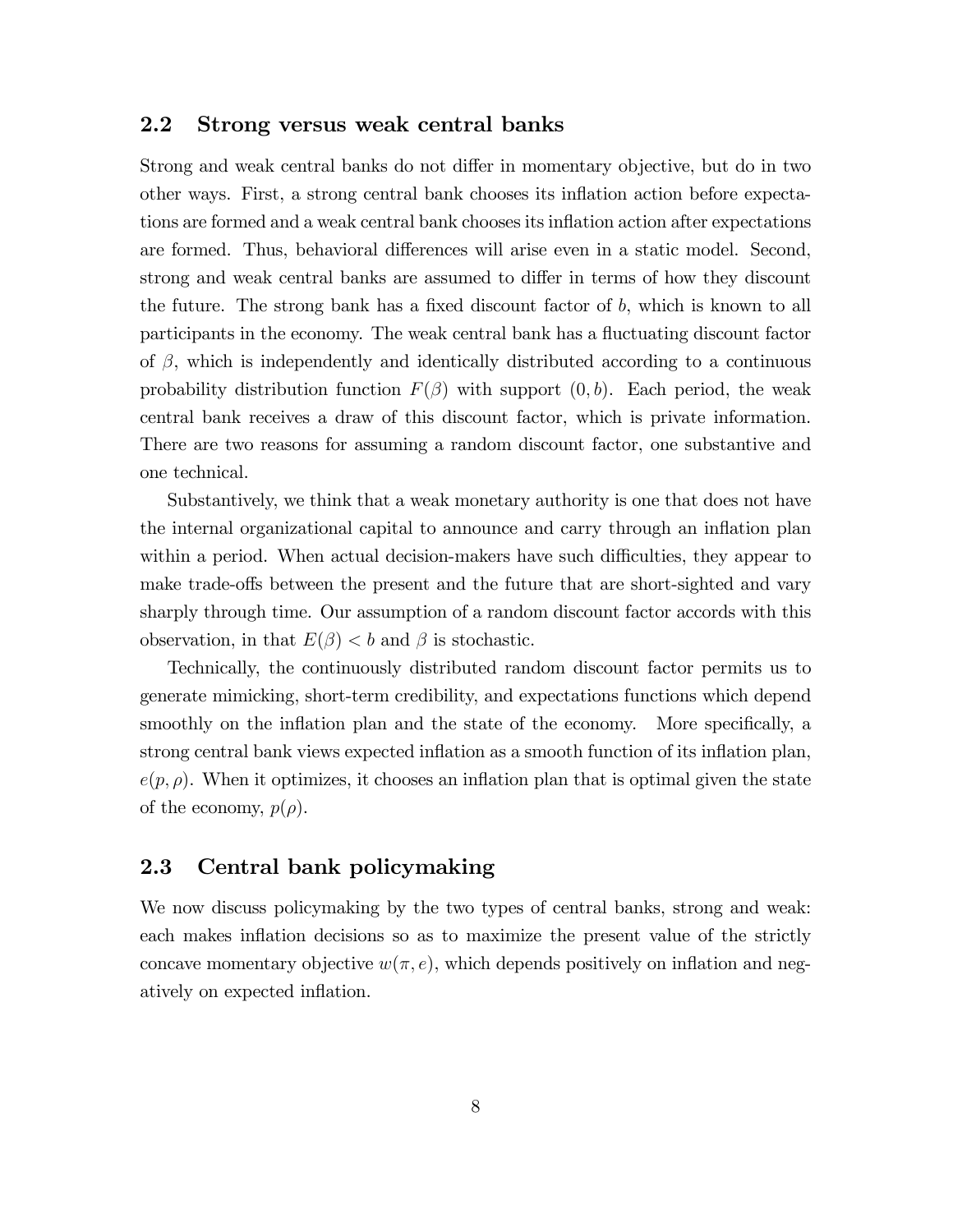## 2.2 Strong versus weak central banks

Strong and weak central banks do not differ in momentary objective, but do in two other ways. First, a strong central bank chooses its inflation action before expectations are formed and a weak central bank chooses its inflation action after expectations are formed. Thus, behavioral differences will arise even in a static model. Second, strong and weak central banks are assumed to differ in terms of how they discount the future. The strong bank has a fixed discount factor of $b$, which is known to all participants in the economy. The weak central bank has a fluctuating discount factor of $\beta$, which is independently and identically distributed according to a continuous probability distribution function $F(\beta)$ with support $(0, b)$. Each period, the weak central bank receives a draw of this discount factor, which is private information. There are two reasons for assuming a random discount factor, one substantive and one technical.

Substantively, we think that a weak monetary authority is one that does not have the internal organizational capital to announce and carry through an inflation plan within a period. When actual decision-makers have such difficulties, they appear to make trade-offs between the present and the future that are short-sighted and vary sharply through time. Our assumption of a random discount factor accords with this observation, in that $E(\beta) < b$ and $\beta$ is stochastic.

Technically, the continuously distributed random discount factor permits us to generate mimicking, short-term credibility, and expectations functions which depend smoothly on the inflation plan and the state of the economy. More specifically, a strong central bank views expected inflation as a smooth function of its inflation plan, $e(p, \rho)$. When it optimizes, it chooses an inflation plan that is optimal given the state of the economy, $p(\rho)$.

## 2.3 Central bank policymaking

We now discuss policymaking by the two types of central banks, strong and weak: each makes inflation decisions so as to maximize the present value of the strictly concave momentary objective $w(\pi, e)$, which depends positively on inflation and negatively on expected inflation.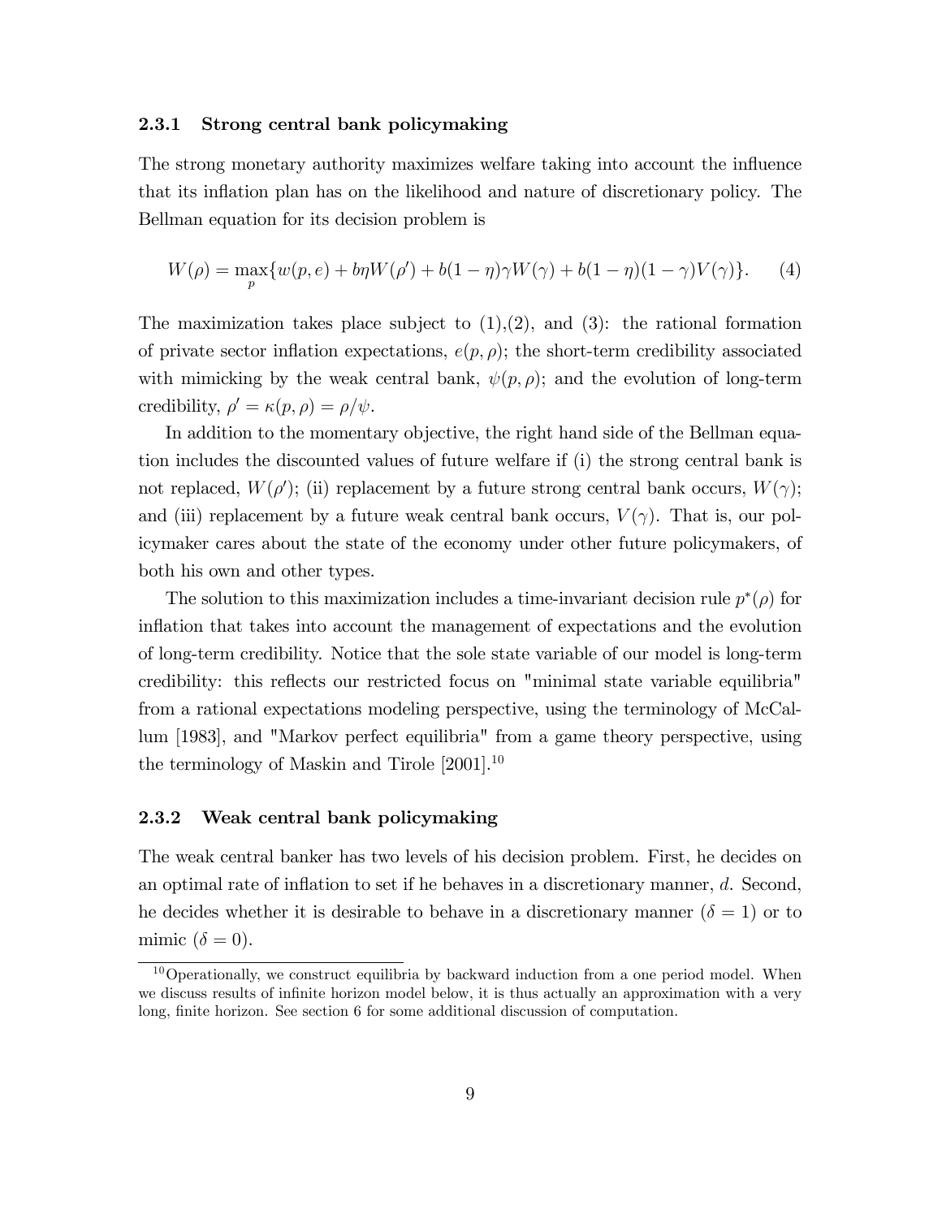### 2.3.1 Strong central bank policymaking

The strong monetary authority maximizes welfare taking into account the influence that its inflation plan has on the likelihood and nature of discretionary policy. The Bellman equation for its decision problem is

$$W(\rho) = \max_{p} \{ w(p, e) + b\eta W(\rho') + b(1-\eta)\gamma W(\gamma) + b(1-\eta)(1-\gamma)V(\gamma) \}. \quad (4)$$

The maximization takes place subject to (1),(2), and (3): the rational formation of private sector inflation expectations, $e(p, \rho)$; the short-term credibility associated with mimicking by the weak central bank, $\psi(p, \rho)$; and the evolution of long-term credibility, $\rho' = \kappa(p, \rho) = \rho/\psi$.

In addition to the momentary objective, the right hand side of the Bellman equation includes the discounted values of future welfare if (i) the strong central bank is not replaced, $W(\rho')$; (ii) replacement by a future strong central bank occurs, $W(\gamma)$; and (iii) replacement by a future weak central bank occurs, $V(\gamma)$. That is, our policymaker cares about the state of the economy under other future policymakers, of both his own and other types.

The solution to this maximization includes a time-invariant decision rule $p^*(\rho)$ for inflation that takes into account the management of expectations and the evolution of long-term credibility. Notice that the sole state variable of our model is long-term credibility: this reflects our restricted focus on "minimal state variable equilibria" from a rational expectations modeling perspective, using the terminology of McCallum [1983], and "Markov perfect equilibria" from a game theory perspective, using the terminology of Maskin and Tirole [2001].[10]

### 2.3.2 Weak central bank policymaking

The weak central banker has two levels of his decision problem. First, he decides on an optimal rate of inflation to set if he behaves in a discretionary manner, $d$. Second, he decides whether it is desirable to behave in a discretionary manner ($\delta = 1$) or to mimic ($\delta = 0$).

[10] Operationally, we construct equilibria by backward induction from a one period model. When we discuss results of infinite horizon model below, it is thus actually an approximation with a very long, finite horizon. See section 6 for some additional discussion of computation.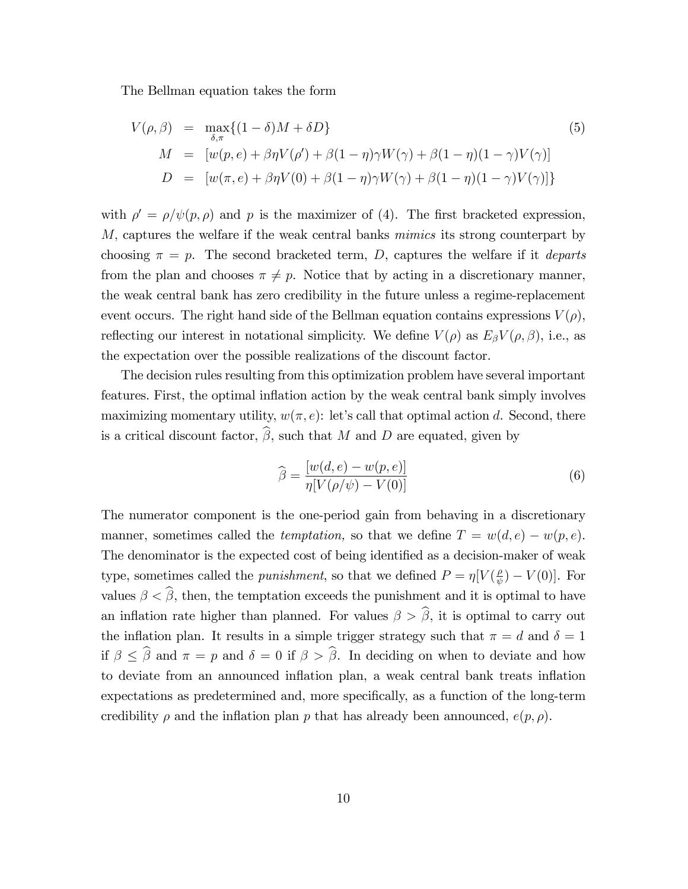The Bellman equation takes the form

$$
\begin{aligned}
V(\rho,\beta) &= \max_{\delta,\pi}\{(1-\delta)M + \delta D\} \\
M &= [w(p,e) + \beta\eta V(\rho') + \beta(1-\eta)\gamma W(\gamma) + \beta(1-\eta)(1-\gamma)V(\gamma)] \\
D &= [w(\pi,e) + \beta\eta V(0) + \beta(1-\eta)\gamma W(\gamma) + \beta(1-\eta)(1-\gamma)V(\gamma)]\}
\end{aligned} \tag{5}
$$

with $\rho' = \rho/\psi(p,\rho)$ and $p$ is the maximizer of (4). The first bracketed expression, $M$, captures the welfare if the weak central banks *mimics* its strong counterpart by choosing $\pi = p$. The second bracketed term, $D$, captures the welfare if it *departs* from the plan and chooses $\pi \neq p$. Notice that by acting in a discretionary manner, the weak central bank has zero credibility in the future unless a regime-replacement event occurs. The right hand side of the Bellman equation contains expressions $V(\rho)$, reflecting our interest in notational simplicity. We define $V(\rho)$ as $E_\beta V(\rho,\beta)$, i.e., as the expectation over the possible realizations of the discount factor.

The decision rules resulting from this optimization problem have several important features. First, the optimal inflation action by the weak central bank simply involves maximizing momentary utility, $w(\pi,e)$: let's call that optimal action $d$. Second, there is a critical discount factor, $\widehat{\beta}$, such that $M$ and $D$ are equated, given by

$$
\widehat{\beta} = \frac{[w(d,e) - w(p,e)]}{\eta[V(\rho/\psi) - V(0)]} \tag{6}
$$

The numerator component is the one-period gain from behaving in a discretionary manner, sometimes called the *temptation,* so that we define $T = w(d,e) - w(p,e)$. The denominator is the expected cost of being identified as a decision-maker of weak type, sometimes called the *punishment*, so that we defined $P = \eta[V(\frac{\rho}{\psi}) - V(0)]$. For values $\beta < \widehat{\beta}$, then, the temptation exceeds the punishment and it is optimal to have an inflation rate higher than planned. For values $\beta > \widehat{\beta}$, it is optimal to carry out the inflation plan. It results in a simple trigger strategy such that $\pi = d$ and $\delta = 1$ if $\beta \leq \widehat{\beta}$ and $\pi = p$ and $\delta = 0$ if $\beta > \widehat{\beta}$. In deciding on when to deviate and how to deviate from an announced inflation plan, a weak central bank treats inflation expectations as predetermined and, more specifically, as a function of the long-term credibility $\rho$ and the inflation plan $p$ that has already been announced, $e(p,\rho)$.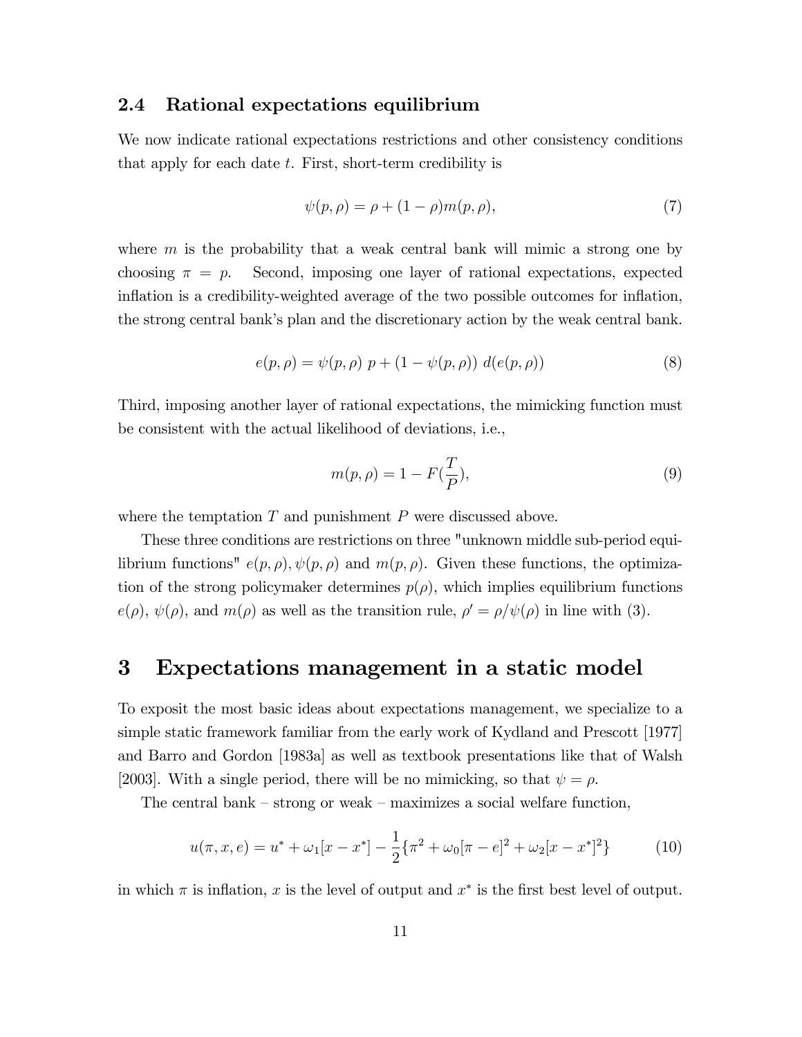### 2.4 Rational expectations equilibrium

We now indicate rational expectations restrictions and other consistency conditions that apply for each date $t$. First, short-term credibility is

$$\psi(p, \rho) = \rho + (1 - \rho)m(p, \rho), \tag{7}$$

where $m$ is the probability that a weak central bank will mimic a strong one by choosing $\pi = p$. Second, imposing one layer of rational expectations, expected inflation is a credibility-weighted average of the two possible outcomes for inflation, the strong central bank's plan and the discretionary action by the weak central bank.

$$e(p, \rho) = \psi(p, \rho)\ p + (1 - \psi(p, \rho))\ d(e(p, \rho)) \tag{8}$$

Third, imposing another layer of rational expectations, the mimicking function must be consistent with the actual likelihood of deviations, i.e.,

$$m(p, \rho) = 1 - F(\frac{T}{P}), \tag{9}$$

where the temptation $T$ and punishment $P$ were discussed above.

These three conditions are restrictions on three "unknown middle sub-period equilibrium functions" $e(p, \rho), \psi(p, \rho)$ and $m(p, \rho)$. Given these functions, the optimization of the strong policymaker determines $p(\rho)$, which implies equilibrium functions $e(\rho)$, $\psi(\rho)$, and $m(\rho)$ as well as the transition rule, $\rho' = \rho/\psi(\rho)$ in line with (3).

# 3 Expectations management in a static model

To exposit the most basic ideas about expectations management, we specialize to a simple static framework familiar from the early work of Kydland and Prescott [1977] and Barro and Gordon [1983a] as well as textbook presentations like that of Walsh [2003]. With a single period, there will be no mimicking, so that $\psi = \rho$.

The central bank – strong or weak – maximizes a social welfare function,

$$u(\pi, x, e) = u^* + \omega_1[x - x^*] - \frac{1}{2}\{\pi^2 + \omega_0[\pi - e]^2 + \omega_2[x - x^*]^2\} \tag{10}$$

in which $\pi$ is inflation, $x$ is the level of output and $x^*$ is the first best level of output.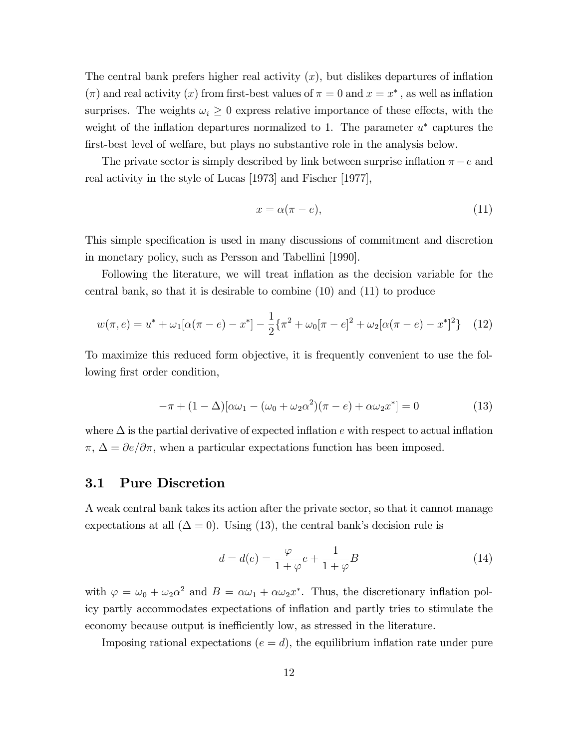The central bank prefers higher real activity ($x$), but dislikes departures of inflation ($\pi$) and real activity ($x$) from first-best values of $\pi = 0$ and $x = x^*$ , as well as inflation surprises. The weights $\omega_i \geq 0$ express relative importance of these effects, with the weight of the inflation departures normalized to 1. The parameter $u^*$ captures the first-best level of welfare, but plays no substantive role in the analysis below.

The private sector is simply described by link between surprise inflation $\pi - e$ and real activity in the style of Lucas [1973] and Fischer [1977],

$$x = \alpha(\pi - e), \tag{11}$$

This simple specification is used in many discussions of commitment and discretion in monetary policy, such as Persson and Tabellini [1990].

Following the literature, we will treat inflation as the decision variable for the central bank, so that it is desirable to combine (10) and (11) to produce

$$w(\pi, e) = u^* + \omega_1[\alpha(\pi - e) - x^*] - \frac{1}{2}\{\pi^2 + \omega_0[\pi - e]^2 + \omega_2[\alpha(\pi - e) - x^*]^2\} \tag{12}$$

To maximize this reduced form objective, it is frequently convenient to use the following first order condition,

$$-\pi + (1 - \Delta)[\alpha\omega_1 - (\omega_0 + \omega_2\alpha^2)(\pi - e) + \alpha\omega_2 x^*] = 0 \tag{13}$$

where $\Delta$ is the partial derivative of expected inflation $e$ with respect to actual inflation $\pi$, $\Delta = \partial e/\partial\pi$, when a particular expectations function has been imposed.

### 3.1 Pure Discretion

A weak central bank takes its action after the private sector, so that it cannot manage expectations at all ($\Delta = 0$). Using (13), the central bank's decision rule is

$$d = d(e) = \frac{\varphi}{1 + \varphi}e + \frac{1}{1 + \varphi}B \tag{14}$$

with $\varphi = \omega_0 + \omega_2\alpha^2$ and $B = \alpha\omega_1 + \alpha\omega_2 x^*$. Thus, the discretionary inflation policy partly accommodates expectations of inflation and partly tries to stimulate the economy because output is inefficiently low, as stressed in the literature.

Imposing rational expectations ($e = d$), the equilibrium inflation rate under pure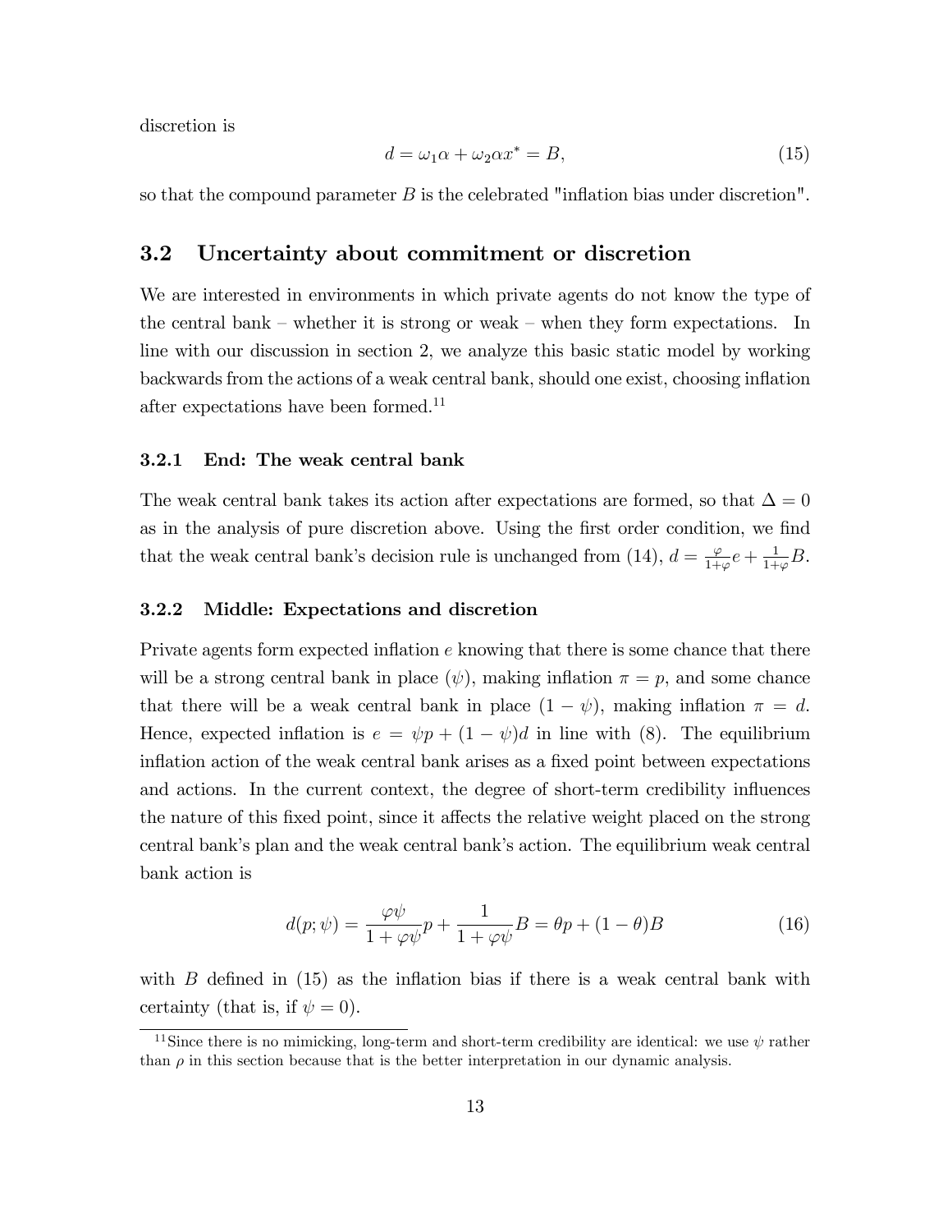discretion is

$$d = \omega_1 \alpha + \omega_2 \alpha x^* = B, \tag{15}$$

so that the compound parameter $B$ is the celebrated "inflation bias under discretion".

## 3.2 Uncertainty about commitment or discretion

We are interested in environments in which private agents do not know the type of the central bank – whether it is strong or weak – when they form expectations. In line with our discussion in section 2, we analyze this basic static model by working backwards from the actions of a weak central bank, should one exist, choosing inflation after expectations have been formed.[11]

### 3.2.1 End: The weak central bank

The weak central bank takes its action after expectations are formed, so that $\Delta = 0$ as in the analysis of pure discretion above. Using the first order condition, we find that the weak central bank's decision rule is unchanged from (14), $d = \frac{\varphi}{1+\varphi} e + \frac{1}{1+\varphi} B$.

### 3.2.2 Middle: Expectations and discretion

Private agents form expected inflation $e$ knowing that there is some chance that there will be a strong central bank in place ($\psi$), making inflation $\pi = p$, and some chance that there will be a weak central bank in place $(1 - \psi)$, making inflation $\pi = d$. Hence, expected inflation is $e = \psi p + (1 - \psi) d$ in line with (8). The equilibrium inflation action of the weak central bank arises as a fixed point between expectations and actions. In the current context, the degree of short-term credibility influences the nature of this fixed point, since it affects the relative weight placed on the strong central bank's plan and the weak central bank's action. The equilibrium weak central bank action is

$$d(p; \psi) = \frac{\varphi \psi}{1 + \varphi \psi} p + \frac{1}{1 + \varphi \psi} B = \theta p + (1 - \theta) B \tag{16}$$

with $B$ defined in (15) as the inflation bias if there is a weak central bank with certainty (that is, if $\psi = 0$).

[11] Since there is no mimicking, long-term and short-term credibility are identical: we use $\psi$ rather than $\rho$ in this section because that is the better interpretation in our dynamic analysis.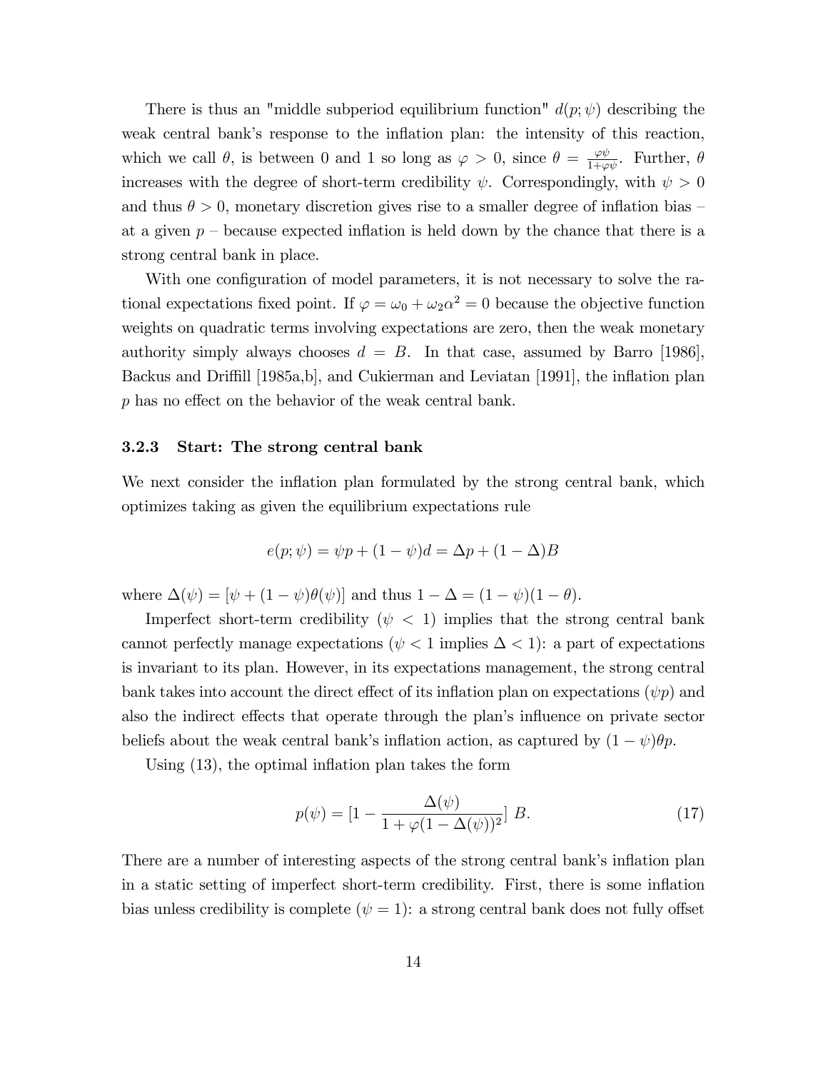There is thus an "middle subperiod equilibrium function" $d(p;\psi)$ describing the weak central bank's response to the inflation plan: the intensity of this reaction, which we call $\theta$, is between 0 and 1 so long as $\varphi > 0$, since $\theta = \frac{\varphi\psi}{1+\varphi\psi}$. Further, $\theta$ increases with the degree of short-term credibility $\psi$. Correspondingly, with $\psi > 0$ and thus $\theta > 0$, monetary discretion gives rise to a smaller degree of inflation bias – at a given $p$ – because expected inflation is held down by the chance that there is a strong central bank in place.

With one configuration of model parameters, it is not necessary to solve the rational expectations fixed point. If $\varphi = \omega_0 + \omega_2\alpha^2 = 0$ because the objective function weights on quadratic terms involving expectations are zero, then the weak monetary authority simply always chooses $d = B$. In that case, assumed by Barro [1986], Backus and Driffill [1985a,b], and Cukierman and Leviatan [1991], the inflation plan $p$ has no effect on the behavior of the weak central bank.

### 3.2.3 Start: The strong central bank

We next consider the inflation plan formulated by the strong central bank, which optimizes taking as given the equilibrium expectations rule

$$e(p;\psi) = \psi p + (1-\psi)d = \Delta p + (1-\Delta)B$$

where $\Delta(\psi) = [\psi + (1-\psi)\theta(\psi)]$ and thus $1 - \Delta = (1-\psi)(1-\theta)$.

Imperfect short-term credibility ($\psi < 1$) implies that the strong central bank cannot perfectly manage expectations ($\psi < 1$ implies $\Delta < 1$): a part of expectations is invariant to its plan. However, in its expectations management, the strong central bank takes into account the direct effect of its inflation plan on expectations ($\psi p$) and also the indirect effects that operate through the plan's influence on private sector beliefs about the weak central bank's inflation action, as captured by $(1-\psi)\theta p$.

Using (13), the optimal inflation plan takes the form

$$p(\psi) = [1 - \frac{\Delta(\psi)}{1 + \varphi(1-\Delta(\psi))^2}]\ B. \tag{17}$$

There are a number of interesting aspects of the strong central bank's inflation plan in a static setting of imperfect short-term credibility. First, there is some inflation bias unless credibility is complete ($\psi = 1$): a strong central bank does not fully offset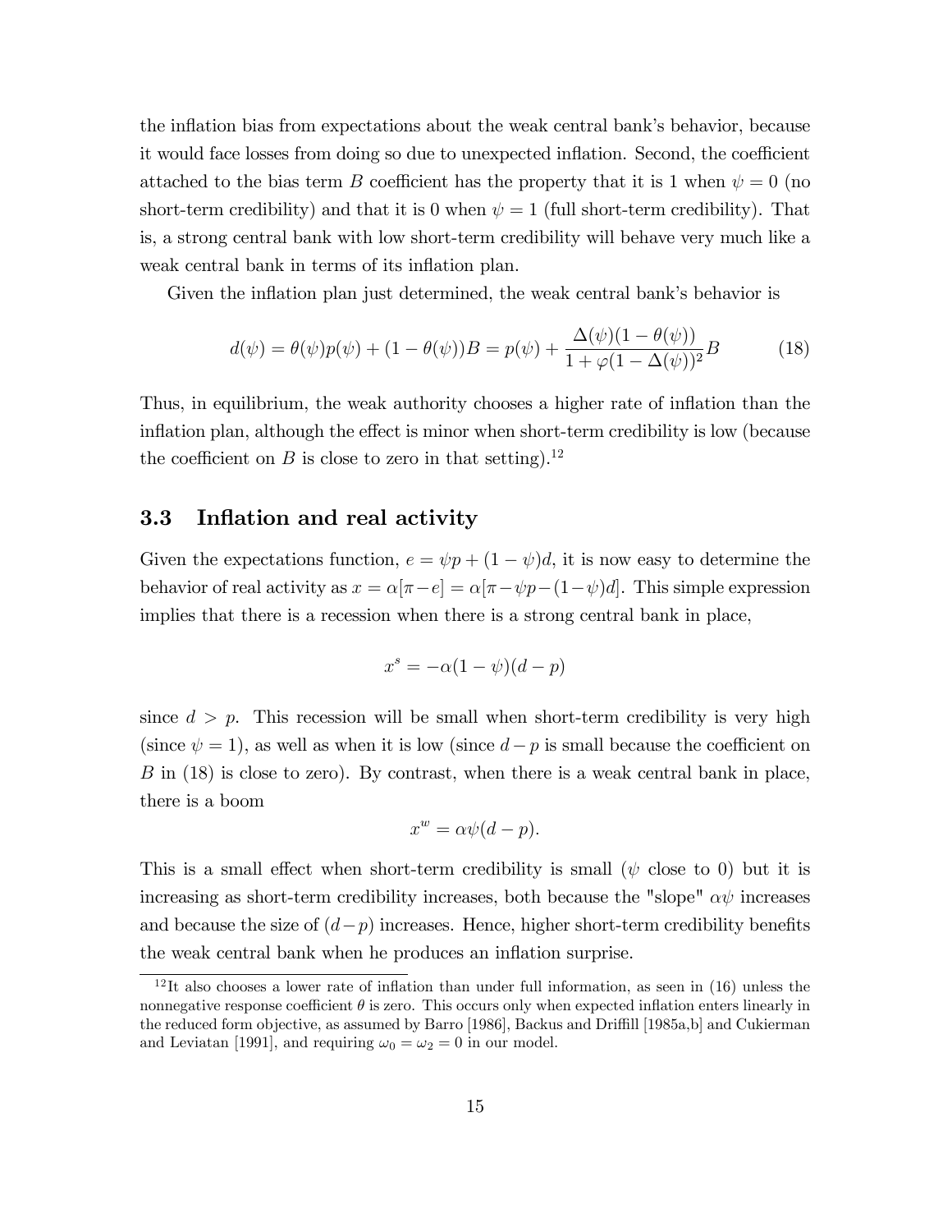the inflation bias from expectations about the weak central bank's behavior, because it would face losses from doing so due to unexpected inflation. Second, the coefficient attached to the bias term $B$ coefficient has the property that it is 1 when $\psi = 0$ (no short-term credibility) and that it is 0 when $\psi = 1$ (full short-term credibility). That is, a strong central bank with low short-term credibility will behave very much like a weak central bank in terms of its inflation plan.

Given the inflation plan just determined, the weak central bank's behavior is

$$d(\psi) = \theta(\psi)p(\psi) + (1 - \theta(\psi))B = p(\psi) + \frac{\Delta(\psi)(1 - \theta(\psi))}{1 + \varphi(1 - \Delta(\psi))^2}B \tag{18}$$

Thus, in equilibrium, the weak authority chooses a higher rate of inflation than the inflation plan, although the effect is minor when short-term credibility is low (because the coefficient on $B$ is close to zero in that setting).[12]

## 3.3 Inflation and real activity

Given the expectations function, $e = \psi p + (1 - \psi)d$, it is now easy to determine the behavior of real activity as $x = \alpha[\pi - e] = \alpha[\pi - \psi p - (1 - \psi)d]$. This simple expression implies that there is a recession when there is a strong central bank in place,

$$x^s = -\alpha(1 - \psi)(d - p)$$

since $d > p$. This recession will be small when short-term credibility is very high (since $\psi = 1$), as well as when it is low (since $d - p$ is small because the coefficient on $B$ in (18) is close to zero). By contrast, when there is a weak central bank in place, there is a boom

$$x^w = \alpha\psi(d - p).$$

This is a small effect when short-term credibility is small ($\psi$ close to 0) but it is increasing as short-term credibility increases, both because the "slope" $\alpha\psi$ increases and because the size of $(d - p)$ increases. Hence, higher short-term credibility benefits the weak central bank when he produces an inflation surprise.

[12] It also chooses a lower rate of inflation than under full information, as seen in (16) unless the nonnegative response coefficient $\theta$ is zero. This occurs only when expected inflation enters linearly in the reduced form objective, as assumed by Barro [1986], Backus and Driffill [1985a,b] and Cukierman and Leviatan [1991], and requiring $\omega_0 = \omega_2 = 0$ in our model.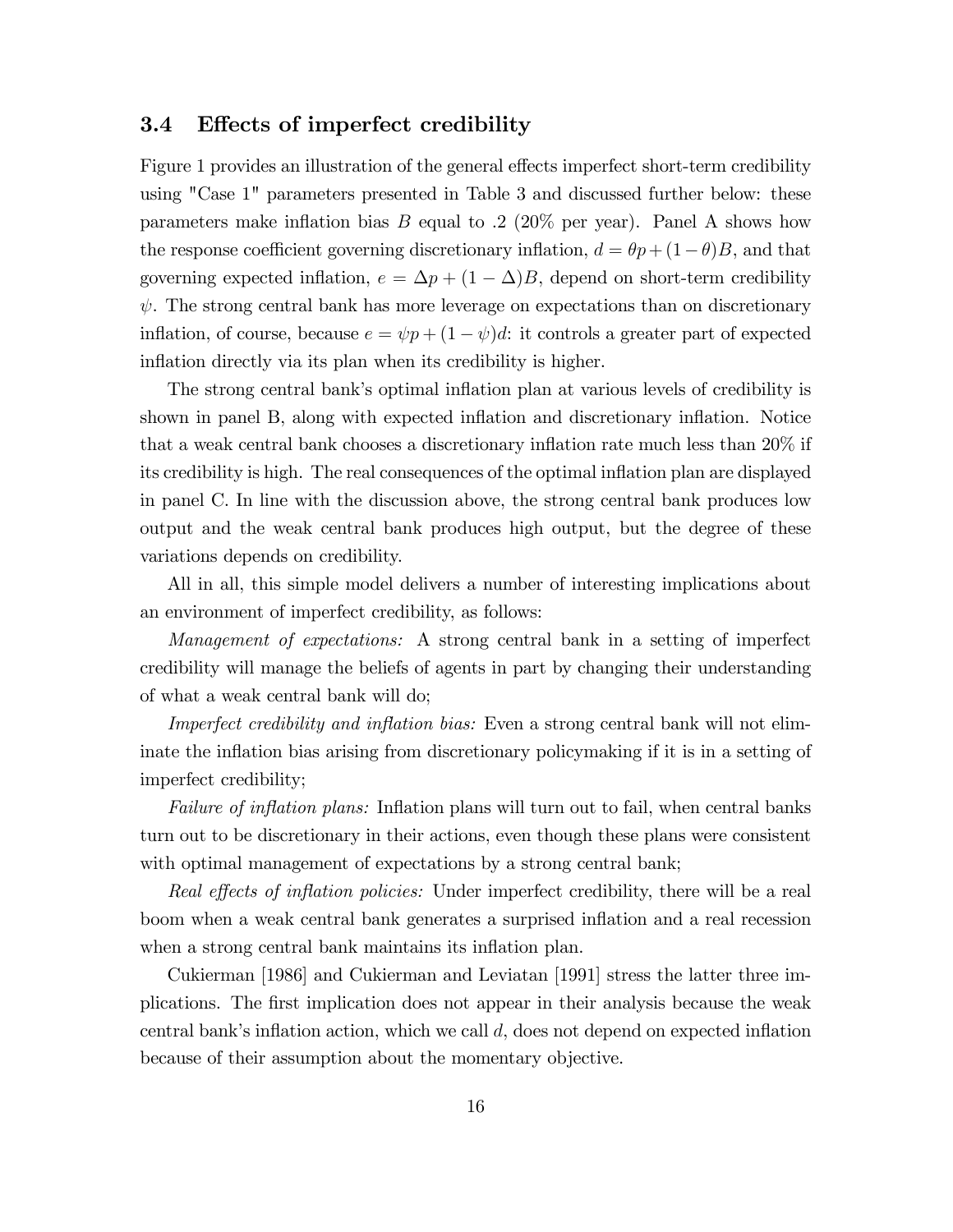### 3.4 Effects of imperfect credibility

Figure 1 provides an illustration of the general effects imperfect short-term credibility using "Case 1" parameters presented in Table 3 and discussed further below: these parameters make inflation bias $B$ equal to .2 (20% per year). Panel A shows how the response coefficient governing discretionary inflation, $d = \theta p + (1-\theta)B$, and that governing expected inflation, $e = \Delta p + (1-\Delta)B$, depend on short-term credibility $\psi$. The strong central bank has more leverage on expectations than on discretionary inflation, of course, because $e = \psi p + (1-\psi)d$: it controls a greater part of expected inflation directly via its plan when its credibility is higher.

The strong central bank's optimal inflation plan at various levels of credibility is shown in panel B, along with expected inflation and discretionary inflation. Notice that a weak central bank chooses a discretionary inflation rate much less than 20% if its credibility is high. The real consequences of the optimal inflation plan are displayed in panel C. In line with the discussion above, the strong central bank produces low output and the weak central bank produces high output, but the degree of these variations depends on credibility.

All in all, this simple model delivers a number of interesting implications about an environment of imperfect credibility, as follows:

*Management of expectations:* A strong central bank in a setting of imperfect credibility will manage the beliefs of agents in part by changing their understanding of what a weak central bank will do;

*Imperfect credibility and inflation bias:* Even a strong central bank will not eliminate the inflation bias arising from discretionary policymaking if it is in a setting of imperfect credibility;

*Failure of inflation plans:* Inflation plans will turn out to fail, when central banks turn out to be discretionary in their actions, even though these plans were consistent with optimal management of expectations by a strong central bank;

*Real effects of inflation policies:* Under imperfect credibility, there will be a real boom when a weak central bank generates a surprised inflation and a real recession when a strong central bank maintains its inflation plan.

Cukierman [1986] and Cukierman and Leviatan [1991] stress the latter three implications. The first implication does not appear in their analysis because the weak central bank's inflation action, which we call $d$, does not depend on expected inflation because of their assumption about the momentary objective.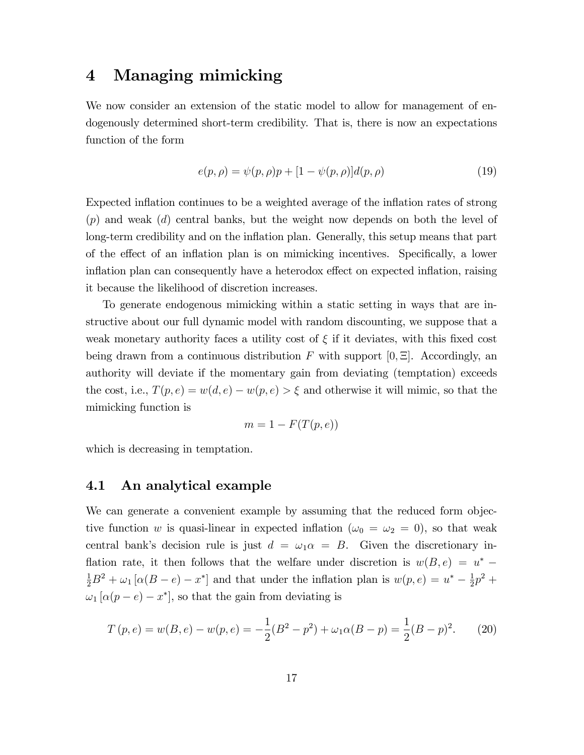# 4 Managing mimicking

We now consider an extension of the static model to allow for management of endogenously determined short-term credibility. That is, there is now an expectations function of the form

$$e(p, \rho) = \psi(p, \rho)p + [1 - \psi(p, \rho)]d(p, \rho) \tag{19}$$

Expected inflation continues to be a weighted average of the inflation rates of strong ($p$) and weak ($d$) central banks, but the weight now depends on both the level of long-term credibility and on the inflation plan. Generally, this setup means that part of the effect of an inflation plan is on mimicking incentives. Specifically, a lower inflation plan can consequently have a heterodox effect on expected inflation, raising it because the likelihood of discretion increases.

To generate endogenous mimicking within a static setting in ways that are instructive about our full dynamic model with random discounting, we suppose that a weak monetary authority faces a utility cost of $\xi$ if it deviates, with this fixed cost being drawn from a continuous distribution $F$ with support $[0, \Xi]$. Accordingly, an authority will deviate if the momentary gain from deviating (temptation) exceeds the cost, i.e., $T(p, e) = w(d, e) - w(p, e) > \xi$ and otherwise it will mimic, so that the mimicking function is

$$m = 1 - F(T(p, e))$$

which is decreasing in temptation.

## 4.1 An analytical example

We can generate a convenient example by assuming that the reduced form objective function $w$ is quasi-linear in expected inflation ($\omega_0 = \omega_2 = 0$), so that weak central bank's decision rule is just $d = \omega_1 \alpha = B$. Given the discretionary inflation rate, it then follows that the welfare under discretion is $w(B, e) = u^* - \frac{1}{2}B^2 + \omega_1 [\alpha(B - e) - x^*]$ and that under the inflation plan is $w(p, e) = u^* - \frac{1}{2}p^2 + \omega_1 [\alpha(p - e) - x^*]$, so that the gain from deviating is

$$T(p, e) = w(B, e) - w(p, e) = -\frac{1}{2}(B^2 - p^2) + \omega_1 \alpha(B - p) = \frac{1}{2}(B - p)^2. \tag{20}$$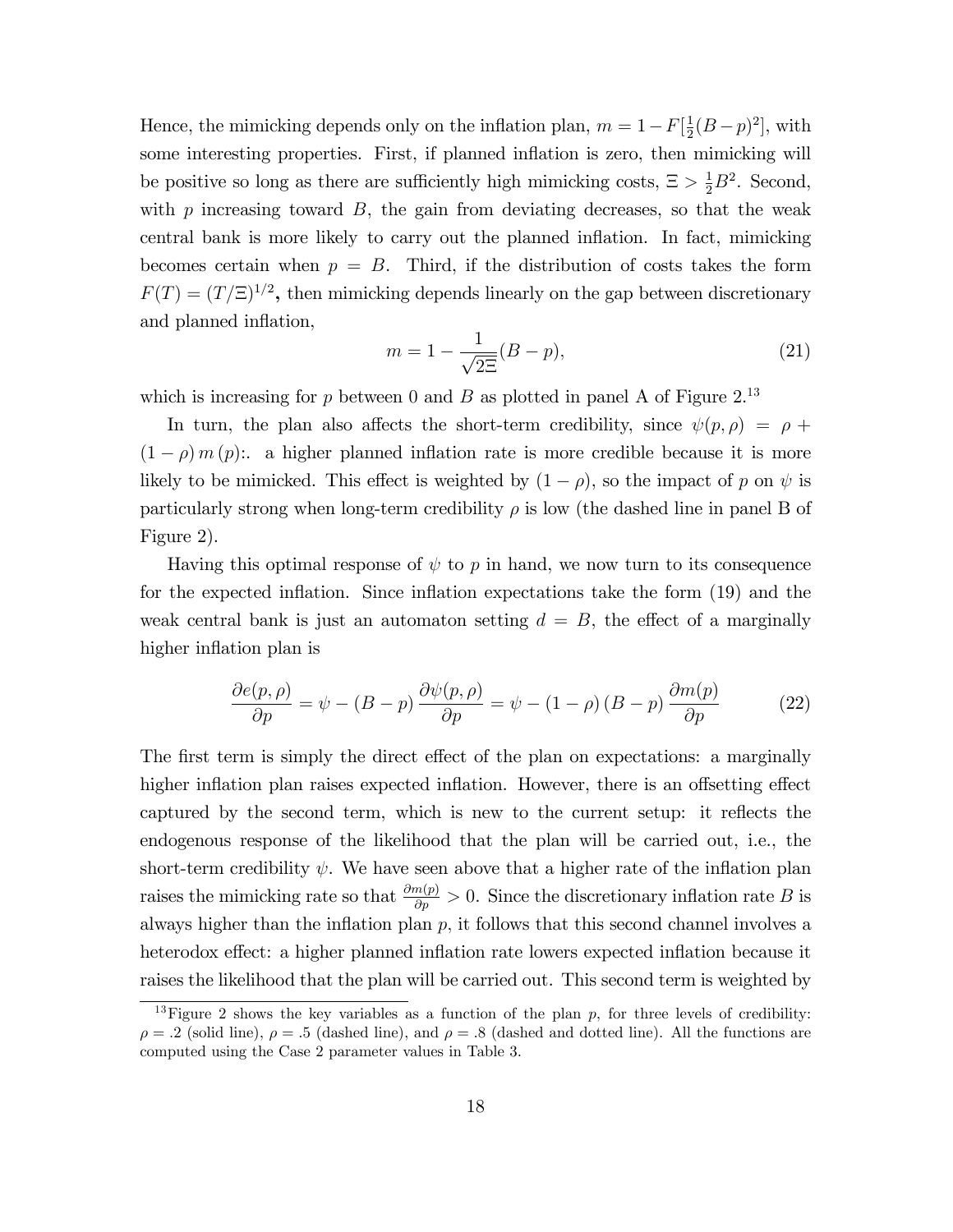Hence, the mimicking depends only on the inflation plan, $m = 1 - F[\frac{1}{2}(B-p)^2]$, with some interesting properties. First, if planned inflation is zero, then mimicking will be positive so long as there are sufficiently high mimicking costs, $\Xi > \frac{1}{2}B^2$. Second, with $p$ increasing toward $B$, the gain from deviating decreases, so that the weak central bank is more likely to carry out the planned inflation. In fact, mimicking becomes certain when $p = B$. Third, if the distribution of costs takes the form $F(T) = (T/\Xi)^{1/2}$**,** then mimicking depends linearly on the gap between discretionary and planned inflation,

$$m = 1 - \frac{1}{\sqrt{2\Xi}}(B-p), \tag{21}$$

which is increasing for $p$ between 0 and $B$ as plotted in panel A of Figure 2.[13]

In turn, the plan also affects the short-term credibility, since $\psi(p, \rho) = \rho + (1-\rho)\, m\,(p)$:. a higher planned inflation rate is more credible because it is more likely to be mimicked. This effect is weighted by $(1-\rho)$, so the impact of $p$ on $\psi$ is particularly strong when long-term credibility $\rho$ is low (the dashed line in panel B of Figure 2).

Having this optimal response of $\psi$ to $p$ in hand, we now turn to its consequence for the expected inflation. Since inflation expectations take the form (19) and the weak central bank is just an automaton setting $d = B$, the effect of a marginally higher inflation plan is

$$\frac{\partial e(p,\rho)}{\partial p} = \psi - (B-p)\,\frac{\partial \psi(p,\rho)}{\partial p} = \psi - (1-\rho)\,(B-p)\,\frac{\partial m(p)}{\partial p} \tag{22}$$

The first term is simply the direct effect of the plan on expectations: a marginally higher inflation plan raises expected inflation. However, there is an offsetting effect captured by the second term, which is new to the current setup: it reflects the endogenous response of the likelihood that the plan will be carried out, i.e., the short-term credibility $\psi$. We have seen above that a higher rate of the inflation plan raises the mimicking rate so that $\frac{\partial m(p)}{\partial p} > 0$. Since the discretionary inflation rate $B$ is always higher than the inflation plan $p$, it follows that this second channel involves a heterodox effect: a higher planned inflation rate lowers expected inflation because it raises the likelihood that the plan will be carried out. This second term is weighted by

[13] Figure 2 shows the key variables as a function of the plan $p$, for three levels of credibility: $\rho = .2$ (solid line), $\rho = .5$ (dashed line), and $\rho = .8$ (dashed and dotted line). All the functions are computed using the Case 2 parameter values in Table 3.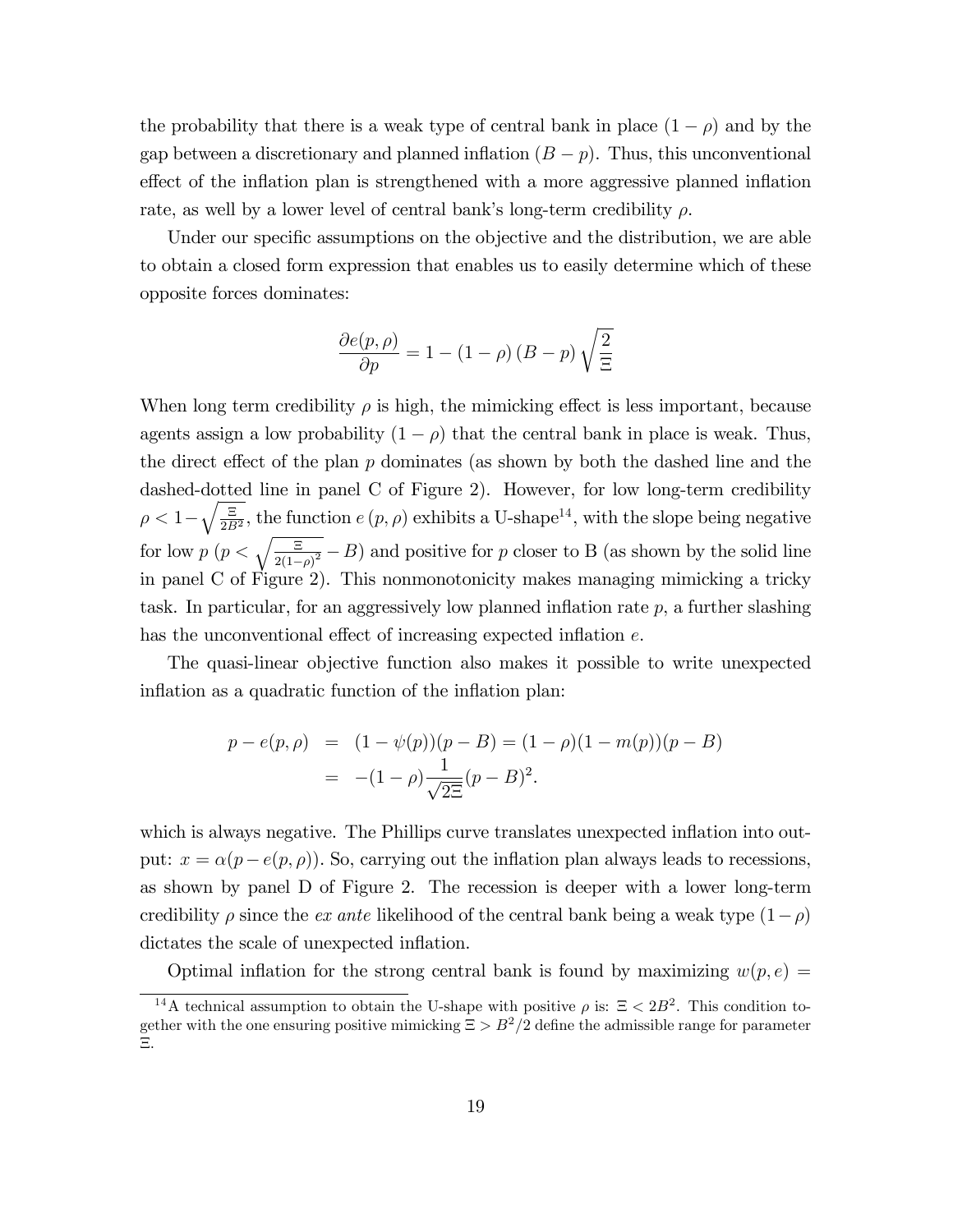the probability that there is a weak type of central bank in place $(1-\rho)$ and by the gap between a discretionary and planned inflation $(B-p)$. Thus, this unconventional effect of the inflation plan is strengthened with a more aggressive planned inflation rate, as well by a lower level of central bank's long-term credibility $\rho$.

Under our specific assumptions on the objective and the distribution, we are able to obtain a closed form expression that enables us to easily determine which of these opposite forces dominates:

$$\frac{\partial e(p,\rho)}{\partial p} = 1 - (1-\rho)(B-p)\sqrt{\frac{2}{\Xi}}$$

When long term credibility $\rho$ is high, the mimicking effect is less important, because agents assign a low probability $(1-\rho)$ that the central bank in place is weak. Thus, the direct effect of the plan $p$ dominates (as shown by both the dashed line and the dashed-dotted line in panel C of Figure 2). However, for low long-term credibility $\rho < 1-\sqrt{\frac{\Xi}{2B^2}}$, the function $e(p,\rho)$ exhibits a U-shape[14], with the slope being negative for low $p$ ($p < \sqrt{\frac{\Xi}{2(1-\rho)^2}} - B$) and positive for $p$ closer to B (as shown by the solid line in panel C of Figure 2). This nonmonotonicity makes managing mimicking a tricky task. In particular, for an aggressively low planned inflation rate $p$, a further slashing has the unconventional effect of increasing expected inflation $e$.

The quasi-linear objective function also makes it possible to write unexpected inflation as a quadratic function of the inflation plan:

$$\begin{aligned} p - e(p,\rho) &= (1-\psi(p))(p-B) = (1-\rho)(1-m(p))(p-B) \\ &= -(1-\rho)\frac{1}{\sqrt{2\Xi}}(p-B)^2. \end{aligned}$$

which is always negative. The Phillips curve translates unexpected inflation into output: $x = \alpha(p - e(p,\rho))$. So, carrying out the inflation plan always leads to recessions, as shown by panel D of Figure 2. The recession is deeper with a lower long-term credibility $\rho$ since the *ex ante* likelihood of the central bank being a weak type $(1-\rho)$ dictates the scale of unexpected inflation.

Optimal inflation for the strong central bank is found by maximizing $w(p,e) =$

[14] A technical assumption to obtain the U-shape with positive $\rho$ is: $\Xi < 2B^2$. This condition together with the one ensuring positive mimicking $\Xi > B^2/2$ define the admissible range for parameter $\Xi$.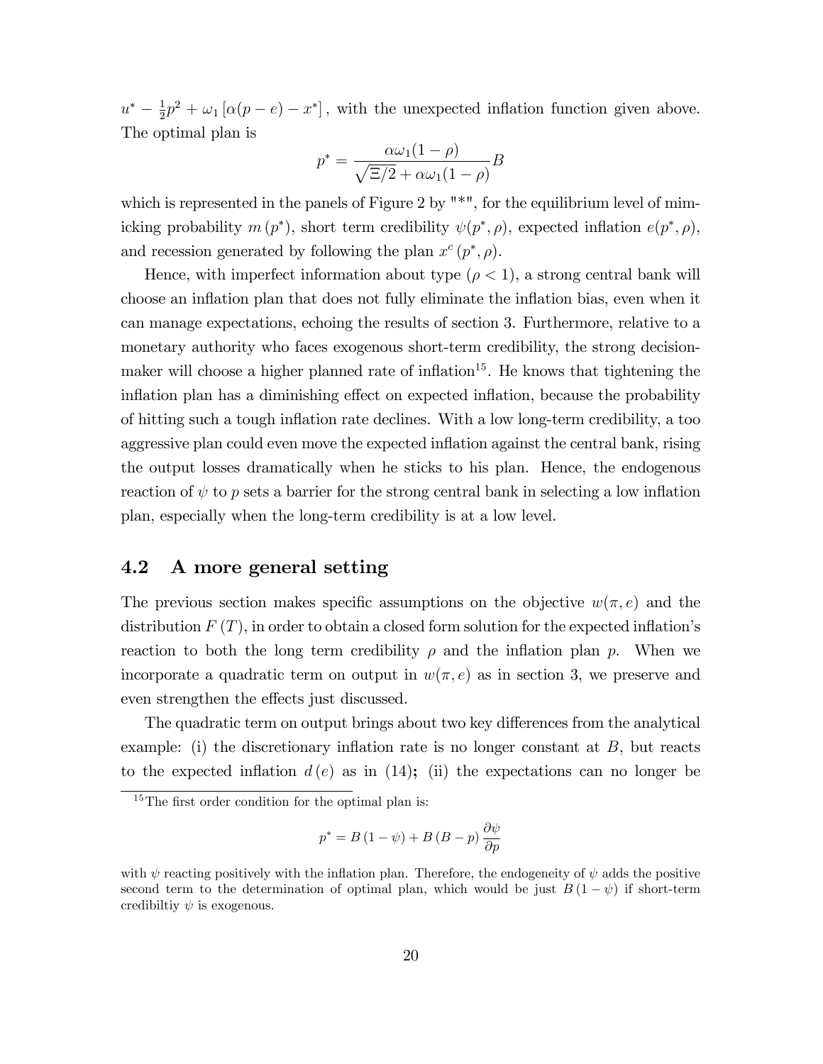$u^* - \frac{1}{2}p^2 + \omega_1 \left[\alpha(p-e) - x^*\right],$ with the unexpected inflation function given above. The optimal plan is

$$p^* = \frac{\alpha\omega_1(1-\rho)}{\sqrt{\Xi/2} + \alpha\omega_1(1-\rho)} B$$

which is represented in the panels of Figure 2 by "*", for the equilibrium level of mimicking probability $m(p^*)$, short term credibility $\psi(p^*, \rho)$, expected inflation $e(p^*, \rho)$, and recession generated by following the plan $x^c(p^*, \rho)$.

Hence, with imperfect information about type ($\rho < 1$), a strong central bank will choose an inflation plan that does not fully eliminate the inflation bias, even when it can manage expectations, echoing the results of section 3. Furthermore, relative to a monetary authority who faces exogenous short-term credibility, the strong decision-maker will choose a higher planned rate of inflation[15]. He knows that tightening the inflation plan has a diminishing effect on expected inflation, because the probability of hitting such a tough inflation rate declines. With a low long-term credibility, a too aggressive plan could even move the expected inflation against the central bank, rising the output losses dramatically when he sticks to his plan. Hence, the endogenous reaction of $\psi$ to $p$ sets a barrier for the strong central bank in selecting a low inflation plan, especially when the long-term credibility is at a low level.

## 4.2 A more general setting

The previous section makes specific assumptions on the objective $w(\pi, e)$ and the distribution $F(T)$, in order to obtain a closed form solution for the expected inflation's reaction to both the long term credibility $\rho$ and the inflation plan $p$. When we incorporate a quadratic term on output in $w(\pi, e)$ as in section 3, we preserve and even strengthen the effects just discussed.

The quadratic term on output brings about two key differences from the analytical example: (i) the discretionary inflation rate is no longer constant at $B$, but reacts to the expected inflation $d(e)$ as in (14); (ii) the expectations can no longer be

[15] The first order condition for the optimal plan is:

$$p^* = B(1-\psi) + B(B-p)\frac{\partial \psi}{\partial p}$$

with $\psi$ reacting positively with the inflation plan. Therefore, the endogeneity of $\psi$ adds the positive second term to the determination of optimal plan, which would be just $B(1-\psi)$ if short-term credibiltiy $\psi$ is exogenous.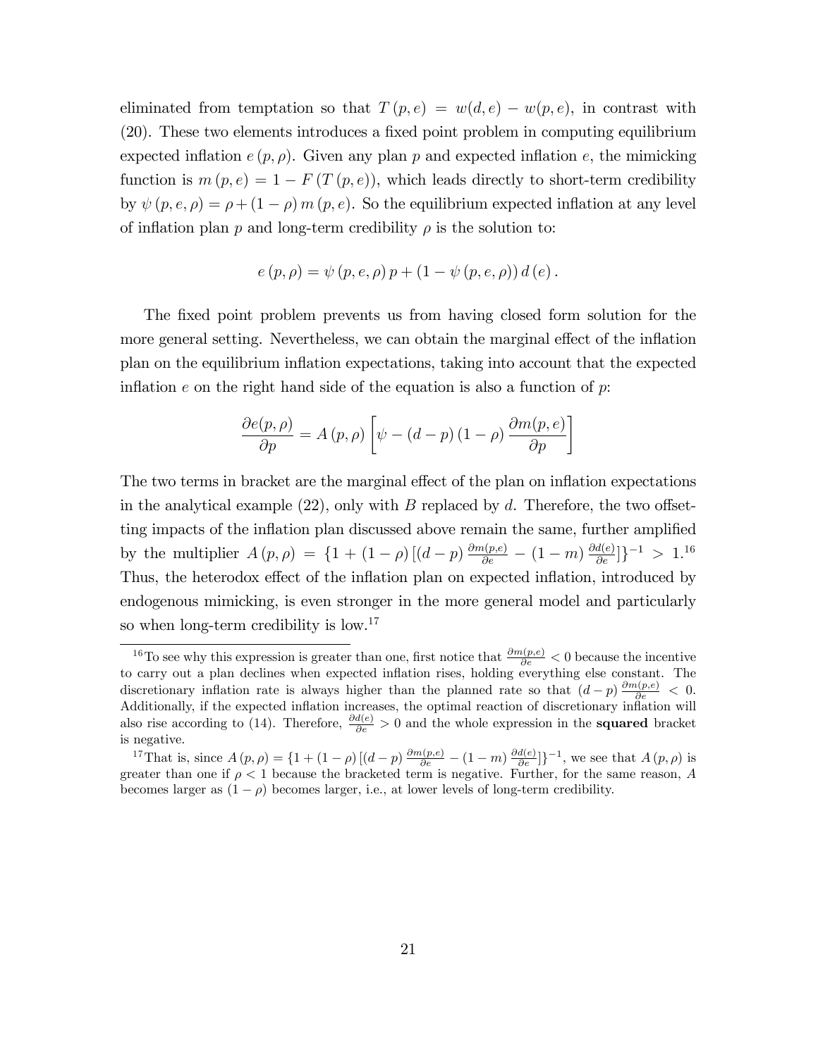eliminated from temptation so that $T(p,e) = w(d,e) - w(p,e)$, in contrast with (20). These two elements introduces a fixed point problem in computing equilibrium expected inflation $e(p,\rho)$. Given any plan $p$ and expected inflation $e$, the mimicking function is $m(p,e) = 1 - F(T(p,e))$, which leads directly to short-term credibility by $\psi(p,e,\rho) = \rho + (1-\rho)\, m(p,e)$. So the equilibrium expected inflation at any level of inflation plan $p$ and long-term credibility $\rho$ is the solution to:

$$e(p,\rho) = \psi(p,e,\rho)\, p + (1 - \psi(p,e,\rho))\, d(e).$$

The fixed point problem prevents us from having closed form solution for the more general setting. Nevertheless, we can obtain the marginal effect of the inflation plan on the equilibrium inflation expectations, taking into account that the expected inflation $e$ on the right hand side of the equation is also a function of $p$:

$$\frac{\partial e(p,\rho)}{\partial p} = A(p,\rho) \left[ \psi - (d-p)(1-\rho) \frac{\partial m(p,e)}{\partial p} \right]$$

The two terms in bracket are the marginal effect of the plan on inflation expectations in the analytical example (22), only with $B$ replaced by $d$. Therefore, the two offsetting impacts of the inflation plan discussed above remain the same, further amplified by the multiplier $A(p,\rho) = \{1 + (1-\rho)[(d-p)\frac{\partial m(p,e)}{\partial e} - (1-m)\frac{\partial d(e)}{\partial e}]\}^{-1} > 1$.[16] Thus, the heterodox effect of the inflation plan on expected inflation, introduced by endogenous mimicking, is even stronger in the more general model and particularly so when long-term credibility is low.[17]

[16] To see why this expression is greater than one, first notice that $\frac{\partial m(p,e)}{\partial e} < 0$ because the incentive to carry out a plan declines when expected inflation rises, holding everything else constant. The discretionary inflation rate is always higher than the planned rate so that $(d-p)\frac{\partial m(p,e)}{\partial e} < 0$. Additionally, if the expected inflation increases, the optimal reaction of discretionary inflation will also rise according to (14). Therefore, $\frac{\partial d(e)}{\partial e} > 0$ and the whole expression in the **squared** bracket is negative.

[17] That is, since $A(p,\rho) = \{1 + (1-\rho)[(d-p)\frac{\partial m(p,e)}{\partial e} - (1-m)\frac{\partial d(e)}{\partial e}]\}^{-1}$, we see that $A(p,\rho)$ is greater than one if $\rho < 1$ because the bracketed term is negative. Further, for the same reason, $A$ becomes larger as $(1-\rho)$ becomes larger, i.e., at lower levels of long-term credibility.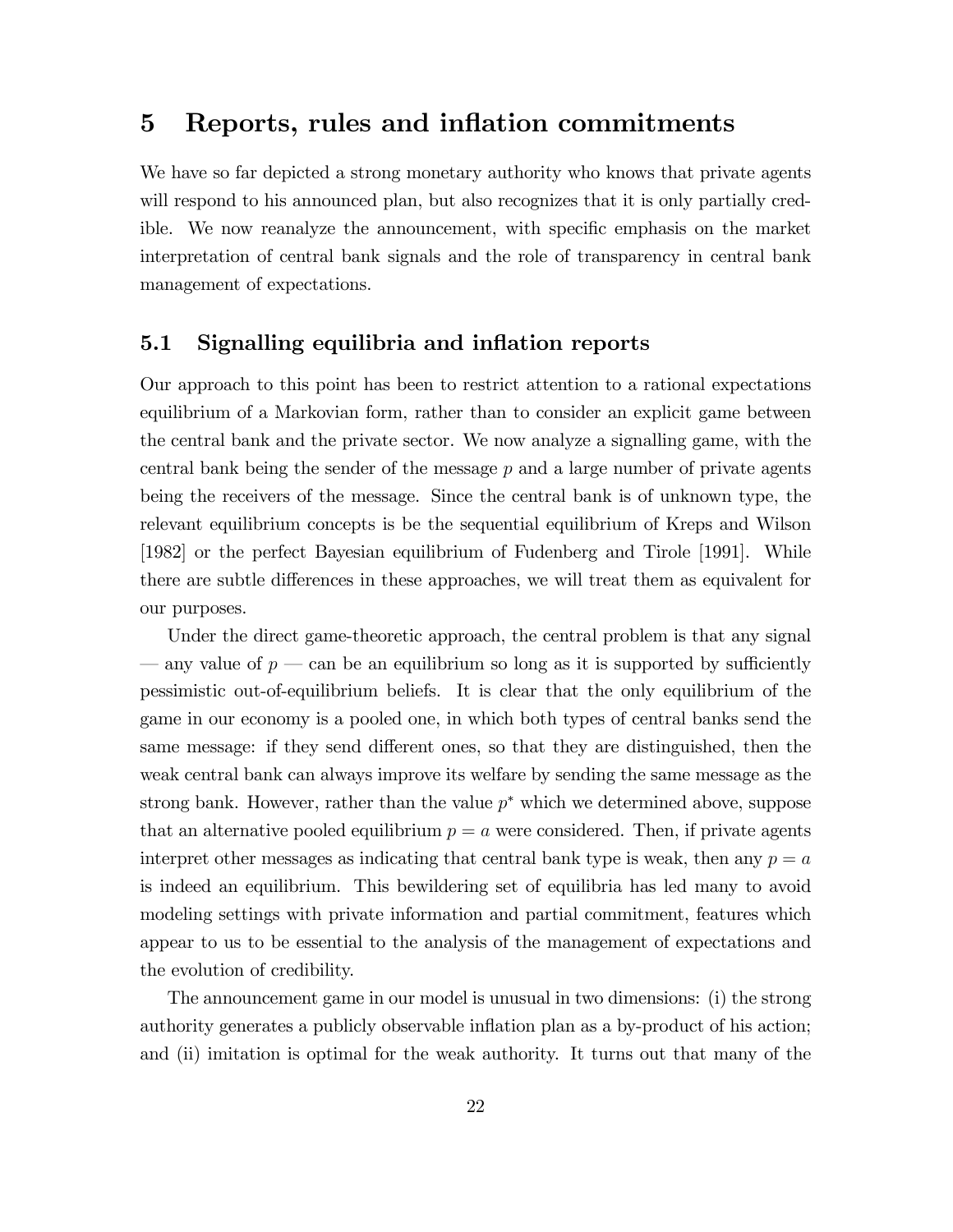# 5 Reports, rules and inflation commitments

We have so far depicted a strong monetary authority who knows that private agents will respond to his announced plan, but also recognizes that it is only partially credible. We now reanalyze the announcement, with specific emphasis on the market interpretation of central bank signals and the role of transparency in central bank management of expectations.

## 5.1 Signalling equilibria and inflation reports

Our approach to this point has been to restrict attention to a rational expectations equilibrium of a Markovian form, rather than to consider an explicit game between the central bank and the private sector. We now analyze a signalling game, with the central bank being the sender of the message $p$ and a large number of private agents being the receivers of the message. Since the central bank is of unknown type, the relevant equilibrium concepts is be the sequential equilibrium of Kreps and Wilson [1982] or the perfect Bayesian equilibrium of Fudenberg and Tirole [1991]. While there are subtle differences in these approaches, we will treat them as equivalent for our purposes.

Under the direct game-theoretic approach, the central problem is that any signal — any value of $p$ — can be an equilibrium so long as it is supported by sufficiently pessimistic out-of-equilibrium beliefs. It is clear that the only equilibrium of the game in our economy is a pooled one, in which both types of central banks send the same message: if they send different ones, so that they are distinguished, then the weak central bank can always improve its welfare by sending the same message as the strong bank. However, rather than the value $p^*$ which we determined above, suppose that an alternative pooled equilibrium $p = a$ were considered. Then, if private agents interpret other messages as indicating that central bank type is weak, then any $p = a$ is indeed an equilibrium. This bewildering set of equilibria has led many to avoid modeling settings with private information and partial commitment, features which appear to us to be essential to the analysis of the management of expectations and the evolution of credibility.

The announcement game in our model is unusual in two dimensions: (i) the strong authority generates a publicly observable inflation plan as a by-product of his action; and (ii) imitation is optimal for the weak authority. It turns out that many of the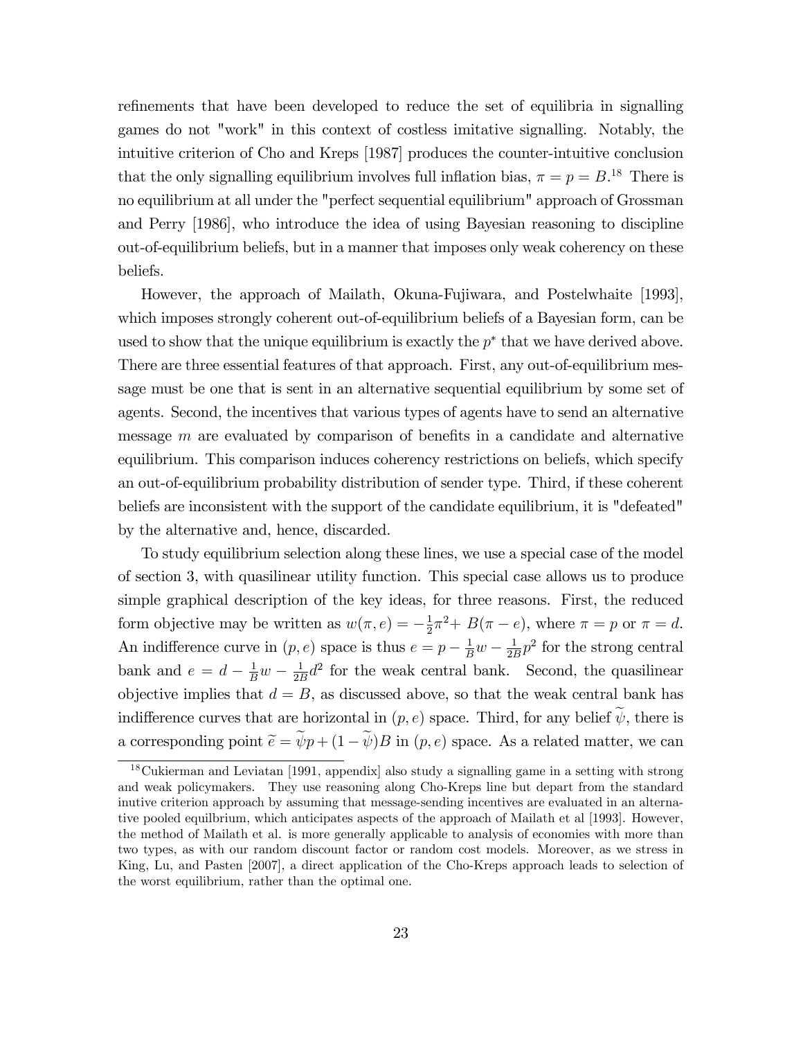refinements that have been developed to reduce the set of equilibria in signalling games do not "work" in this context of costless imitative signalling. Notably, the intuitive criterion of Cho and Kreps [1987] produces the counter-intuitive conclusion that the only signalling equilibrium involves full inflation bias, $\pi = p = B$.[18] There is no equilibrium at all under the "perfect sequential equilibrium" approach of Grossman and Perry [1986], who introduce the idea of using Bayesian reasoning to discipline out-of-equilibrium beliefs, but in a manner that imposes only weak coherency on these beliefs.

However, the approach of Mailath, Okuna-Fujiwara, and Postelwhaite [1993], which imposes strongly coherent out-of-equilibrium beliefs of a Bayesian form, can be used to show that the unique equilibrium is exactly the $p^*$ that we have derived above. There are three essential features of that approach. First, any out-of-equilibrium message must be one that is sent in an alternative sequential equilibrium by some set of agents. Second, the incentives that various types of agents have to send an alternative message $m$ are evaluated by comparison of benefits in a candidate and alternative equilibrium. This comparison induces coherency restrictions on beliefs, which specify an out-of-equilibrium probability distribution of sender type. Third, if these coherent beliefs are inconsistent with the support of the candidate equilibrium, it is "defeated" by the alternative and, hence, discarded.

To study equilibrium selection along these lines, we use a special case of the model of section 3, with quasilinear utility function. This special case allows us to produce simple graphical description of the key ideas, for three reasons. First, the reduced form objective may be written as $w(\pi, e) = -\frac{1}{2}\pi^2 + B(\pi - e)$, where $\pi = p$ or $\pi = d$. An indifference curve in $(p, e)$ space is thus $e = p - \frac{1}{B}w - \frac{1}{2B}p^2$ for the strong central bank and $e = d - \frac{1}{B}w - \frac{1}{2B}d^2$ for the weak central bank. Second, the quasilinear objective implies that $d = B$, as discussed above, so that the weak central bank has indifference curves that are horizontal in $(p, e)$ space. Third, for any belief $\widetilde{\psi}$, there is a corresponding point $\widetilde{e} = \widetilde{\psi}p + (1 - \widetilde{\psi})B$ in $(p, e)$ space. As a related matter, we can

[18] Cukierman and Leviatan [1991, appendix] also study a signalling game in a setting with strong and weak policymakers. They use reasoning along Cho-Kreps line but depart from the standard inutive criterion approach by assuming that message-sending incentives are evaluated in an alternative pooled equilbrium, which anticipates aspects of the approach of Mailath et al [1993]. However, the method of Mailath et al. is more generally applicable to analysis of economies with more than two types, as with our random discount factor or random cost models. Moreover, as we stress in King, Lu, and Pasten [2007], a direct application of the Cho-Kreps approach leads to selection of the worst equilibrium, rather than the optimal one.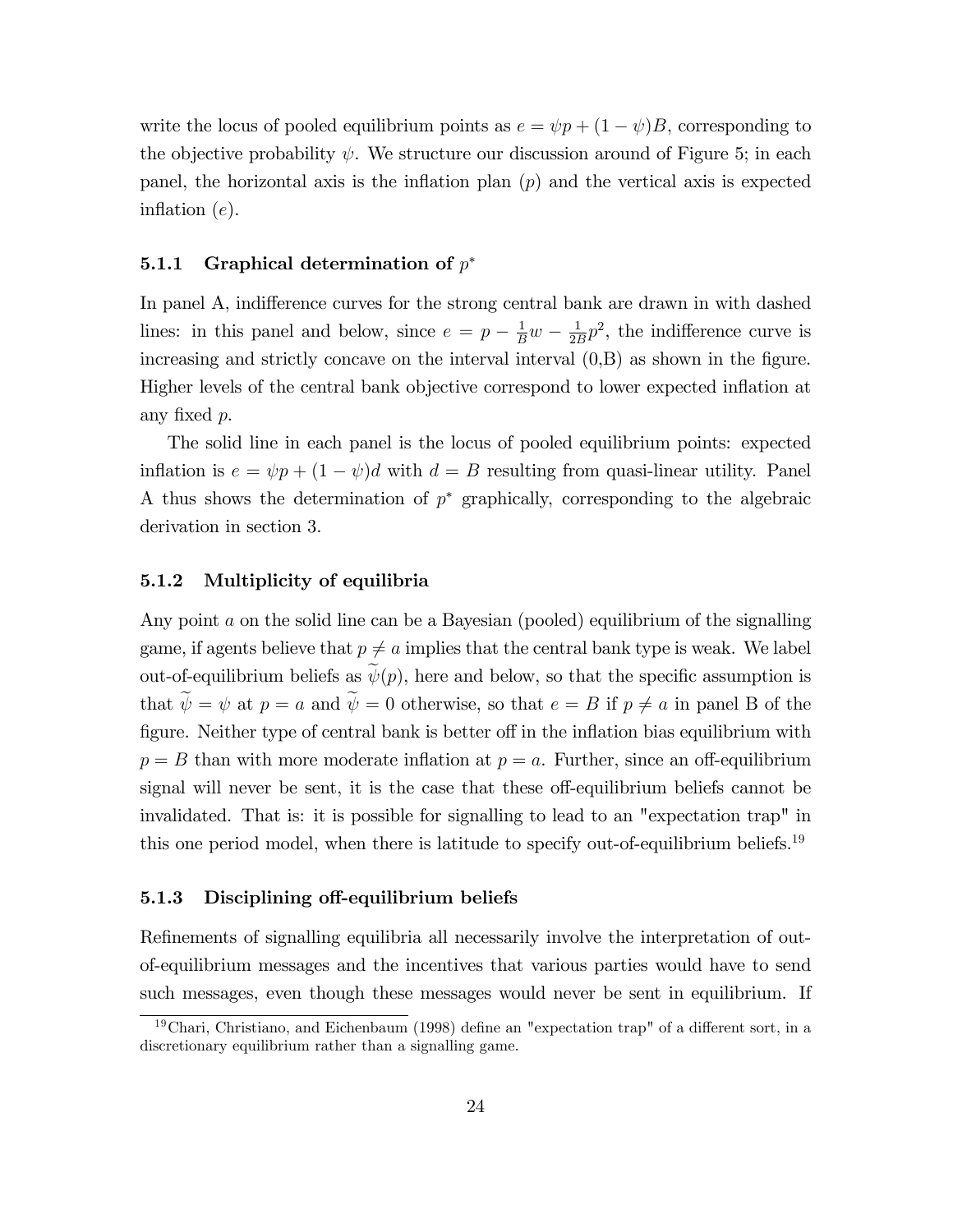write the locus of pooled equilibrium points as $e = \psi p + (1-\psi)B$, corresponding to the objective probability $\psi$. We structure our discussion around of Figure 5; in each panel, the horizontal axis is the inflation plan ($p$) and the vertical axis is expected inflation ($e$).

### 5.1.1 Graphical determination of $p^*$

In panel A, indifference curves for the strong central bank are drawn in with dashed lines: in this panel and below, since $e = p - \frac{1}{B}w - \frac{1}{2B}p^2$, the indifference curve is increasing and strictly concave on the interval interval (0,B) as shown in the figure. Higher levels of the central bank objective correspond to lower expected inflation at any fixed $p$.

The solid line in each panel is the locus of pooled equilibrium points: expected inflation is $e = \psi p + (1-\psi)d$ with $d = B$ resulting from quasi-linear utility. Panel A thus shows the determination of $p^*$ graphically, corresponding to the algebraic derivation in section 3.

### 5.1.2 Multiplicity of equilibria

Any point $a$ on the solid line can be a Bayesian (pooled) equilibrium of the signalling game, if agents believe that $p \neq a$ implies that the central bank type is weak. We label out-of-equilibrium beliefs as $\widetilde{\psi}(p)$, here and below, so that the specific assumption is that $\widetilde{\psi} = \psi$ at $p = a$ and $\widetilde{\psi} = 0$ otherwise, so that $e = B$ if $p \neq a$ in panel B of the figure. Neither type of central bank is better off in the inflation bias equilibrium with $p = B$ than with more moderate inflation at $p = a$. Further, since an off-equilibrium signal will never be sent, it is the case that these off-equilibrium beliefs cannot be invalidated. That is: it is possible for signalling to lead to an "expectation trap" in this one period model, when there is latitude to specify out-of-equilibrium beliefs.[19]

### 5.1.3 Disciplining off-equilibrium beliefs

Refinements of signalling equilibria all necessarily involve the interpretation of out-of-equilibrium messages and the incentives that various parties would have to send such messages, even though these messages would never be sent in equilibrium. If

[19] Chari, Christiano, and Eichenbaum (1998) define an "expectation trap" of a different sort, in a discretionary equilibrium rather than a signalling game.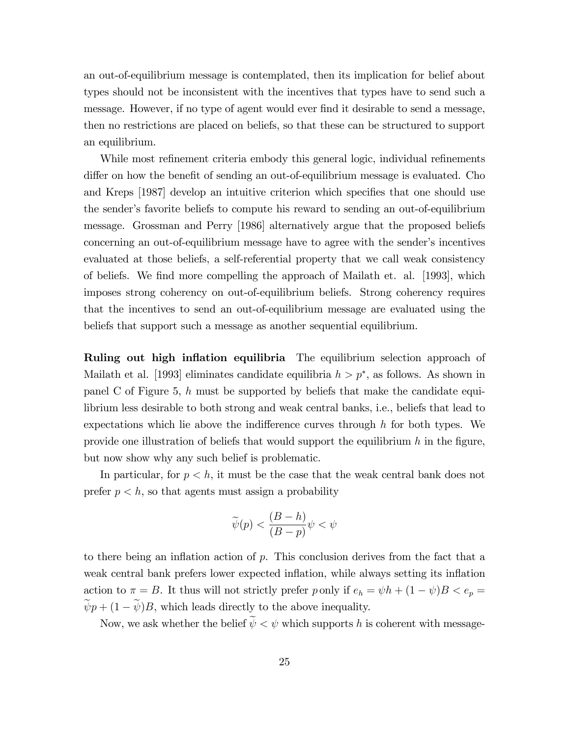an out-of-equilibrium message is contemplated, then its implication for belief about types should not be inconsistent with the incentives that types have to send such a message. However, if no type of agent would ever find it desirable to send a message, then no restrictions are placed on beliefs, so that these can be structured to support an equilibrium.

While most refinement criteria embody this general logic, individual refinements differ on how the benefit of sending an out-of-equilibrium message is evaluated. Cho and Kreps [1987] develop an intuitive criterion which specifies that one should use the sender's favorite beliefs to compute his reward to sending an out-of-equilibrium message. Grossman and Perry [1986] alternatively argue that the proposed beliefs concerning an out-of-equilibrium message have to agree with the sender's incentives evaluated at those beliefs, a self-referential property that we call weak consistency of beliefs. We find more compelling the approach of Mailath et. al. [1993], which imposes strong coherency on out-of-equilibrium beliefs. Strong coherency requires that the incentives to send an out-of-equilibrium message are evaluated using the beliefs that support such a message as another sequential equilibrium.

**Ruling out high inflation equilibria** The equilibrium selection approach of Mailath et al. [1993] eliminates candidate equilibria $h > p^*$, as follows. As shown in panel C of Figure 5, $h$ must be supported by beliefs that make the candidate equilibrium less desirable to both strong and weak central banks, i.e., beliefs that lead to expectations which lie above the indifference curves through $h$ for both types. We provide one illustration of beliefs that would support the equilibrium $h$ in the figure, but now show why any such belief is problematic.

In particular, for $p < h$, it must be the case that the weak central bank does not prefer $p < h$, so that agents must assign a probability

$$\widetilde{\psi}(p) < \frac{(B-h)}{(B-p)}\psi < \psi$$

to there being an inflation action of $p$. This conclusion derives from the fact that a weak central bank prefers lower expected inflation, while always setting its inflation action to $\pi = B$. It thus will not strictly prefer $p$ only if $e_h = \psi h + (1-\psi)B < e_p = \widetilde{\psi} p + (1-\widetilde{\psi})B$, which leads directly to the above inequality.

Now, we ask whether the belief $\widetilde{\psi} < \psi$ which supports $h$ is coherent with message-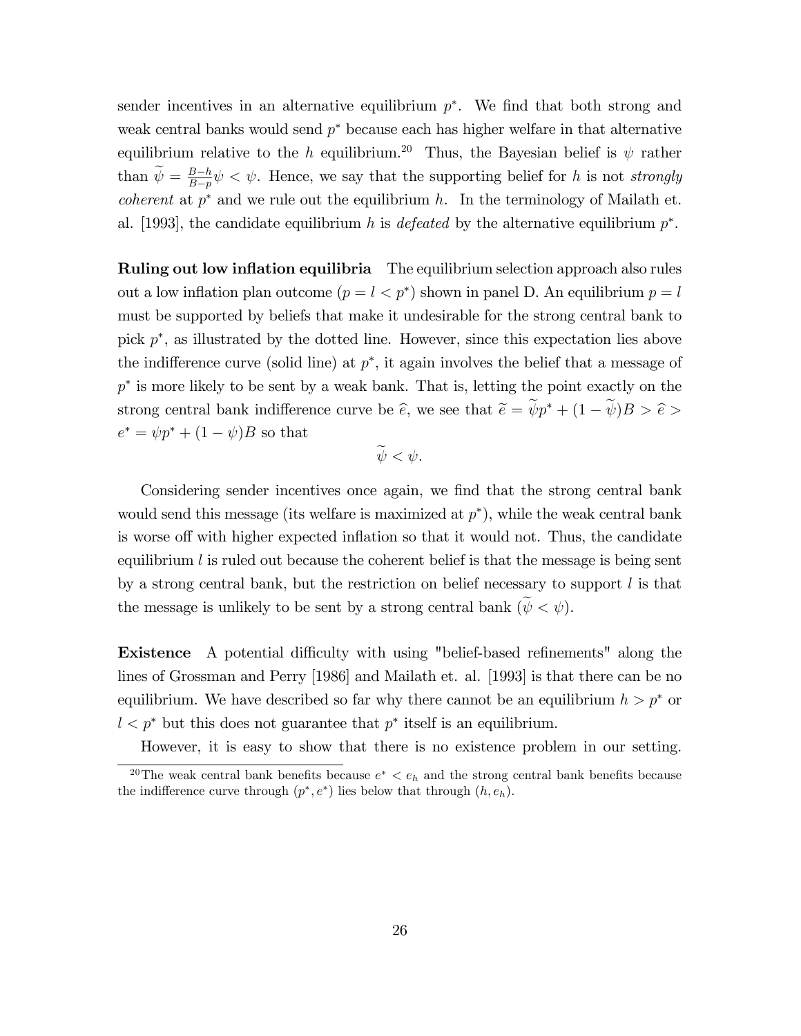sender incentives in an alternative equilibrium $p^*$. We find that both strong and weak central banks would send $p^*$ because each has higher welfare in that alternative equilibrium relative to the $h$ equilibrium.[20] Thus, the Bayesian belief is $\psi$ rather than $\widetilde{\psi} = \frac{B-h}{B-p}\psi < \psi$. Hence, we say that the supporting belief for $h$ is not *strongly coherent* at $p^*$ and we rule out the equilibrium $h$. In the terminology of Mailath et. al. [1993], the candidate equilibrium $h$ is *defeated* by the alternative equilibrium $p^*$.

**Ruling out low inflation equilibria** The equilibrium selection approach also rules out a low inflation plan outcome ($p = l < p^*$) shown in panel D. An equilibrium $p = l$ must be supported by beliefs that make it undesirable for the strong central bank to pick $p^*$, as illustrated by the dotted line. However, since this expectation lies above the indifference curve (solid line) at $p^*$, it again involves the belief that a message of $p^*$ is more likely to be sent by a weak bank. That is, letting the point exactly on the strong central bank indifference curve be $\widehat{e}$, we see that $\widetilde{e} = \widetilde{\psi}p^* + (1 - \widetilde{\psi})B > \widehat{e} > e^* = \psi p^* + (1 - \psi)B$ so that

$$\widetilde{\psi} < \psi.$$

Considering sender incentives once again, we find that the strong central bank would send this message (its welfare is maximized at $p^*$), while the weak central bank is worse off with higher expected inflation so that it would not. Thus, the candidate equilibrium $l$ is ruled out because the coherent belief is that the message is being sent by a strong central bank, but the restriction on belief necessary to support $l$ is that the message is unlikely to be sent by a strong central bank ($\widetilde{\psi} < \psi$).

**Existence** A potential difficulty with using "belief-based refinements" along the lines of Grossman and Perry [1986] and Mailath et. al. [1993] is that there can be no equilibrium. We have described so far why there cannot be an equilibrium $h > p^*$ or $l < p^*$ but this does not guarantee that $p^*$ itself is an equilibrium.

However, it is easy to show that there is no existence problem in our setting.

[20] The weak central bank benefits because $e^* < e_h$ and the strong central bank benefits because the indifference curve through $(p^*, e^*)$ lies below that through $(h, e_h)$.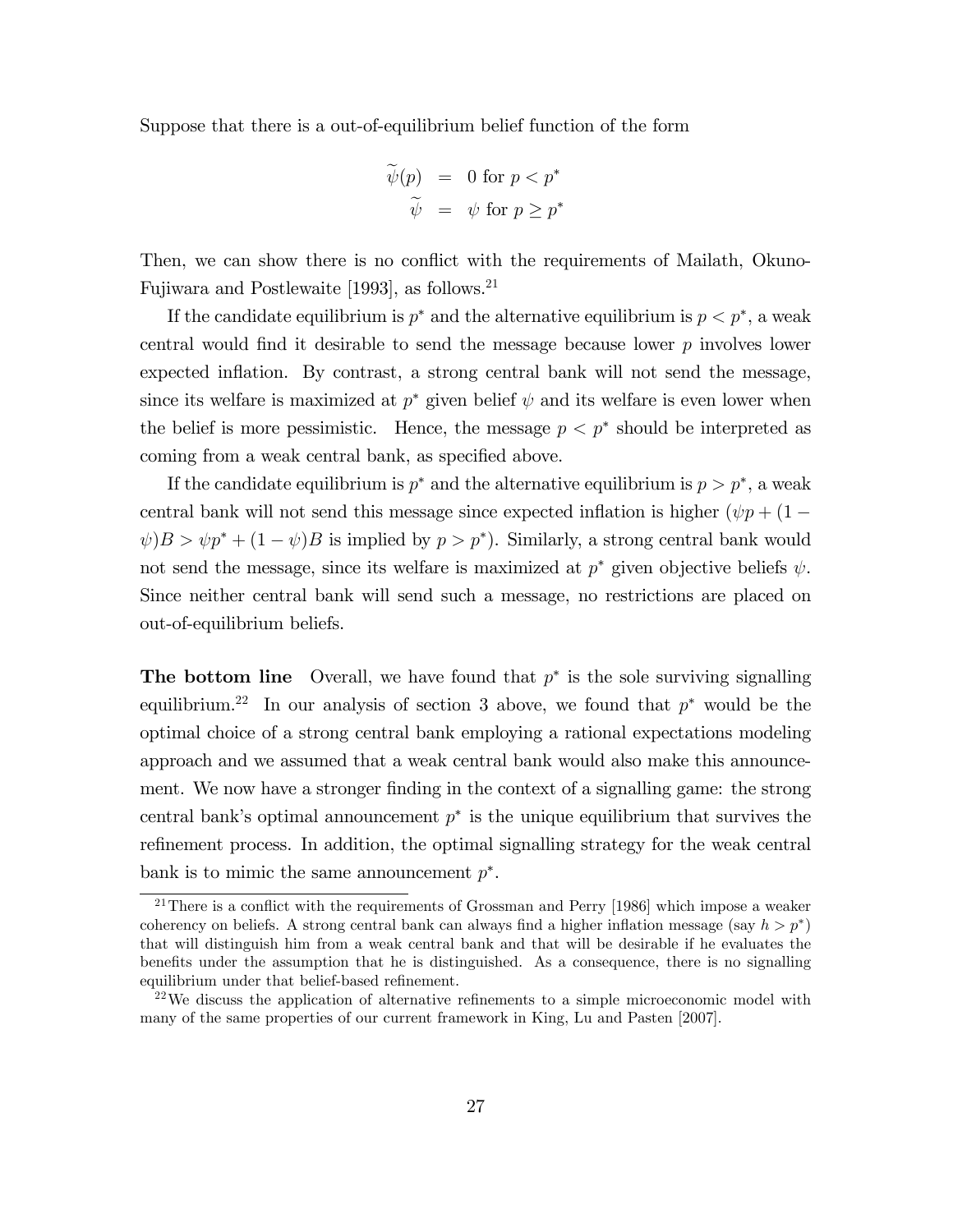Suppose that there is a out-of-equilibrium belief function of the form

$$
\begin{aligned}
\widetilde{\psi}(p) &= 0 \text{ for } p < p^* \\
\widetilde{\psi} &= \psi \text{ for } p \geq p^*
\end{aligned}
$$

Then, we can show there is no conflict with the requirements of Mailath, Okuno-Fujiwara and Postlewaite [1993], as follows.[21]

If the candidate equilibrium is $p^*$ and the alternative equilibrium is $p < p^*$, a weak central would find it desirable to send the message because lower $p$ involves lower expected inflation. By contrast, a strong central bank will not send the message, since its welfare is maximized at $p^*$ given belief $\psi$ and its welfare is even lower when the belief is more pessimistic. Hence, the message $p < p^*$ should be interpreted as coming from a weak central bank, as specified above.

If the candidate equilibrium is $p^*$ and the alternative equilibrium is $p > p^*$, a weak central bank will not send this message since expected inflation is higher ($\psi p + (1 - \psi)B > \psi p^* + (1 - \psi)B$ is implied by $p > p^*$). Similarly, a strong central bank would not send the message, since its welfare is maximized at $p^*$ given objective beliefs $\psi$. Since neither central bank will send such a message, no restrictions are placed on out-of-equilibrium beliefs.

**The bottom line** Overall, we have found that $p^*$ is the sole surviving signalling equilibrium.[22] In our analysis of section 3 above, we found that $p^*$ would be the optimal choice of a strong central bank employing a rational expectations modeling approach and we assumed that a weak central bank would also make this announcement. We now have a stronger finding in the context of a signalling game: the strong central bank's optimal announcement $p^*$ is the unique equilibrium that survives the refinement process. In addition, the optimal signalling strategy for the weak central bank is to mimic the same announcement $p^*$.

[21] There is a conflict with the requirements of Grossman and Perry [1986] which impose a weaker coherency on beliefs. A strong central bank can always find a higher inflation message (say $h > p^*$) that will distinguish him from a weak central bank and that will be desirable if he evaluates the benefits under the assumption that he is distinguished. As a consequence, there is no signalling equilibrium under that belief-based refinement.

[22] We discuss the application of alternative refinements to a simple microeconomic model with many of the same properties of our current framework in King, Lu and Pasten [2007].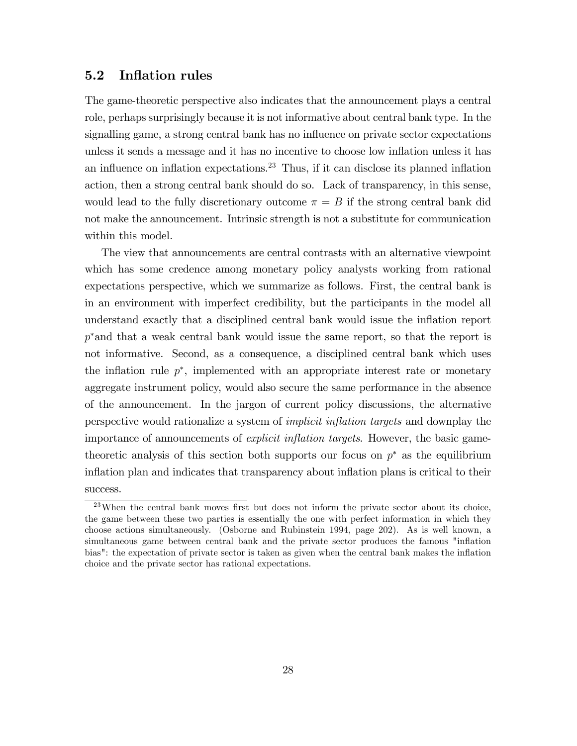### 5.2 Inflation rules

The game-theoretic perspective also indicates that the announcement plays a central role, perhaps surprisingly because it is not informative about central bank type. In the signalling game, a strong central bank has no influence on private sector expectations unless it sends a message and it has no incentive to choose low inflation unless it has an influence on inflation expectations.[23] Thus, if it can disclose its planned inflation action, then a strong central bank should do so. Lack of transparency, in this sense, would lead to the fully discretionary outcome $\pi = B$ if the strong central bank did not make the announcement. Intrinsic strength is not a substitute for communication within this model.

The view that announcements are central contrasts with an alternative viewpoint which has some credence among monetary policy analysts working from rational expectations perspective, which we summarize as follows. First, the central bank is in an environment with imperfect credibility, but the participants in the model all understand exactly that a disciplined central bank would issue the inflation report $p^*$and that a weak central bank would issue the same report, so that the report is not informative. Second, as a consequence, a disciplined central bank which uses the inflation rule $p^*$, implemented with an appropriate interest rate or monetary aggregate instrument policy, would also secure the same performance in the absence of the announcement. In the jargon of current policy discussions, the alternative perspective would rationalize a system of *implicit inflation targets* and downplay the importance of announcements of *explicit inflation targets*. However, the basic game-theoretic analysis of this section both supports our focus on $p^*$ as the equilibrium inflation plan and indicates that transparency about inflation plans is critical to their success.

[23] When the central bank moves first but does not inform the private sector about its choice, the game between these two parties is essentially the one with perfect information in which they choose actions simultaneously. (Osborne and Rubinstein 1994, page 202). As is well known, a simultaneous game between central bank and the private sector produces the famous "inflation bias": the expectation of private sector is taken as given when the central bank makes the inflation choice and the private sector has rational expectations.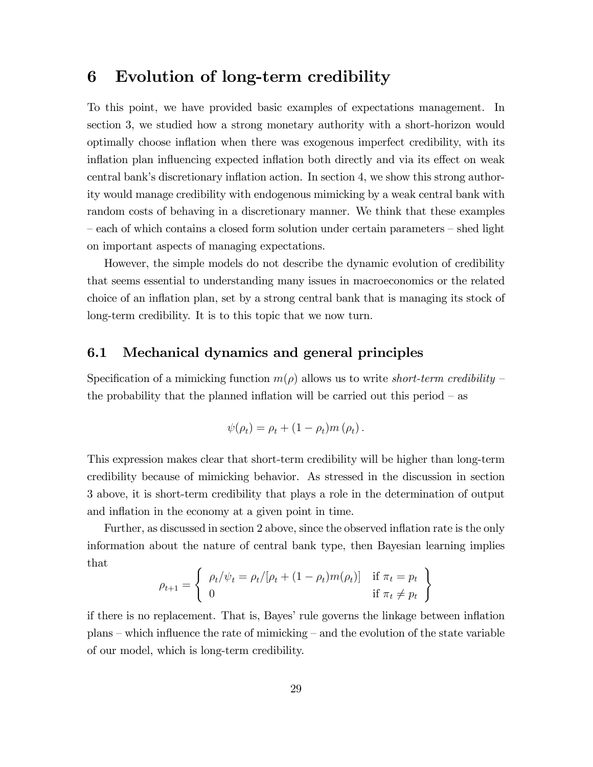# 6 Evolution of long-term credibility

To this point, we have provided basic examples of expectations management. In section 3, we studied how a strong monetary authority with a short-horizon would optimally choose inflation when there was exogenous imperfect credibility, with its inflation plan influencing expected inflation both directly and via its effect on weak central bank's discretionary inflation action. In section 4, we show this strong authority would manage credibility with endogenous mimicking by a weak central bank with random costs of behaving in a discretionary manner. We think that these examples – each of which contains a closed form solution under certain parameters – shed light on important aspects of managing expectations.

However, the simple models do not describe the dynamic evolution of credibility that seems essential to understanding many issues in macroeconomics or the related choice of an inflation plan, set by a strong central bank that is managing its stock of long-term credibility. It is to this topic that we now turn.

## 6.1 Mechanical dynamics and general principles

Specification of a mimicking function $m(\rho)$ allows us to write *short-term credibility* – the probability that the planned inflation will be carried out this period – as

$$\psi(\rho_t) = \rho_t + (1 - \rho_t)m(\rho_t).$$

This expression makes clear that short-term credibility will be higher than long-term credibility because of mimicking behavior. As stressed in the discussion in section 3 above, it is short-term credibility that plays a role in the determination of output and inflation in the economy at a given point in time.

Further, as discussed in section 2 above, since the observed inflation rate is the only information about the nature of central bank type, then Bayesian learning implies that

$$\rho_{t+1} = \left\{ \begin{array}{ll} \rho_t/\psi_t = \rho_t/[\rho_t + (1 - \rho_t)m(\rho_t)] & \text{if } \pi_t = p_t \\ 0 & \text{if } \pi_t \neq p_t \end{array} \right\}$$

if there is no replacement. That is, Bayes' rule governs the linkage between inflation plans – which influence the rate of mimicking – and the evolution of the state variable of our model, which is long-term credibility.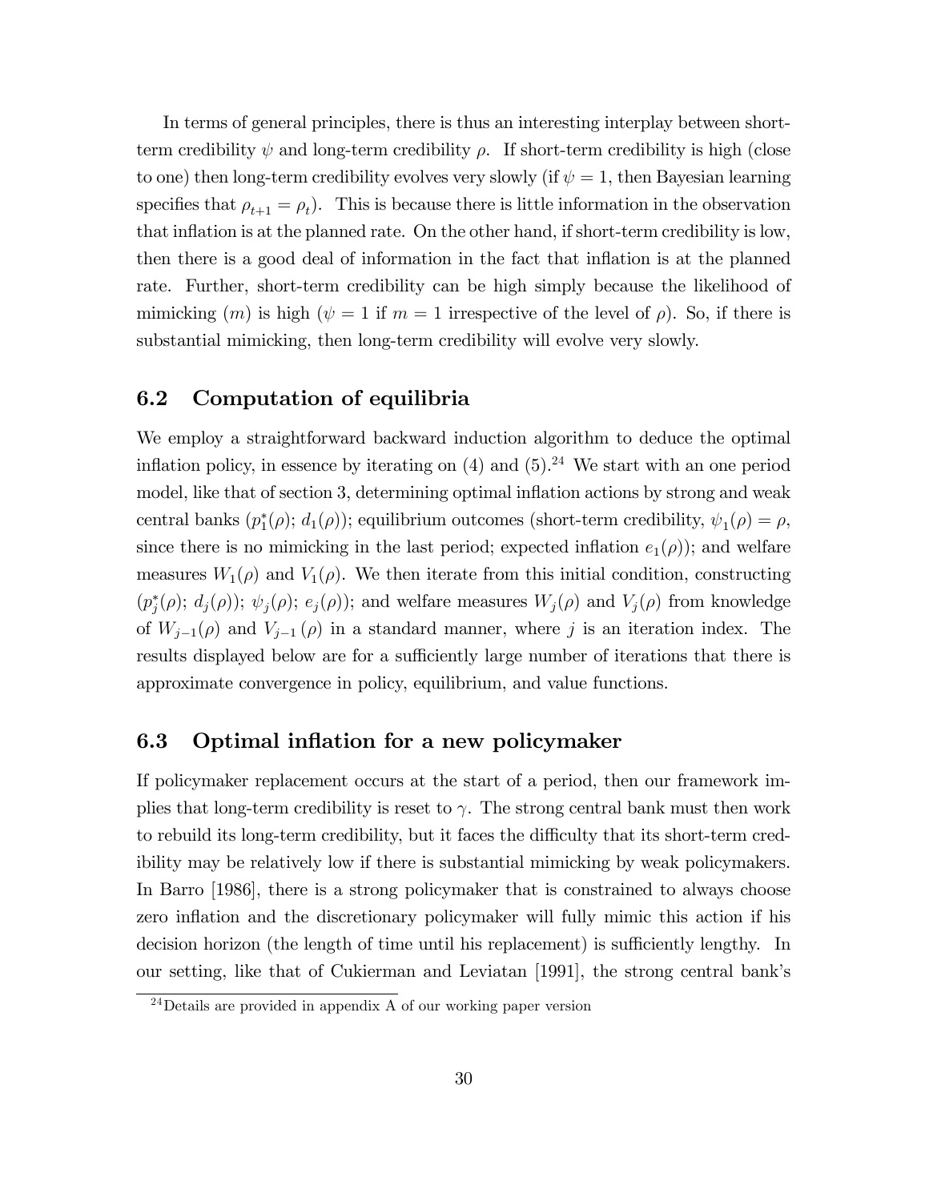In terms of general principles, there is thus an interesting interplay between short-term credibility $\psi$ and long-term credibility $\rho$. If short-term credibility is high (close to one) then long-term credibility evolves very slowly (if $\psi = 1$, then Bayesian learning specifies that $\rho_{t+1} = \rho_t$). This is because there is little information in the observation that inflation is at the planned rate. On the other hand, if short-term credibility is low, then there is a good deal of information in the fact that inflation is at the planned rate. Further, short-term credibility can be high simply because the likelihood of mimicking ($m$) is high ($\psi = 1$ if $m = 1$ irrespective of the level of $\rho$). So, if there is substantial mimicking, then long-term credibility will evolve very slowly.

## 6.2 Computation of equilibria

We employ a straightforward backward induction algorithm to deduce the optimal inflation policy, in essence by iterating on (4) and (5).[24] We start with an one period model, like that of section 3, determining optimal inflation actions by strong and weak central banks ($p_1^*(\rho)$; $d_1(\rho)$); equilibrium outcomes (short-term credibility, $\psi_1(\rho) = \rho$, since there is no mimicking in the last period; expected inflation $e_1(\rho)$); and welfare measures $W_1(\rho)$ and $V_1(\rho)$. We then iterate from this initial condition, constructing ($p_j^*(\rho)$; $d_j(\rho)$); $\psi_j(\rho)$; $e_j(\rho)$); and welfare measures $W_j(\rho)$ and $V_j(\rho)$ from knowledge of $W_{j-1}(\rho)$ and $V_{j-1}(\rho)$ in a standard manner, where $j$ is an iteration index. The results displayed below are for a sufficiently large number of iterations that there is approximate convergence in policy, equilibrium, and value functions.

## 6.3 Optimal inflation for a new policymaker

If policymaker replacement occurs at the start of a period, then our framework implies that long-term credibility is reset to $\gamma$. The strong central bank must then work to rebuild its long-term credibility, but it faces the difficulty that its short-term credibility may be relatively low if there is substantial mimicking by weak policymakers. In Barro [1986], there is a strong policymaker that is constrained to always choose zero inflation and the discretionary policymaker will fully mimic this action if his decision horizon (the length of time until his replacement) is sufficiently lengthy. In our setting, like that of Cukierman and Leviatan [1991], the strong central bank's

[24] Details are provided in appendix A of our working paper version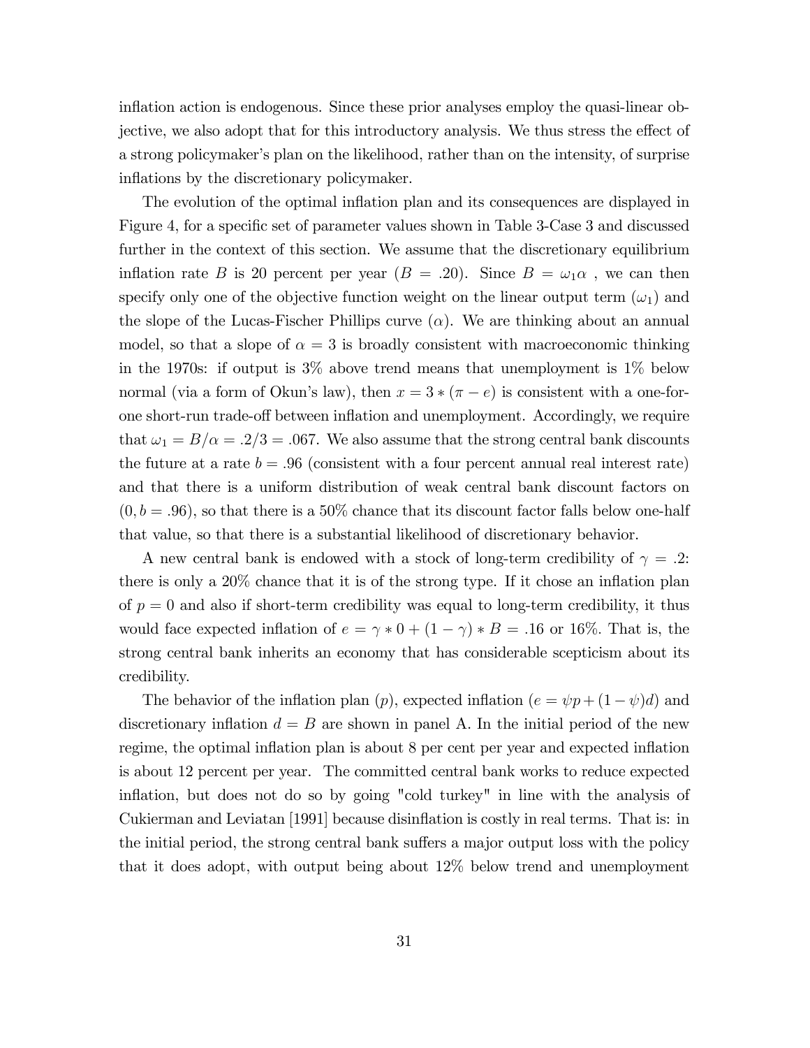inflation action is endogenous. Since these prior analyses employ the quasi-linear objective, we also adopt that for this introductory analysis. We thus stress the effect of a strong policymaker's plan on the likelihood, rather than on the intensity, of surprise inflations by the discretionary policymaker.

The evolution of the optimal inflation plan and its consequences are displayed in Figure 4, for a specific set of parameter values shown in Table 3-Case 3 and discussed further in the context of this section. We assume that the discretionary equilibrium inflation rate $B$ is 20 percent per year ($B = .20$). Since $B = \omega_1 \alpha$ , we can then specify only one of the objective function weight on the linear output term ($\omega_1$) and the slope of the Lucas-Fischer Phillips curve ($\alpha$). We are thinking about an annual model, so that a slope of $\alpha = 3$ is broadly consistent with macroeconomic thinking in the 1970s: if output is 3% above trend means that unemployment is 1% below normal (via a form of Okun's law), then $x = 3 * (\pi - e)$ is consistent with a one-for-one short-run trade-off between inflation and unemployment. Accordingly, we require that $\omega_1 = B/\alpha = .2/3 = .067$. We also assume that the strong central bank discounts the future at a rate $b = .96$ (consistent with a four percent annual real interest rate) and that there is a uniform distribution of weak central bank discount factors on $(0, b = .96)$, so that there is a 50% chance that its discount factor falls below one-half that value, so that there is a substantial likelihood of discretionary behavior.

A new central bank is endowed with a stock of long-term credibility of $\gamma = .2$: there is only a 20% chance that it is of the strong type. If it chose an inflation plan of $p = 0$ and also if short-term credibility was equal to long-term credibility, it thus would face expected inflation of $e = \gamma * 0 + (1 - \gamma) * B = .16$ or 16%. That is, the strong central bank inherits an economy that has considerable scepticism about its credibility.

The behavior of the inflation plan ($p$), expected inflation ($e = \psi p + (1 - \psi)d$) and discretionary inflation $d = B$ are shown in panel A. In the initial period of the new regime, the optimal inflation plan is about 8 per cent per year and expected inflation is about 12 percent per year. The committed central bank works to reduce expected inflation, but does not do so by going "cold turkey" in line with the analysis of Cukierman and Leviatan [1991] because disinflation is costly in real terms. That is: in the initial period, the strong central bank suffers a major output loss with the policy that it does adopt, with output being about 12% below trend and unemployment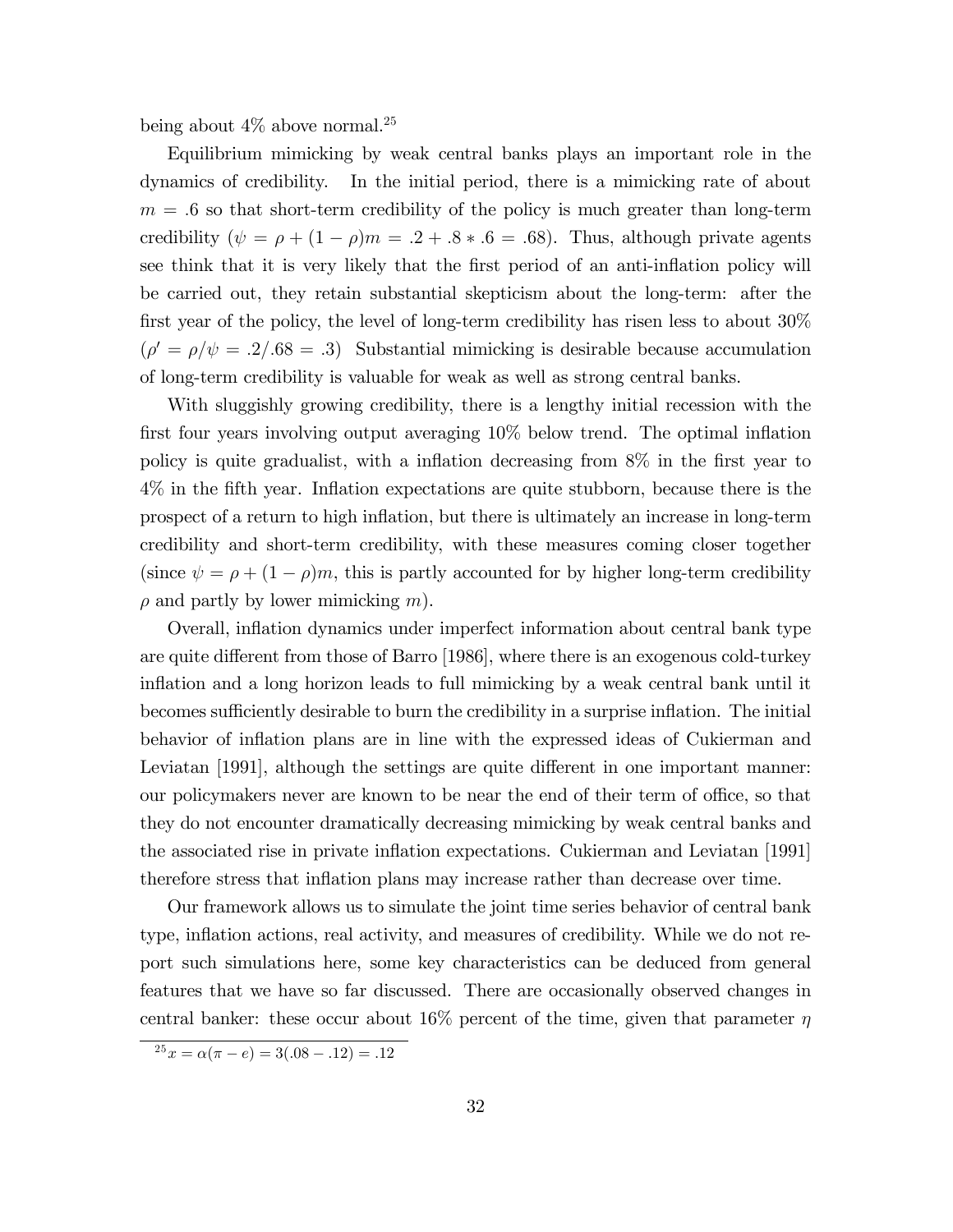being about 4% above normal.[25]

Equilibrium mimicking by weak central banks plays an important role in the dynamics of credibility. In the initial period, there is a mimicking rate of about $m = .6$ so that short-term credibility of the policy is much greater than long-term credibility ($\psi = \rho + (1-\rho)m = .2 + .8 * .6 = .68$). Thus, although private agents see think that it is very likely that the first period of an anti-inflation policy will be carried out, they retain substantial skepticism about the long-term: after the first year of the policy, the level of long-term credibility has risen less to about 30% ($\rho' = \rho/\psi = .2/.68 = .3$) Substantial mimicking is desirable because accumulation of long-term credibility is valuable for weak as well as strong central banks.

With sluggishly growing credibility, there is a lengthy initial recession with the first four years involving output averaging 10% below trend. The optimal inflation policy is quite gradualist, with a inflation decreasing from 8% in the first year to 4% in the fifth year. Inflation expectations are quite stubborn, because there is the prospect of a return to high inflation, but there is ultimately an increase in long-term credibility and short-term credibility, with these measures coming closer together (since $\psi = \rho + (1-\rho)m$, this is partly accounted for by higher long-term credibility $\rho$ and partly by lower mimicking $m$).

Overall, inflation dynamics under imperfect information about central bank type are quite different from those of Barro [1986], where there is an exogenous cold-turkey inflation and a long horizon leads to full mimicking by a weak central bank until it becomes sufficiently desirable to burn the credibility in a surprise inflation. The initial behavior of inflation plans are in line with the expressed ideas of Cukierman and Leviatan [1991], although the settings are quite different in one important manner: our policymakers never are known to be near the end of their term of office, so that they do not encounter dramatically decreasing mimicking by weak central banks and the associated rise in private inflation expectations. Cukierman and Leviatan [1991] therefore stress that inflation plans may increase rather than decrease over time.

Our framework allows us to simulate the joint time series behavior of central bank type, inflation actions, real activity, and measures of credibility. While we do not report such simulations here, some key characteristics can be deduced from general features that we have so far discussed. There are occasionally observed changes in central banker: these occur about 16% percent of the time, given that parameter $\eta$

[25] $x = \alpha(\pi - e) = 3(.08 - .12) = .12$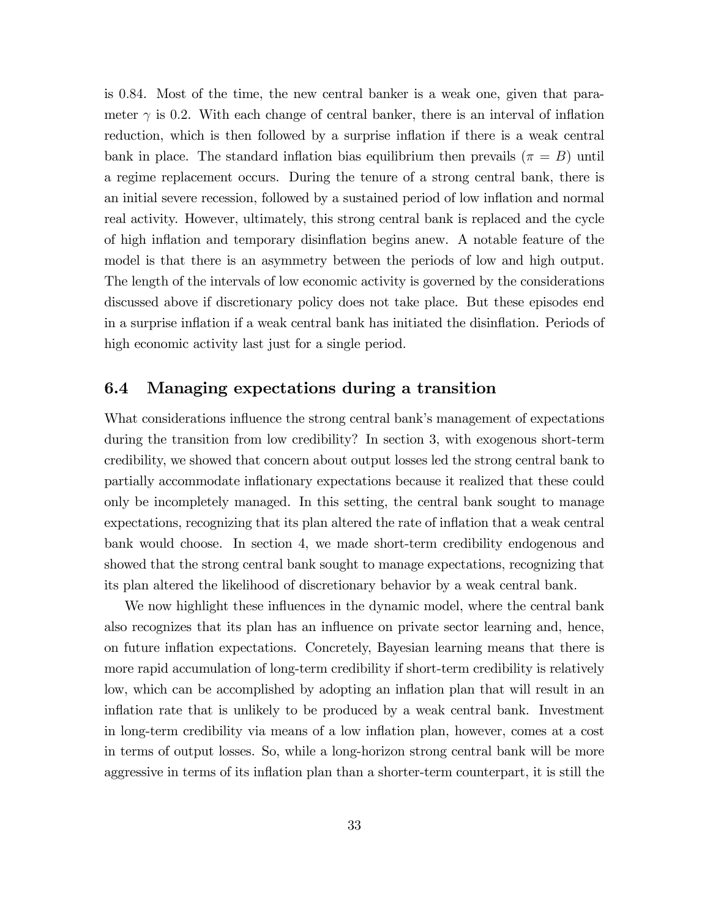is 0.84. Most of the time, the new central banker is a weak one, given that parameter $\gamma$ is 0.2. With each change of central banker, there is an interval of inflation reduction, which is then followed by a surprise inflation if there is a weak central bank in place. The standard inflation bias equilibrium then prevails ($\pi = B$) until a regime replacement occurs. During the tenure of a strong central bank, there is an initial severe recession, followed by a sustained period of low inflation and normal real activity. However, ultimately, this strong central bank is replaced and the cycle of high inflation and temporary disinflation begins anew. A notable feature of the model is that there is an asymmetry between the periods of low and high output. The length of the intervals of low economic activity is governed by the considerations discussed above if discretionary policy does not take place. But these episodes end in a surprise inflation if a weak central bank has initiated the disinflation. Periods of high economic activity last just for a single period.

## 6.4 Managing expectations during a transition

What considerations influence the strong central bank's management of expectations during the transition from low credibility? In section 3, with exogenous short-term credibility, we showed that concern about output losses led the strong central bank to partially accommodate inflationary expectations because it realized that these could only be incompletely managed. In this setting, the central bank sought to manage expectations, recognizing that its plan altered the rate of inflation that a weak central bank would choose. In section 4, we made short-term credibility endogenous and showed that the strong central bank sought to manage expectations, recognizing that its plan altered the likelihood of discretionary behavior by a weak central bank.

We now highlight these influences in the dynamic model, where the central bank also recognizes that its plan has an influence on private sector learning and, hence, on future inflation expectations. Concretely, Bayesian learning means that there is more rapid accumulation of long-term credibility if short-term credibility is relatively low, which can be accomplished by adopting an inflation plan that will result in an inflation rate that is unlikely to be produced by a weak central bank. Investment in long-term credibility via means of a low inflation plan, however, comes at a cost in terms of output losses. So, while a long-horizon strong central bank will be more aggressive in terms of its inflation plan than a shorter-term counterpart, it is still the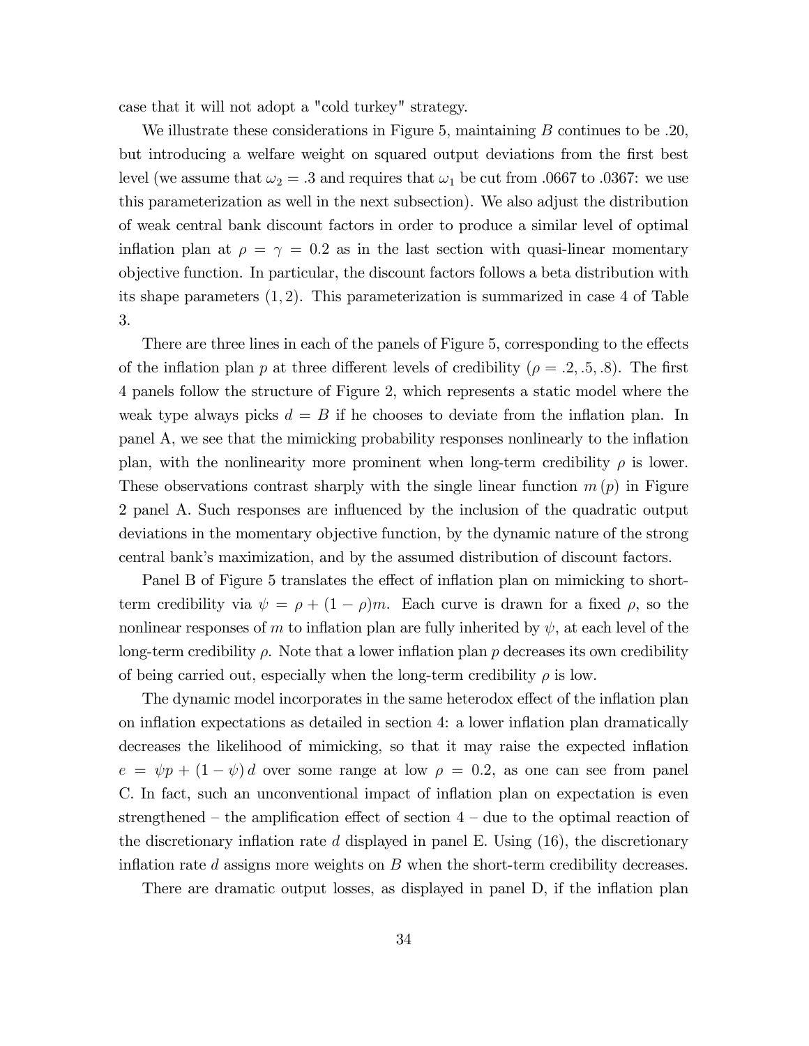case that it will not adopt a "cold turkey" strategy.

We illustrate these considerations in Figure 5, maintaining $B$ continues to be .20, but introducing a welfare weight on squared output deviations from the first best level (we assume that $\omega_2 = .3$ and requires that $\omega_1$ be cut from .0667 to .0367: we use this parameterization as well in the next subsection). We also adjust the distribution of weak central bank discount factors in order to produce a similar level of optimal inflation plan at $\rho = \gamma = 0.2$ as in the last section with quasi-linear momentary objective function. In particular, the discount factors follows a beta distribution with its shape parameters $(1, 2)$. This parameterization is summarized in case 4 of Table 3.

There are three lines in each of the panels of Figure 5, corresponding to the effects of the inflation plan $p$ at three different levels of credibility ($\rho = .2, .5, .8$). The first 4 panels follow the structure of Figure 2, which represents a static model where the weak type always picks $d = B$ if he chooses to deviate from the inflation plan. In panel A, we see that the mimicking probability responses nonlinearly to the inflation plan, with the nonlinearity more prominent when long-term credibility $\rho$ is lower. These observations contrast sharply with the single linear function $m(p)$ in Figure 2 panel A. Such responses are influenced by the inclusion of the quadratic output deviations in the momentary objective function, by the dynamic nature of the strong central bank's maximization, and by the assumed distribution of discount factors.

Panel B of Figure 5 translates the effect of inflation plan on mimicking to short-term credibility via $\psi = \rho + (1 - \rho)m$. Each curve is drawn for a fixed $\rho$, so the nonlinear responses of $m$ to inflation plan are fully inherited by $\psi$, at each level of the long-term credibility $\rho$. Note that a lower inflation plan $p$ decreases its own credibility of being carried out, especially when the long-term credibility $\rho$ is low.

The dynamic model incorporates in the same heterodox effect of the inflation plan on inflation expectations as detailed in section 4: a lower inflation plan dramatically decreases the likelihood of mimicking, so that it may raise the expected inflation $e = \psi p + (1 - \psi) d$ over some range at low $\rho = 0.2$, as one can see from panel C. In fact, such an unconventional impact of inflation plan on expectation is even strengthened – the amplification effect of section 4 – due to the optimal reaction of the discretionary inflation rate $d$ displayed in panel E. Using (16), the discretionary inflation rate $d$ assigns more weights on $B$ when the short-term credibility decreases.

There are dramatic output losses, as displayed in panel D, if the inflation plan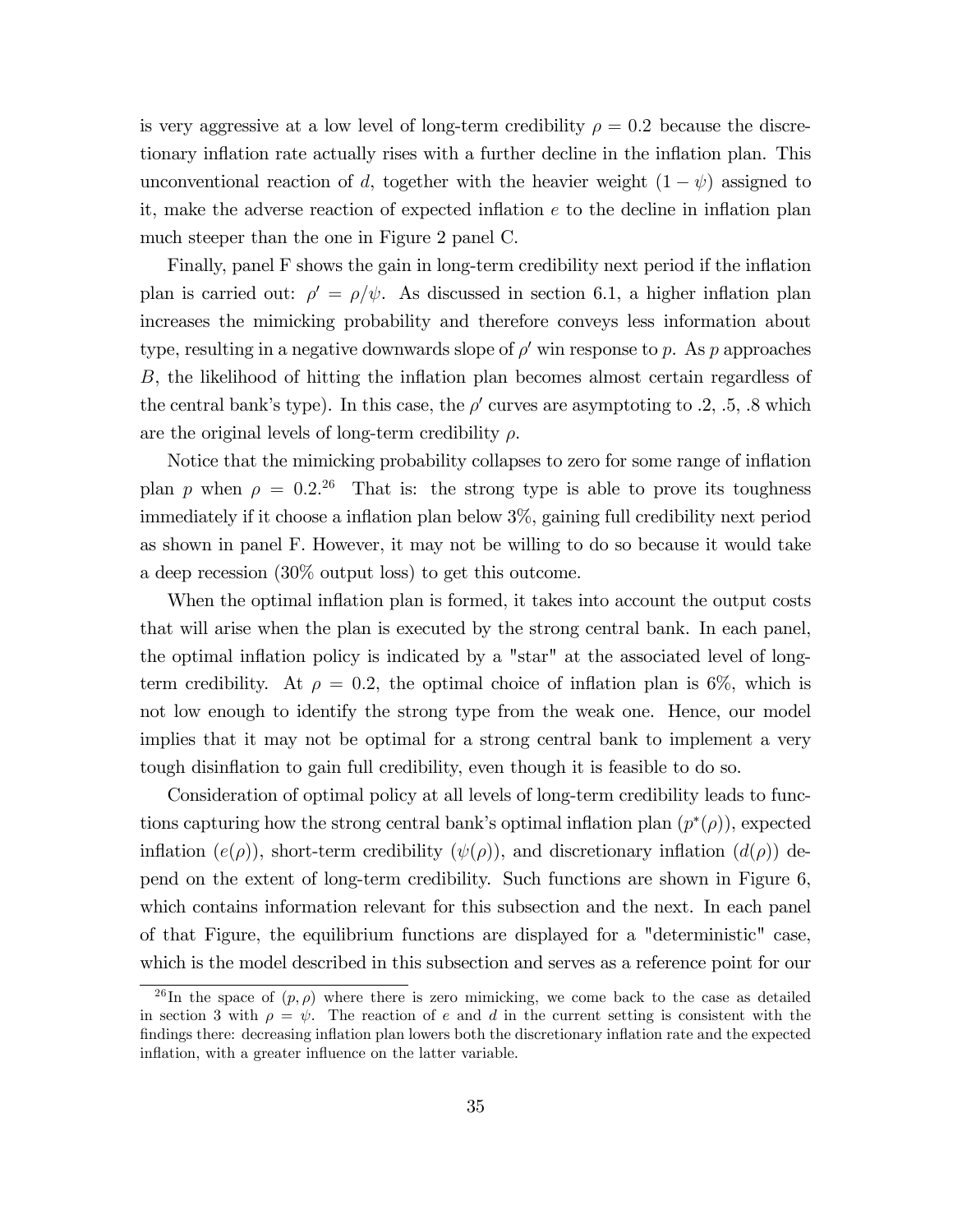is very aggressive at a low level of long-term credibility $\rho = 0.2$ because the discretionary inflation rate actually rises with a further decline in the inflation plan. This unconventional reaction of $d$, together with the heavier weight $(1 - \psi)$ assigned to it, make the adverse reaction of expected inflation $e$ to the decline in inflation plan much steeper than the one in Figure 2 panel C.

Finally, panel F shows the gain in long-term credibility next period if the inflation plan is carried out: $\rho' = \rho/\psi$. As discussed in section 6.1, a higher inflation plan increases the mimicking probability and therefore conveys less information about type, resulting in a negative downwards slope of $\rho'$ win response to $p$. As $p$ approaches $B$, the likelihood of hitting the inflation plan becomes almost certain regardless of the central bank's type). In this case, the $\rho'$ curves are asymptoting to .2, .5, .8 which are the original levels of long-term credibility $\rho$.

Notice that the mimicking probability collapses to zero for some range of inflation plan $p$ when $\rho = 0.2$.[26] That is: the strong type is able to prove its toughness immediately if it choose a inflation plan below 3%, gaining full credibility next period as shown in panel F. However, it may not be willing to do so because it would take a deep recession (30% output loss) to get this outcome.

When the optimal inflation plan is formed, it takes into account the output costs that will arise when the plan is executed by the strong central bank. In each panel, the optimal inflation policy is indicated by a "star" at the associated level of long-term credibility. At $\rho = 0.2$, the optimal choice of inflation plan is 6%, which is not low enough to identify the strong type from the weak one. Hence, our model implies that it may not be optimal for a strong central bank to implement a very tough disinflation to gain full credibility, even though it is feasible to do so.

Consideration of optimal policy at all levels of long-term credibility leads to functions capturing how the strong central bank's optimal inflation plan $(p^*(\rho))$, expected inflation $(e(\rho))$, short-term credibility $(\psi(\rho))$, and discretionary inflation $(d(\rho))$ depend on the extent of long-term credibility. Such functions are shown in Figure 6, which contains information relevant for this subsection and the next. In each panel of that Figure, the equilibrium functions are displayed for a "deterministic" case, which is the model described in this subsection and serves as a reference point for our

[26] In the space of $(p, \rho)$ where there is zero mimicking, we come back to the case as detailed in section 3 with $\rho = \psi$. The reaction of $e$ and $d$ in the current setting is consistent with the findings there: decreasing inflation plan lowers both the discretionary inflation rate and the expected inflation, with a greater influence on the latter variable.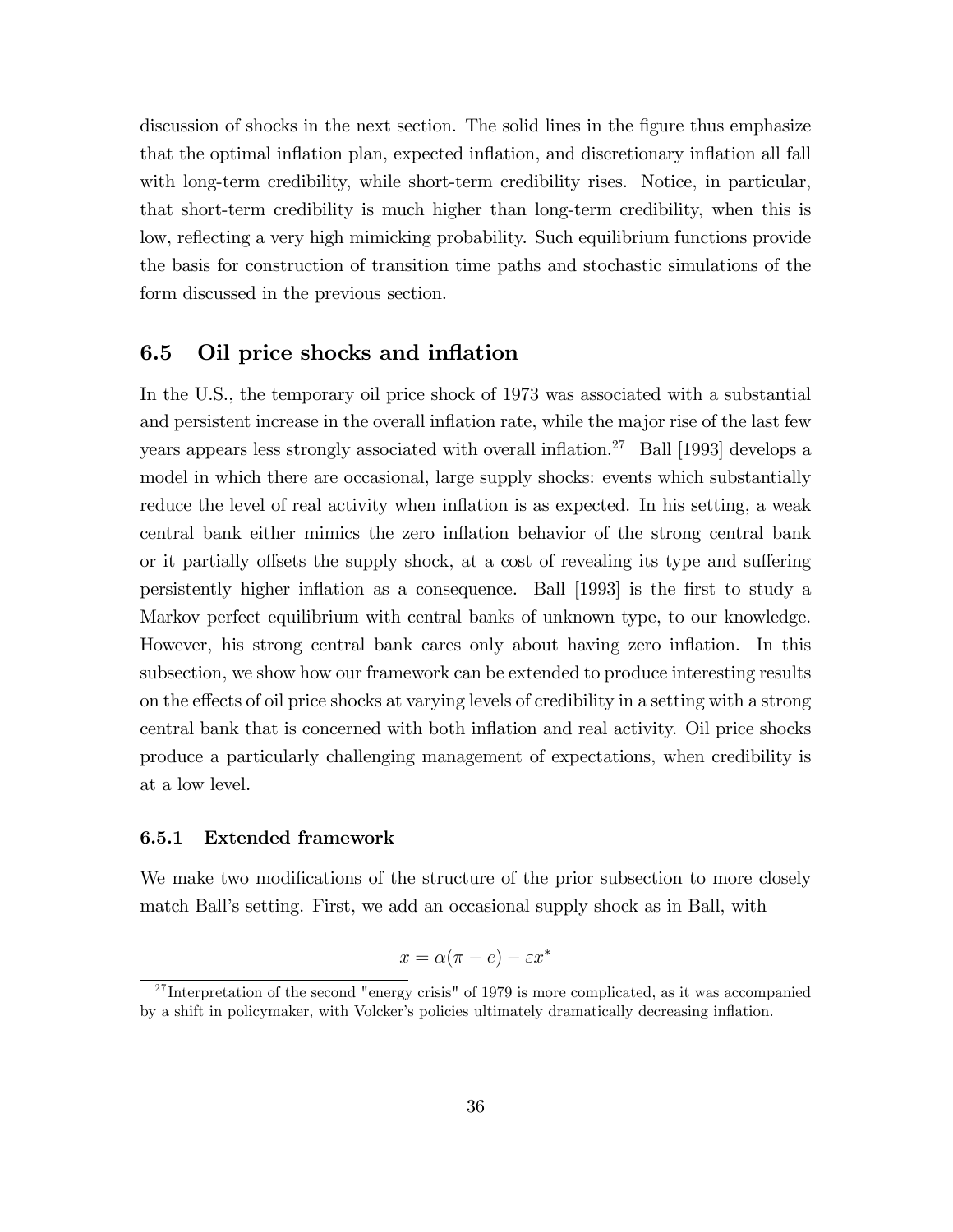discussion of shocks in the next section. The solid lines in the figure thus emphasize that the optimal inflation plan, expected inflation, and discretionary inflation all fall with long-term credibility, while short-term credibility rises. Notice, in particular, that short-term credibility is much higher than long-term credibility, when this is low, reflecting a very high mimicking probability. Such equilibrium functions provide the basis for construction of transition time paths and stochastic simulations of the form discussed in the previous section.

## 6.5 Oil price shocks and inflation

In the U.S., the temporary oil price shock of 1973 was associated with a substantial and persistent increase in the overall inflation rate, while the major rise of the last few years appears less strongly associated with overall inflation.[27] Ball [1993] develops a model in which there are occasional, large supply shocks: events which substantially reduce the level of real activity when inflation is as expected. In his setting, a weak central bank either mimics the zero inflation behavior of the strong central bank or it partially offsets the supply shock, at a cost of revealing its type and suffering persistently higher inflation as a consequence. Ball [1993] is the first to study a Markov perfect equilibrium with central banks of unknown type, to our knowledge. However, his strong central bank cares only about having zero inflation. In this subsection, we show how our framework can be extended to produce interesting results on the effects of oil price shocks at varying levels of credibility in a setting with a strong central bank that is concerned with both inflation and real activity. Oil price shocks produce a particularly challenging management of expectations, when credibility is at a low level.

### 6.5.1 Extended framework

We make two modifications of the structure of the prior subsection to more closely match Ball's setting. First, we add an occasional supply shock as in Ball, with

$$x = \alpha(\pi - e) - \varepsilon x^*$$

[27] Interpretation of the second "energy crisis" of 1979 is more complicated, as it was accompanied by a shift in policymaker, with Volcker's policies ultimately dramatically decreasing inflation.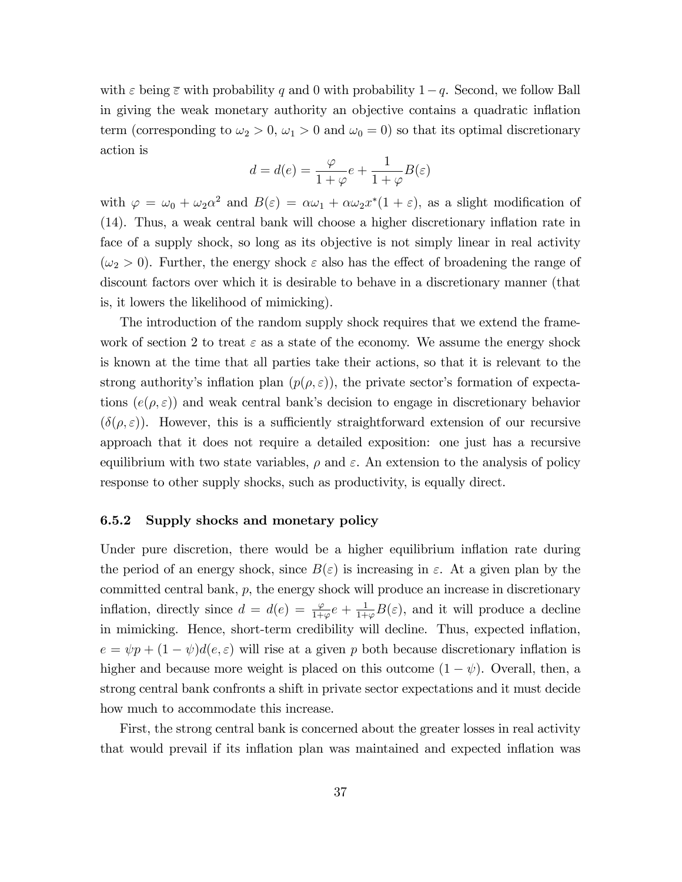with $\varepsilon$ being $\overline{\varepsilon}$ with probability $q$ and 0 with probability $1-q$. Second, we follow Ball in giving the weak monetary authority an objective contains a quadratic inflation term (corresponding to $\omega_2 > 0$, $\omega_1 > 0$ and $\omega_0 = 0$) so that its optimal discretionary action is

$$d = d(e) = \frac{\varphi}{1+\varphi}e + \frac{1}{1+\varphi}B(\varepsilon)$$

with $\varphi = \omega_0 + \omega_2\alpha^2$ and $B(\varepsilon) = \alpha\omega_1 + \alpha\omega_2 x^*(1+\varepsilon)$, as a slight modification of (14). Thus, a weak central bank will choose a higher discretionary inflation rate in face of a supply shock, so long as its objective is not simply linear in real activity ($\omega_2 > 0$). Further, the energy shock $\varepsilon$ also has the effect of broadening the range of discount factors over which it is desirable to behave in a discretionary manner (that is, it lowers the likelihood of mimicking).

The introduction of the random supply shock requires that we extend the framework of section 2 to treat $\varepsilon$ as a state of the economy. We assume the energy shock is known at the time that all parties take their actions, so that it is relevant to the strong authority's inflation plan ($p(\rho, \varepsilon)$), the private sector's formation of expectations ($e(\rho, \varepsilon)$) and weak central bank's decision to engage in discretionary behavior ($\delta(\rho, \varepsilon)$). However, this is a sufficiently straightforward extension of our recursive approach that it does not require a detailed exposition: one just has a recursive equilibrium with two state variables, $\rho$ and $\varepsilon$. An extension to the analysis of policy response to other supply shocks, such as productivity, is equally direct.

### 6.5.2 Supply shocks and monetary policy

Under pure discretion, there would be a higher equilibrium inflation rate during the period of an energy shock, since $B(\varepsilon)$ is increasing in $\varepsilon$. At a given plan by the committed central bank, $p$, the energy shock will produce an increase in discretionary inflation, directly since $d = d(e) = \frac{\varphi}{1+\varphi}e + \frac{1}{1+\varphi}B(\varepsilon)$, and it will produce a decline in mimicking. Hence, short-term credibility will decline. Thus, expected inflation, $e = \psi p + (1-\psi)d(e, \varepsilon)$ will rise at a given $p$ both because discretionary inflation is higher and because more weight is placed on this outcome $(1-\psi)$. Overall, then, a strong central bank confronts a shift in private sector expectations and it must decide how much to accommodate this increase.

First, the strong central bank is concerned about the greater losses in real activity that would prevail if its inflation plan was maintained and expected inflation was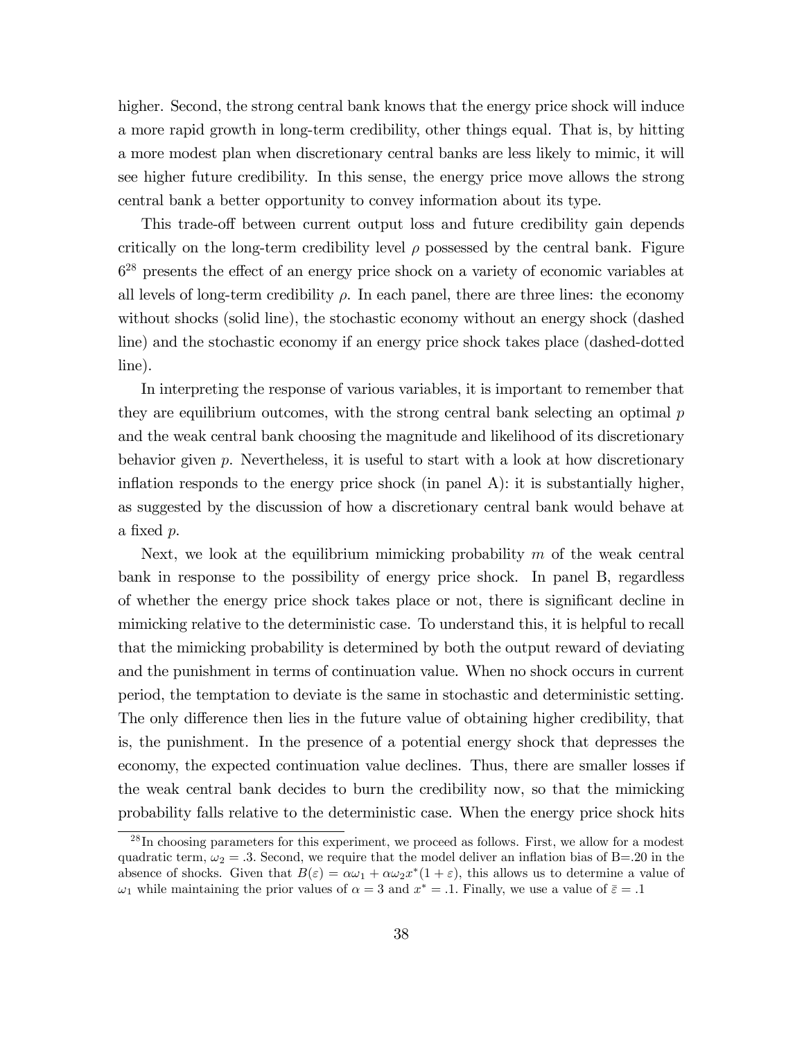higher. Second, the strong central bank knows that the energy price shock will induce a more rapid growth in long-term credibility, other things equal. That is, by hitting a more modest plan when discretionary central banks are less likely to mimic, it will see higher future credibility. In this sense, the energy price move allows the strong central bank a better opportunity to convey information about its type.

This trade-off between current output loss and future credibility gain depends critically on the long-term credibility level $\rho$ possessed by the central bank. Figure 6[28] presents the effect of an energy price shock on a variety of economic variables at all levels of long-term credibility $\rho$. In each panel, there are three lines: the economy without shocks (solid line), the stochastic economy without an energy shock (dashed line) and the stochastic economy if an energy price shock takes place (dashed-dotted line).

In interpreting the response of various variables, it is important to remember that they are equilibrium outcomes, with the strong central bank selecting an optimal $p$ and the weak central bank choosing the magnitude and likelihood of its discretionary behavior given $p$. Nevertheless, it is useful to start with a look at how discretionary inflation responds to the energy price shock (in panel A): it is substantially higher, as suggested by the discussion of how a discretionary central bank would behave at a fixed $p$.

Next, we look at the equilibrium mimicking probability $m$ of the weak central bank in response to the possibility of energy price shock. In panel B, regardless of whether the energy price shock takes place or not, there is significant decline in mimicking relative to the deterministic case. To understand this, it is helpful to recall that the mimicking probability is determined by both the output reward of deviating and the punishment in terms of continuation value. When no shock occurs in current period, the temptation to deviate is the same in stochastic and deterministic setting. The only difference then lies in the future value of obtaining higher credibility, that is, the punishment. In the presence of a potential energy shock that depresses the economy, the expected continuation value declines. Thus, there are smaller losses if the weak central bank decides to burn the credibility now, so that the mimicking probability falls relative to the deterministic case. When the energy price shock hits

[28] In choosing parameters for this experiment, we proceed as follows. First, we allow for a modest quadratic term, $\omega_2 = .3$. Second, we require that the model deliver an inflation bias of B=.20 in the absence of shocks. Given that $B(\varepsilon) = \alpha\omega_1 + \alpha\omega_2 x^*(1+\varepsilon)$, this allows us to determine a value of $\omega_1$ while maintaining the prior values of $\alpha = 3$ and $x^* = .1$. Finally, we use a value of $\bar{\varepsilon} = .1$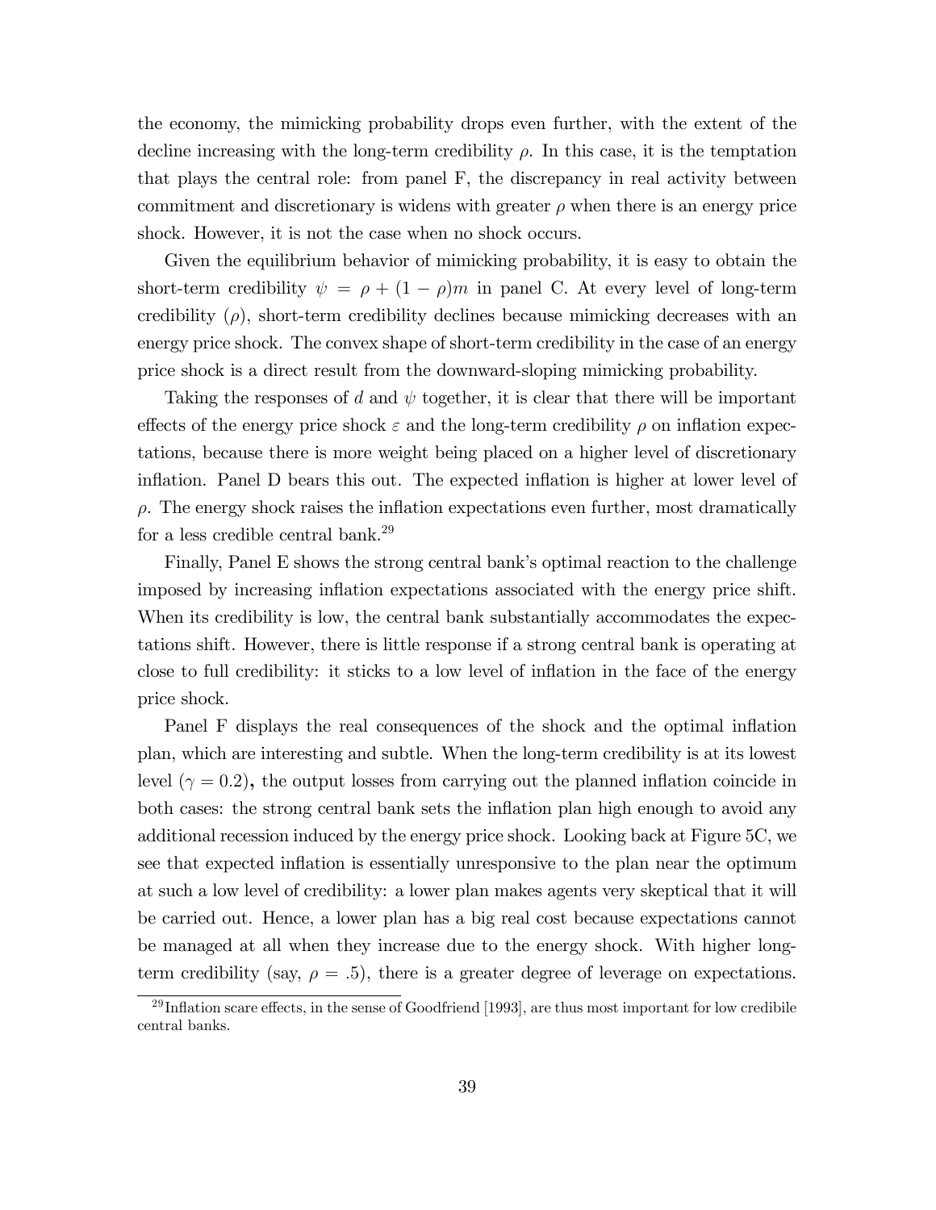the economy, the mimicking probability drops even further, with the extent of the decline increasing with the long-term credibility $\rho$. In this case, it is the temptation that plays the central role: from panel F, the discrepancy in real activity between commitment and discretionary is widens with greater $\rho$ when there is an energy price shock. However, it is not the case when no shock occurs.

Given the equilibrium behavior of mimicking probability, it is easy to obtain the short-term credibility $\psi = \rho + (1 - \rho)m$ in panel C. At every level of long-term credibility ($\rho$), short-term credibility declines because mimicking decreases with an energy price shock. The convex shape of short-term credibility in the case of an energy price shock is a direct result from the downward-sloping mimicking probability.

Taking the responses of $d$ and $\psi$ together, it is clear that there will be important effects of the energy price shock $\varepsilon$ and the long-term credibility $\rho$ on inflation expectations, because there is more weight being placed on a higher level of discretionary inflation. Panel D bears this out. The expected inflation is higher at lower level of $\rho$. The energy shock raises the inflation expectations even further, most dramatically for a less credible central bank.[29]

Finally, Panel E shows the strong central bank's optimal reaction to the challenge imposed by increasing inflation expectations associated with the energy price shift. When its credibility is low, the central bank substantially accommodates the expectations shift. However, there is little response if a strong central bank is operating at close to full credibility: it sticks to a low level of inflation in the face of the energy price shock.

Panel F displays the real consequences of the shock and the optimal inflation plan, which are interesting and subtle. When the long-term credibility is at its lowest level ($\gamma = 0.2$), the output losses from carrying out the planned inflation coincide in both cases: the strong central bank sets the inflation plan high enough to avoid any additional recession induced by the energy price shock. Looking back at Figure 5C, we see that expected inflation is essentially unresponsive to the plan near the optimum at such a low level of credibility: a lower plan makes agents very skeptical that it will be carried out. Hence, a lower plan has a big real cost because expectations cannot be managed at all when they increase due to the energy shock. With higher long-term credibility (say, $\rho = .5$), there is a greater degree of leverage on expectations.

[29] Inflation scare effects, in the sense of Goodfriend [1993], are thus most important for low credibile central banks.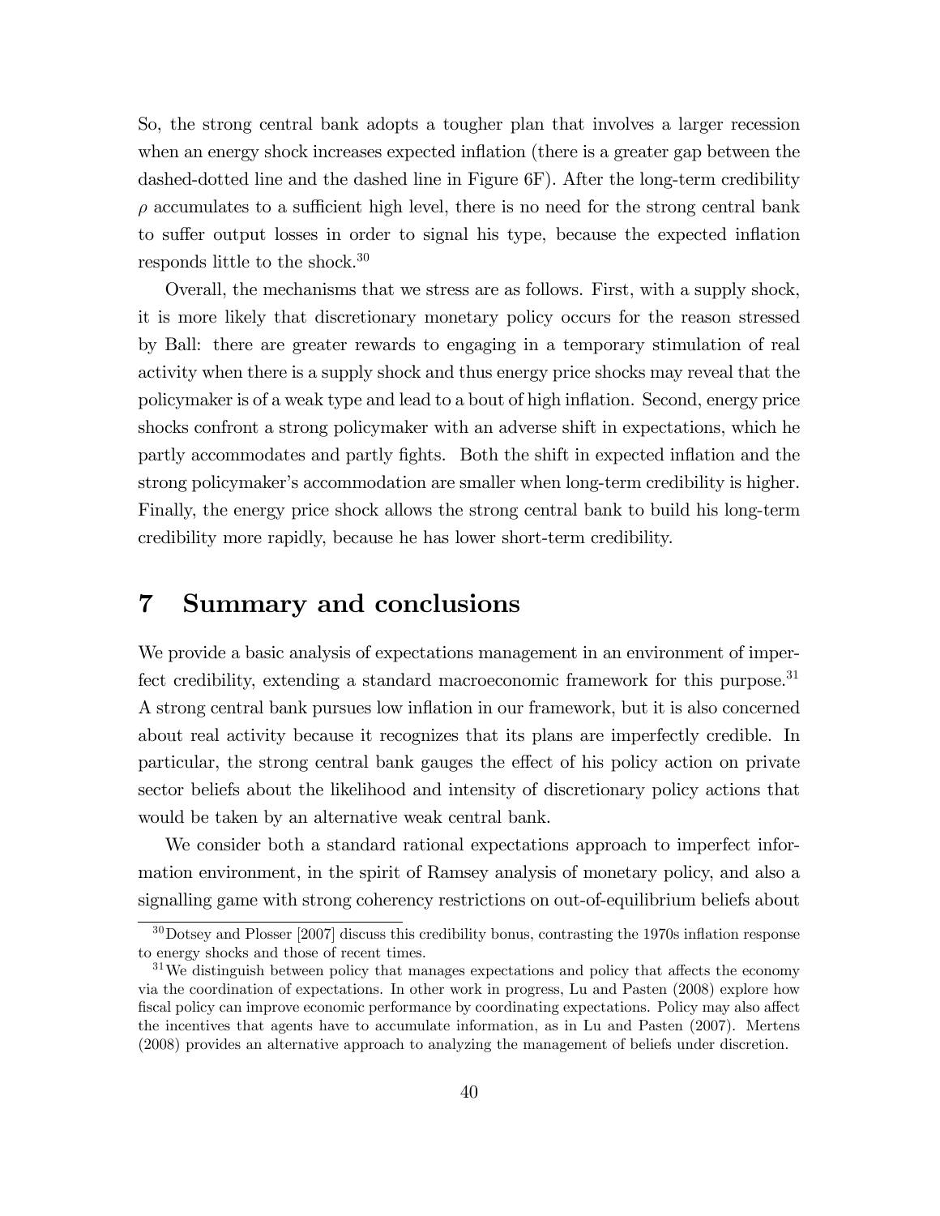So, the strong central bank adopts a tougher plan that involves a larger recession when an energy shock increases expected inflation (there is a greater gap between the dashed-dotted line and the dashed line in Figure 6F). After the long-term credibility $\rho$ accumulates to a sufficient high level, there is no need for the strong central bank to suffer output losses in order to signal his type, because the expected inflation responds little to the shock.[30]

Overall, the mechanisms that we stress are as follows. First, with a supply shock, it is more likely that discretionary monetary policy occurs for the reason stressed by Ball: there are greater rewards to engaging in a temporary stimulation of real activity when there is a supply shock and thus energy price shocks may reveal that the policymaker is of a weak type and lead to a bout of high inflation. Second, energy price shocks confront a strong policymaker with an adverse shift in expectations, which he partly accommodates and partly fights. Both the shift in expected inflation and the strong policymaker's accommodation are smaller when long-term credibility is higher. Finally, the energy price shock allows the strong central bank to build his long-term credibility more rapidly, because he has lower short-term credibility.

# 7 Summary and conclusions

We provide a basic analysis of expectations management in an environment of imperfect credibility, extending a standard macroeconomic framework for this purpose.[31] A strong central bank pursues low inflation in our framework, but it is also concerned about real activity because it recognizes that its plans are imperfectly credible. In particular, the strong central bank gauges the effect of his policy action on private sector beliefs about the likelihood and intensity of discretionary policy actions that would be taken by an alternative weak central bank.

We consider both a standard rational expectations approach to imperfect information environment, in the spirit of Ramsey analysis of monetary policy, and also a signalling game with strong coherency restrictions on out-of-equilibrium beliefs about

[30] Dotsey and Plosser [2007] discuss this credibility bonus, contrasting the 1970s inflation response to energy shocks and those of recent times.

[31] We distinguish between policy that manages expectations and policy that affects the economy via the coordination of expectations. In other work in progress, Lu and Pasten (2008) explore how fiscal policy can improve economic performance by coordinating expectations. Policy may also affect the incentives that agents have to accumulate information, as in Lu and Pasten (2007). Mertens (2008) provides an alternative approach to analyzing the management of beliefs under discretion.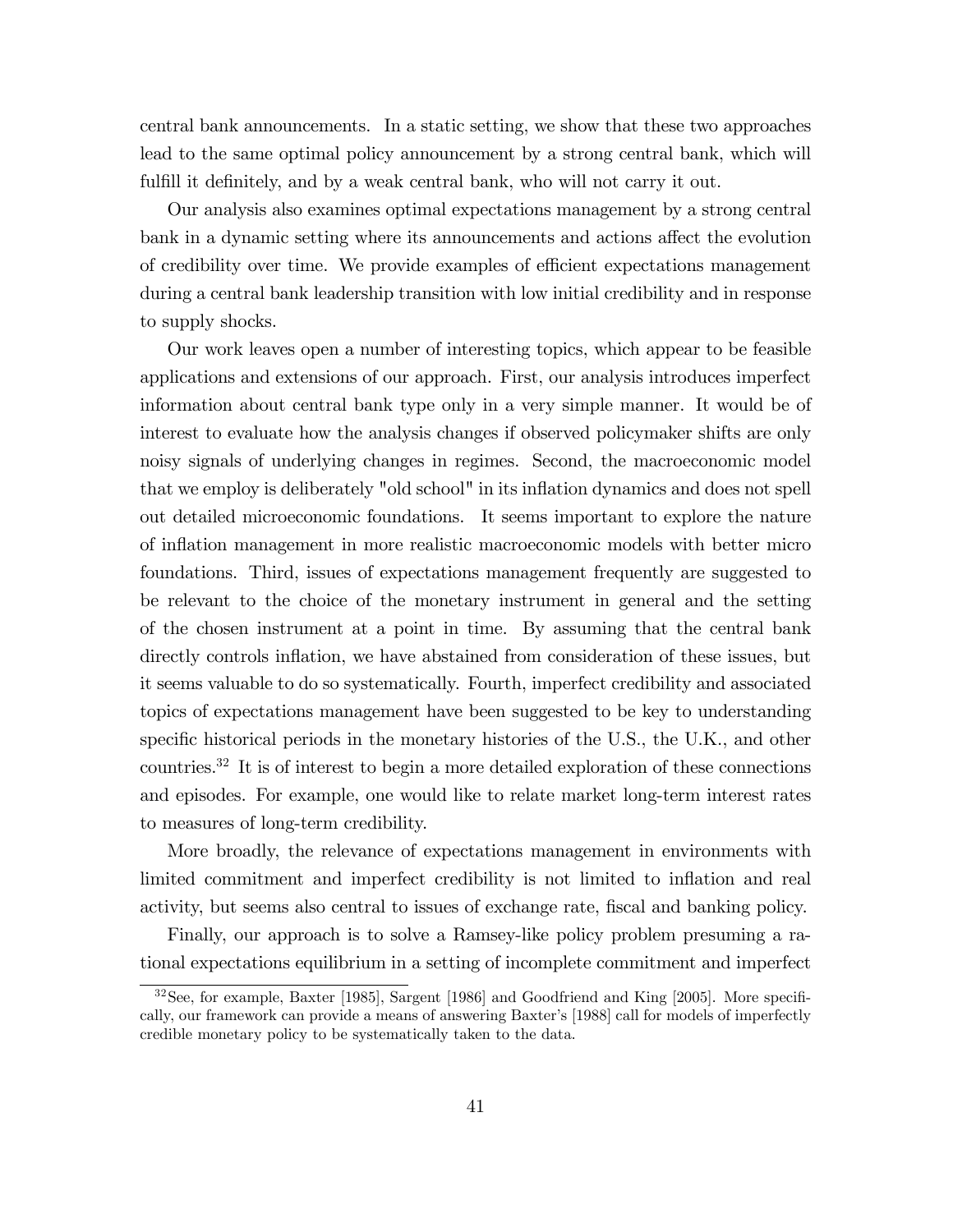central bank announcements. In a static setting, we show that these two approaches lead to the same optimal policy announcement by a strong central bank, which will fulfill it definitely, and by a weak central bank, who will not carry it out.

Our analysis also examines optimal expectations management by a strong central bank in a dynamic setting where its announcements and actions affect the evolution of credibility over time. We provide examples of efficient expectations management during a central bank leadership transition with low initial credibility and in response to supply shocks.

Our work leaves open a number of interesting topics, which appear to be feasible applications and extensions of our approach. First, our analysis introduces imperfect information about central bank type only in a very simple manner. It would be of interest to evaluate how the analysis changes if observed policymaker shifts are only noisy signals of underlying changes in regimes. Second, the macroeconomic model that we employ is deliberately "old school" in its inflation dynamics and does not spell out detailed microeconomic foundations. It seems important to explore the nature of inflation management in more realistic macroeconomic models with better micro foundations. Third, issues of expectations management frequently are suggested to be relevant to the choice of the monetary instrument in general and the setting of the chosen instrument at a point in time. By assuming that the central bank directly controls inflation, we have abstained from consideration of these issues, but it seems valuable to do so systematically. Fourth, imperfect credibility and associated topics of expectations management have been suggested to be key to understanding specific historical periods in the monetary histories of the U.S., the U.K., and other countries.[32] It is of interest to begin a more detailed exploration of these connections and episodes. For example, one would like to relate market long-term interest rates to measures of long-term credibility.

More broadly, the relevance of expectations management in environments with limited commitment and imperfect credibility is not limited to inflation and real activity, but seems also central to issues of exchange rate, fiscal and banking policy.

Finally, our approach is to solve a Ramsey-like policy problem presuming a rational expectations equilibrium in a setting of incomplete commitment and imperfect

[32] See, for example, Baxter [1985], Sargent [1986] and Goodfriend and King [2005]. More specifically, our framework can provide a means of answering Baxter's [1988] call for models of imperfectly credible monetary policy to be systematically taken to the data.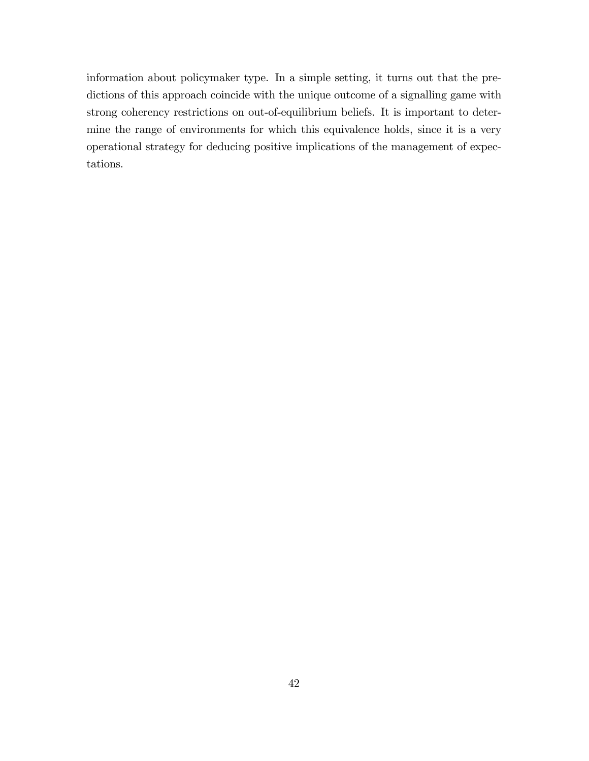information about policymaker type. In a simple setting, it turns out that the predictions of this approach coincide with the unique outcome of a signalling game with strong coherency restrictions on out-of-equilibrium beliefs. It is important to determine the range of environments for which this equivalence holds, since it is a very operational strategy for deducing positive implications of the management of expectations.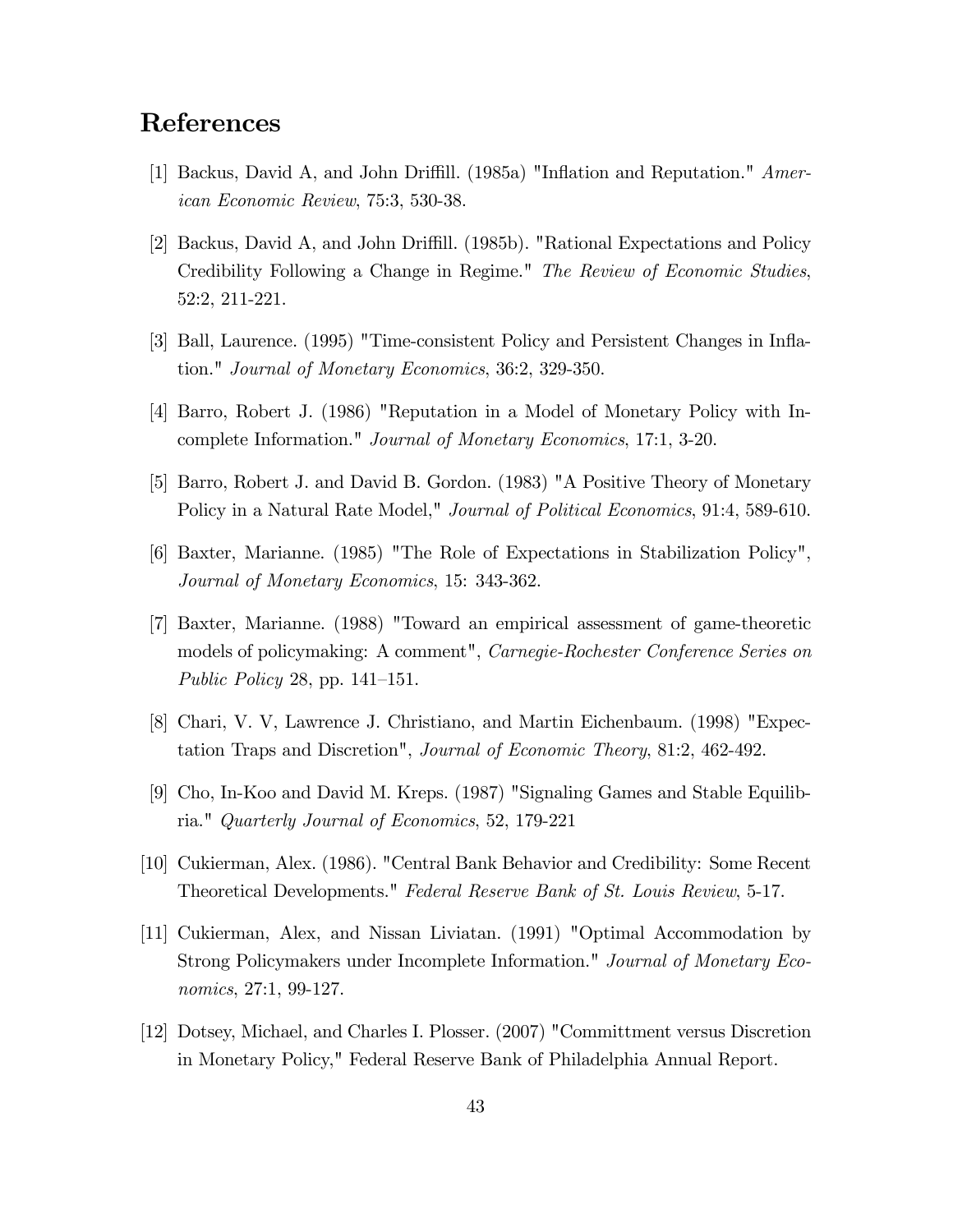## References

[1] Backus, David A, and John Driffill. (1985a) "Inflation and Reputation." *American Economic Review*, 75:3, 530-38.

[2] Backus, David A, and John Driffill. (1985b). "Rational Expectations and Policy Credibility Following a Change in Regime." *The Review of Economic Studies*, 52:2, 211-221.

[3] Ball, Laurence. (1995) "Time-consistent Policy and Persistent Changes in Inflation." *Journal of Monetary Economics*, 36:2, 329-350.

[4] Barro, Robert J. (1986) "Reputation in a Model of Monetary Policy with Incomplete Information." *Journal of Monetary Economics*, 17:1, 3-20.

[5] Barro, Robert J. and David B. Gordon. (1983) "A Positive Theory of Monetary Policy in a Natural Rate Model," *Journal of Political Economics*, 91:4, 589-610.

[6] Baxter, Marianne. (1985) "The Role of Expectations in Stabilization Policy", *Journal of Monetary Economics*, 15: 343-362.

[7] Baxter, Marianne. (1988) "Toward an empirical assessment of game-theoretic models of policymaking: A comment", *Carnegie-Rochester Conference Series on Public Policy* 28, pp. 141–151.

[8] Chari, V. V, Lawrence J. Christiano, and Martin Eichenbaum. (1998) "Expectation Traps and Discretion", *Journal of Economic Theory*, 81:2, 462-492.

[9] Cho, In-Koo and David M. Kreps. (1987) "Signaling Games and Stable Equilibria." *Quarterly Journal of Economics*, 52, 179-221

[10] Cukierman, Alex. (1986). "Central Bank Behavior and Credibility: Some Recent Theoretical Developments." *Federal Reserve Bank of St. Louis Review*, 5-17.

[11] Cukierman, Alex, and Nissan Liviatan. (1991) "Optimal Accommodation by Strong Policymakers under Incomplete Information." *Journal of Monetary Economics*, 27:1, 99-127.

[12] Dotsey, Michael, and Charles I. Plosser. (2007) "Committment versus Discretion in Monetary Policy," Federal Reserve Bank of Philadelphia Annual Report.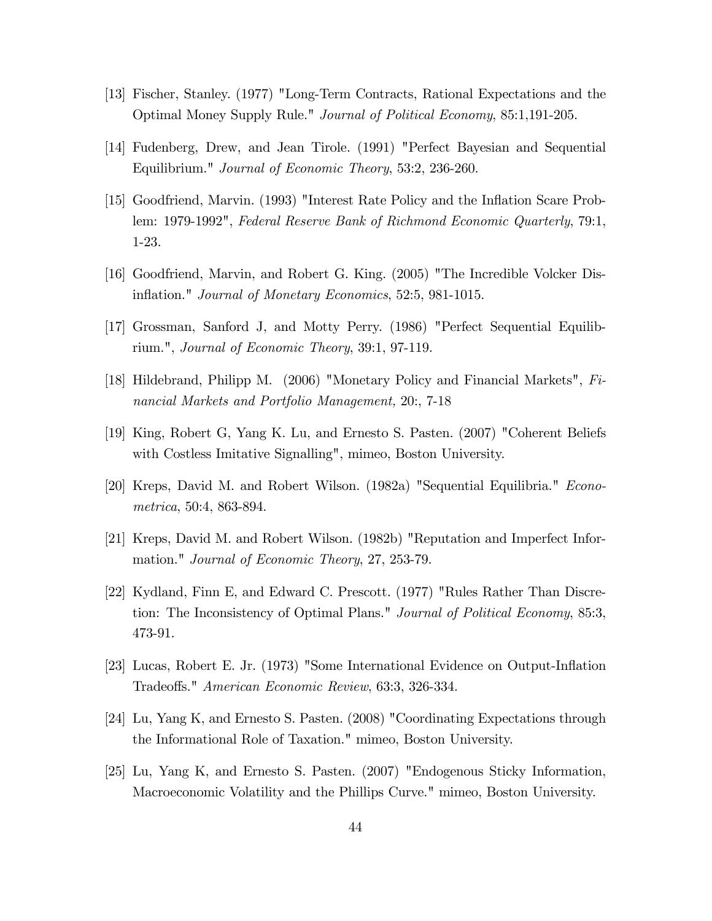[13] Fischer, Stanley. (1977) "Long-Term Contracts, Rational Expectations and the Optimal Money Supply Rule." *Journal of Political Economy*, 85:1,191-205.

[14] Fudenberg, Drew, and Jean Tirole. (1991) "Perfect Bayesian and Sequential Equilibrium." *Journal of Economic Theory*, 53:2, 236-260.

[15] Goodfriend, Marvin. (1993) "Interest Rate Policy and the Inflation Scare Problem: 1979-1992", *Federal Reserve Bank of Richmond Economic Quarterly*, 79:1, 1-23.

[16] Goodfriend, Marvin, and Robert G. King. (2005) "The Incredible Volcker Disinflation." *Journal of Monetary Economics*, 52:5, 981-1015.

[17] Grossman, Sanford J, and Motty Perry. (1986) "Perfect Sequential Equilibrium.", *Journal of Economic Theory*, 39:1, 97-119.

[18] Hildebrand, Philipp M. (2006) "Monetary Policy and Financial Markets", *Financial Markets and Portfolio Management,* 20:, 7-18

[19] King, Robert G, Yang K. Lu, and Ernesto S. Pasten. (2007) "Coherent Beliefs with Costless Imitative Signalling", mimeo, Boston University.

[20] Kreps, David M. and Robert Wilson. (1982a) "Sequential Equilibria." *Econometrica*, 50:4, 863-894.

[21] Kreps, David M. and Robert Wilson. (1982b) "Reputation and Imperfect Information." *Journal of Economic Theory*, 27, 253-79.

[22] Kydland, Finn E, and Edward C. Prescott. (1977) "Rules Rather Than Discretion: The Inconsistency of Optimal Plans." *Journal of Political Economy*, 85:3, 473-91.

[23] Lucas, Robert E. Jr. (1973) "Some International Evidence on Output-Inflation Tradeoffs." *American Economic Review*, 63:3, 326-334.

[24] Lu, Yang K, and Ernesto S. Pasten. (2008) "Coordinating Expectations through the Informational Role of Taxation." mimeo, Boston University.

[25] Lu, Yang K, and Ernesto S. Pasten. (2007) "Endogenous Sticky Information, Macroeconomic Volatility and the Phillips Curve." mimeo, Boston University.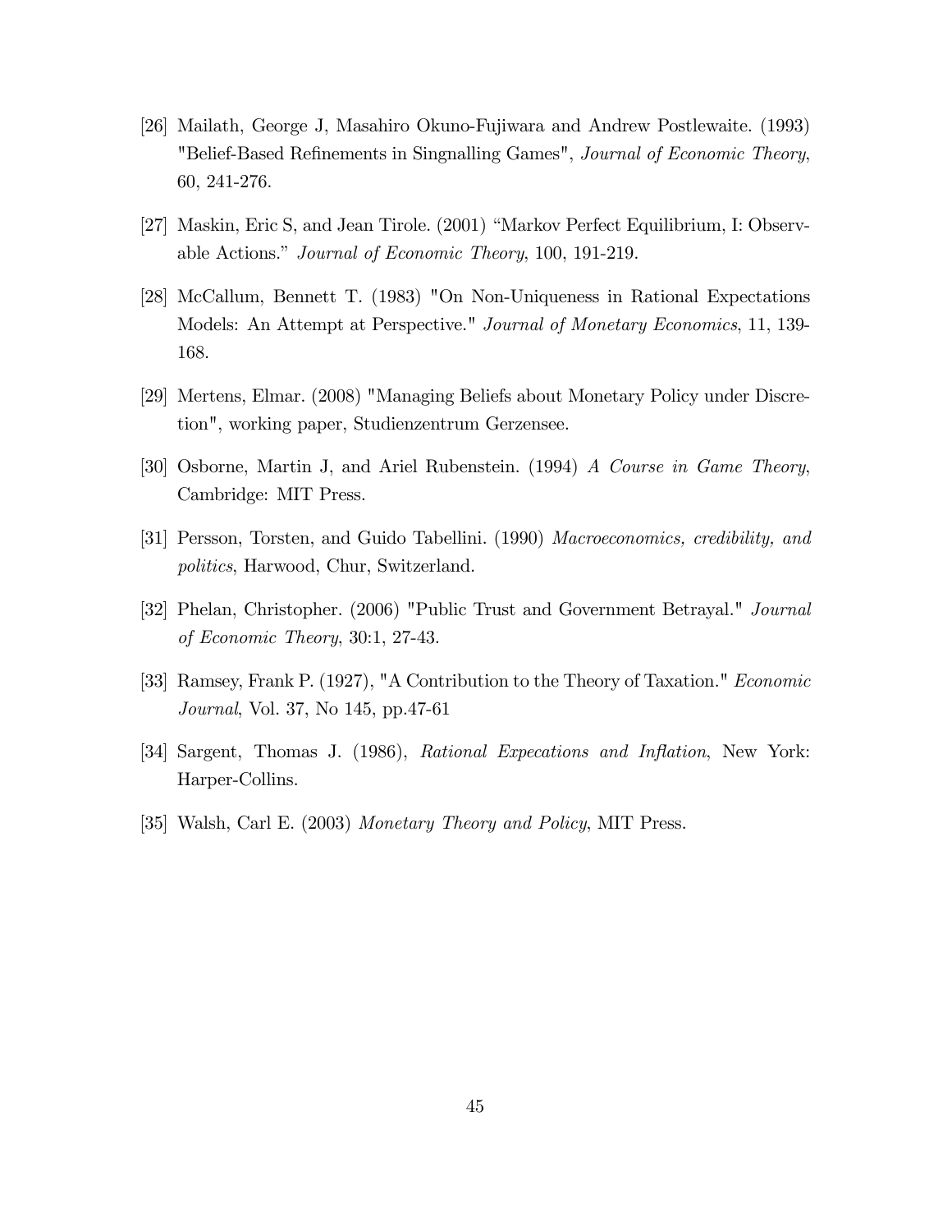[26] Mailath, George J, Masahiro Okuno-Fujiwara and Andrew Postlewaite. (1993) "Belief-Based Refinements in Singnalling Games", *Journal of Economic Theory*, 60, 241-276.

[27] Maskin, Eric S, and Jean Tirole. (2001) "Markov Perfect Equilibrium, I: Observable Actions." *Journal of Economic Theory*, 100, 191-219.

[28] McCallum, Bennett T. (1983) "On Non-Uniqueness in Rational Expectations Models: An Attempt at Perspective." *Journal of Monetary Economics*, 11, 139-168.

[29] Mertens, Elmar. (2008) "Managing Beliefs about Monetary Policy under Discretion", working paper, Studienzentrum Gerzensee.

[30] Osborne, Martin J, and Ariel Rubenstein. (1994) *A Course in Game Theory*, Cambridge: MIT Press.

[31] Persson, Torsten, and Guido Tabellini. (1990) *Macroeconomics, credibility, and politics*, Harwood, Chur, Switzerland.

[32] Phelan, Christopher. (2006) "Public Trust and Government Betrayal." *Journal of Economic Theory*, 30:1, 27-43.

[33] Ramsey, Frank P. (1927), "A Contribution to the Theory of Taxation." *Economic Journal*, Vol. 37, No 145, pp.47-61

[34] Sargent, Thomas J. (1986), *Rational Expecations and Inflation*, New York: Harper-Collins.

[35] Walsh, Carl E. (2003) *Monetary Theory and Policy*, MIT Press.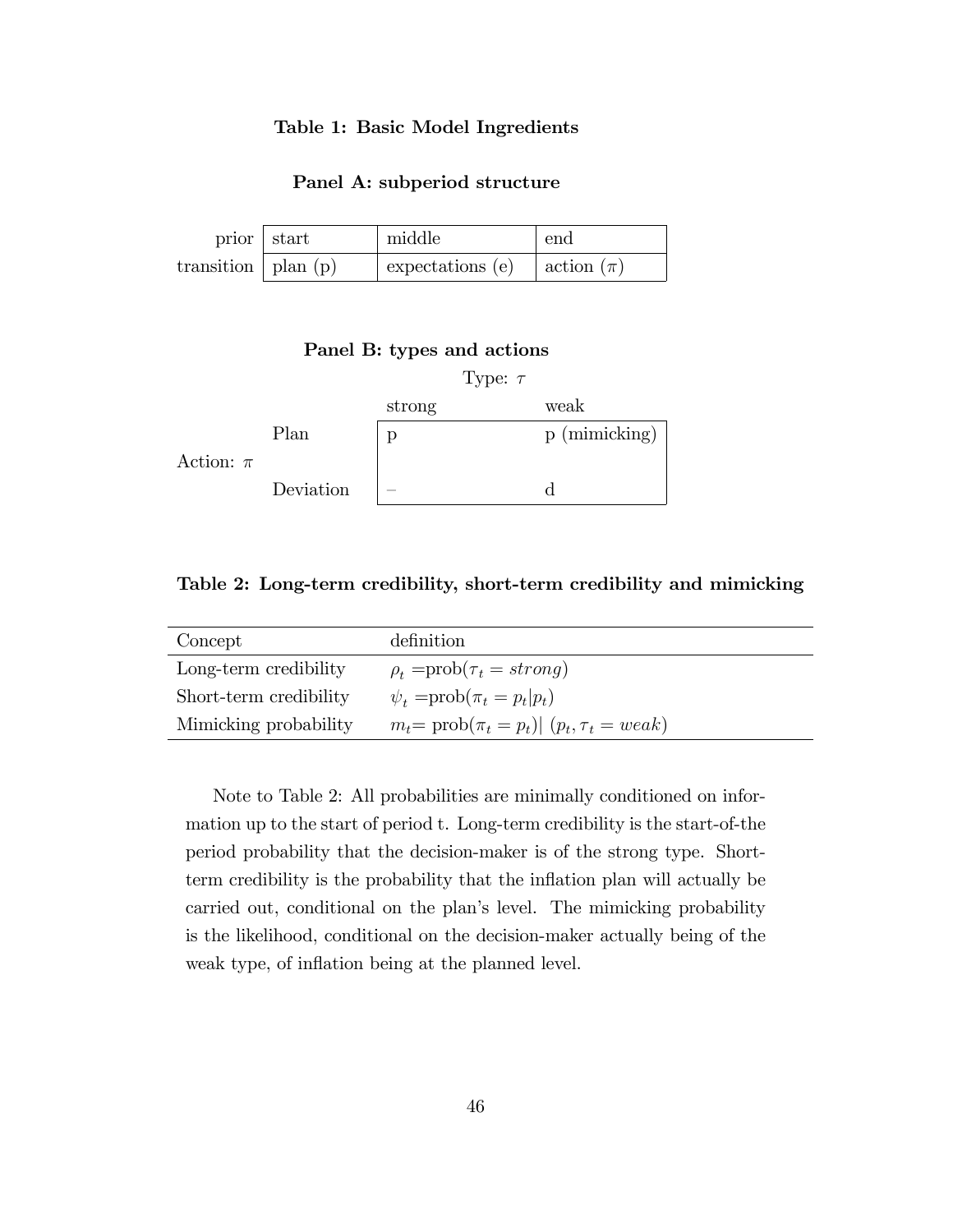**Table 1: Basic Model Ingredients**

**Panel A: subperiod structure**

| prior | start | middle | end |
|---|---|---|---|
| transition | plan (p) | expectations (e) | action ($\pi$) |

**Panel B: types and actions**

| | | Type: $\tau$ | |
|---|---|---|---|
| | | strong | weak |
| Action: $\pi$ | Plan | p | p (mimicking) |
| | Deviation | – | d |

**Table 2: Long-term credibility, short-term credibility and mimicking**

| Concept | definition |
|---|---|
| Long-term credibility | $\rho_t$ =prob($\tau_t = strong$) |
| Short-term credibility | $\psi_t$ =prob($\pi_t = p_t \| p_t$) |
| Mimicking probability | $m_t$= prob($\pi_t = p_t$)\| ($p_t, \tau_t = weak$) |

Note to Table 2: All probabilities are minimally conditioned on information up to the start of period t. Long-term credibility is the start-of-the period probability that the decision-maker is of the strong type. Short-term credibility is the probability that the inflation plan will actually be carried out, conditional on the plan's level. The mimicking probability is the likelihood, conditional on the decision-maker actually being of the weak type, of inflation being at the planned level.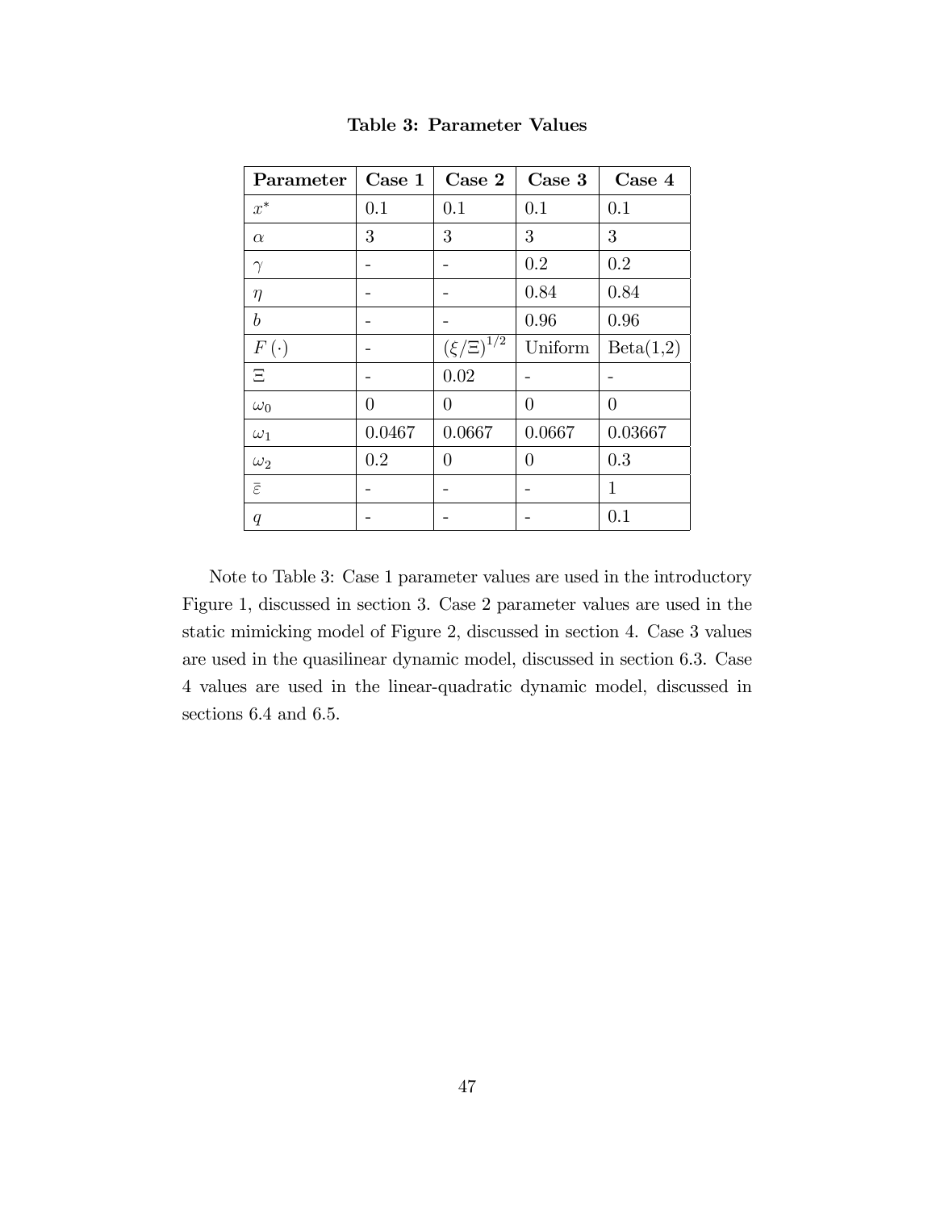**Table 3: Parameter Values**

| Parameter | Case 1 | Case 2 | Case 3 | Case 4 |
|---|---|---|---|---|
| $x^*$ | 0.1 | 0.1 | 0.1 | 0.1 |
| $\alpha$ | 3 | 3 | 3 | 3 |
| $\gamma$ | - | - | 0.2 | 0.2 |
| $\eta$ | - | - | 0.84 | 0.84 |
| $b$ | - | - | 0.96 | 0.96 |
| $F(\cdot)$ | - | $(\xi/\Xi)^{1/2}$ | Uniform | Beta(1,2) |
| $\Xi$ | - | 0.02 | - | - |
| $\omega_0$ | 0 | 0 | 0 | 0 |
| $\omega_1$ | 0.0467 | 0.0667 | 0.0667 | 0.03667 |
| $\omega_2$ | 0.2 | 0 | 0 | 0.3 |
| $\bar{\varepsilon}$ | - | - | - | 1 |
| $q$ | - | - | - | 0.1 |

Note to Table 3: Case 1 parameter values are used in the introductory Figure 1, discussed in section 3. Case 2 parameter values are used in the static mimicking model of Figure 2, discussed in section 4. Case 3 values are used in the quasilinear dynamic model, discussed in section 6.3. Case 4 values are used in the linear-quadratic dynamic model, discussed in sections 6.4 and 6.5.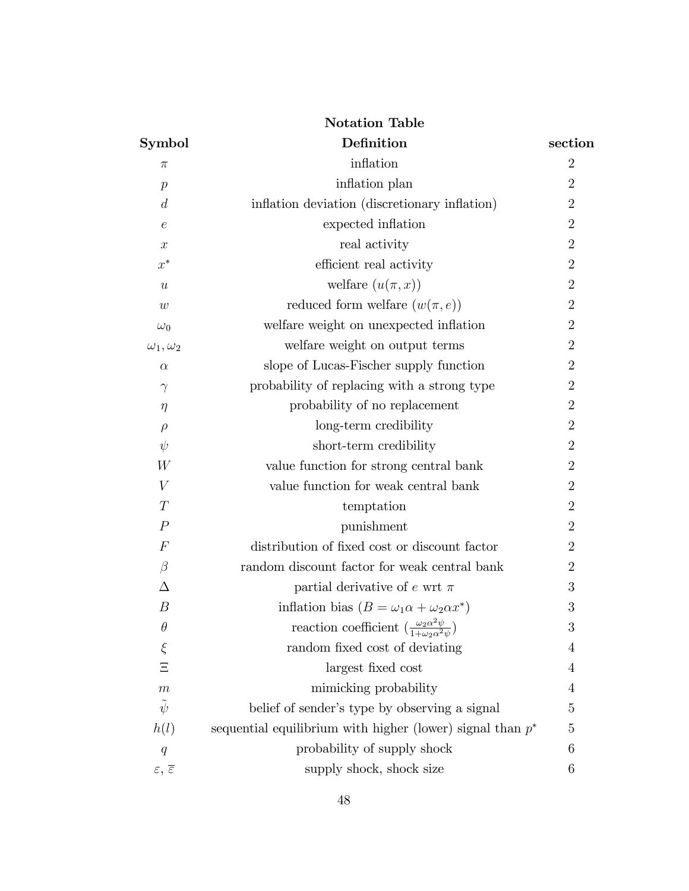**Notation Table**

| Symbol | Definition | section |
|---|---|---|
| $\pi$ | inflation | 2 |
| $p$ | inflation plan | 2 |
| $d$ | inflation deviation (discretionary inflation) | 2 |
| $e$ | expected inflation | 2 |
| $x$ | real activity | 2 |
| $x^*$ | efficient real activity | 2 |
| $u$ | welfare ($u(\pi, x)$) | 2 |
| $w$ | reduced form welfare ($w(\pi, e)$) | 2 |
| $\omega_0$ | welfare weight on unexpected inflation | 2 |
| $\omega_1, \omega_2$ | welfare weight on output terms | 2 |
| $\alpha$ | slope of Lucas-Fischer supply function | 2 |
| $\gamma$ | probability of replacing with a strong type | 2 |
| $\eta$ | probability of no replacement | 2 |
| $\rho$ | long-term credibility | 2 |
| $\psi$ | short-term credibility | 2 |
| $W$ | value function for strong central bank | 2 |
| $V$ | value function for weak central bank | 2 |
| $T$ | temptation | 2 |
| $P$ | punishment | 2 |
| $F$ | distribution of fixed cost or discount factor | 2 |
| $\beta$ | random discount factor for weak central bank | 2 |
| $\Delta$ | partial derivative of $e$ wrt $\pi$ | 3 |
| $B$ | inflation bias ($B = \omega_1\alpha + \omega_2\alpha x^*$) | 3 |
| $\theta$ | reaction coefficient ($\frac{\omega_2\alpha^2\psi}{1+\omega_2\alpha^2\psi}$) | 3 |
| $\xi$ | random fixed cost of deviating | 4 |
| $\Xi$ | largest fixed cost | 4 |
| $m$ | mimicking probability | 4 |
| $\tilde{\psi}$ | belief of sender's type by observing a signal | 5 |
| $h(l)$ | sequential equilibrium with higher (lower) signal than $p^*$ | 5 |
| $q$ | probability of supply shock | 6 |
| $\varepsilon$, $\overline{\varepsilon}$ | supply shock, shock size | 6 |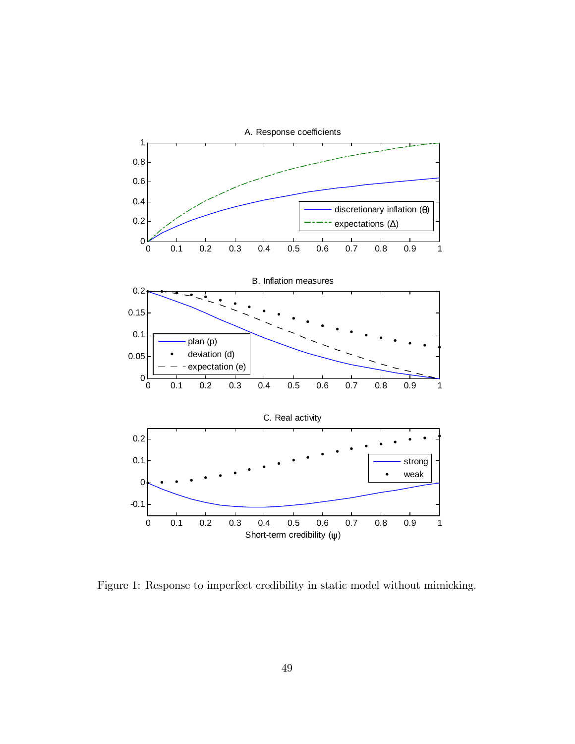Figure 1: Response to imperfect credibility in static model without mimicking.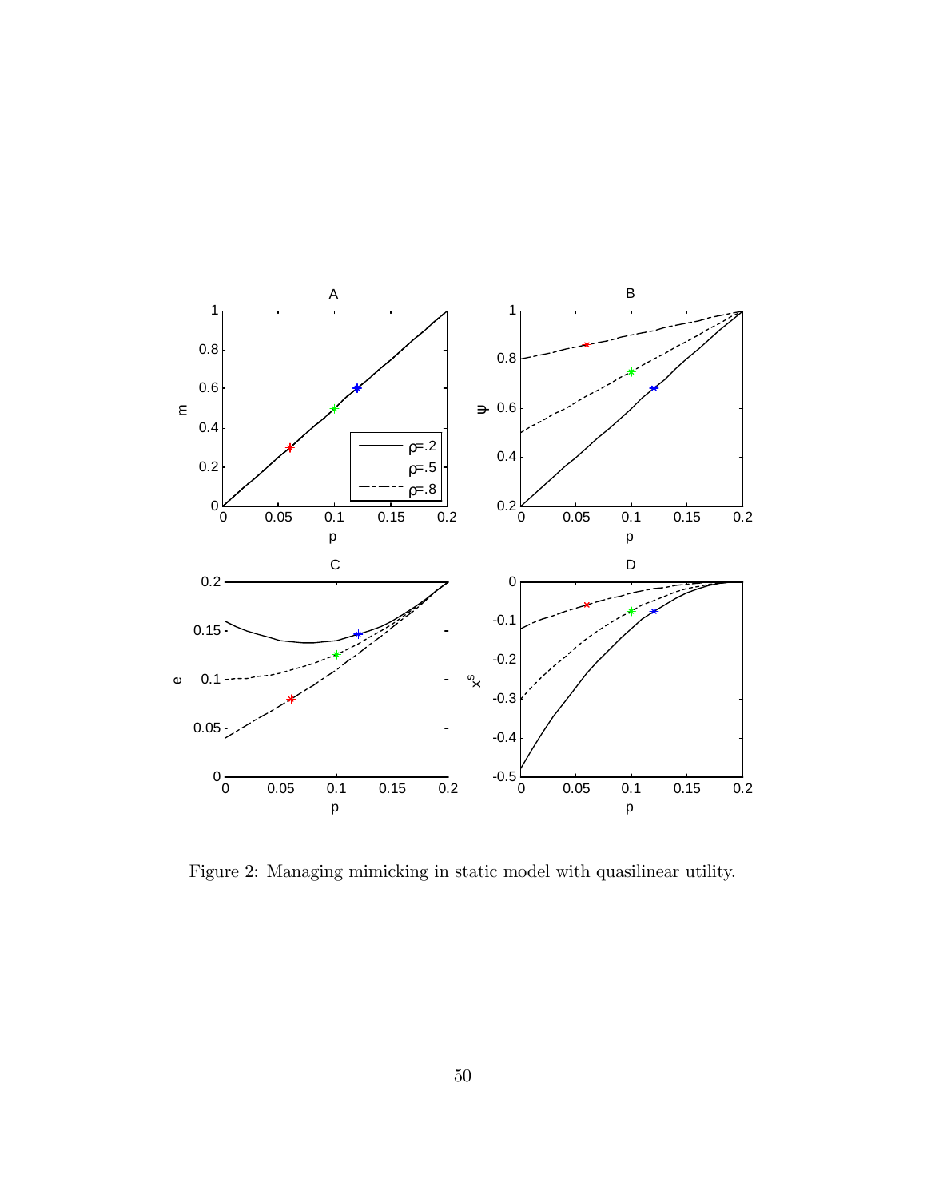Figure 2: Managing mimicking in static model with quasilinear utility.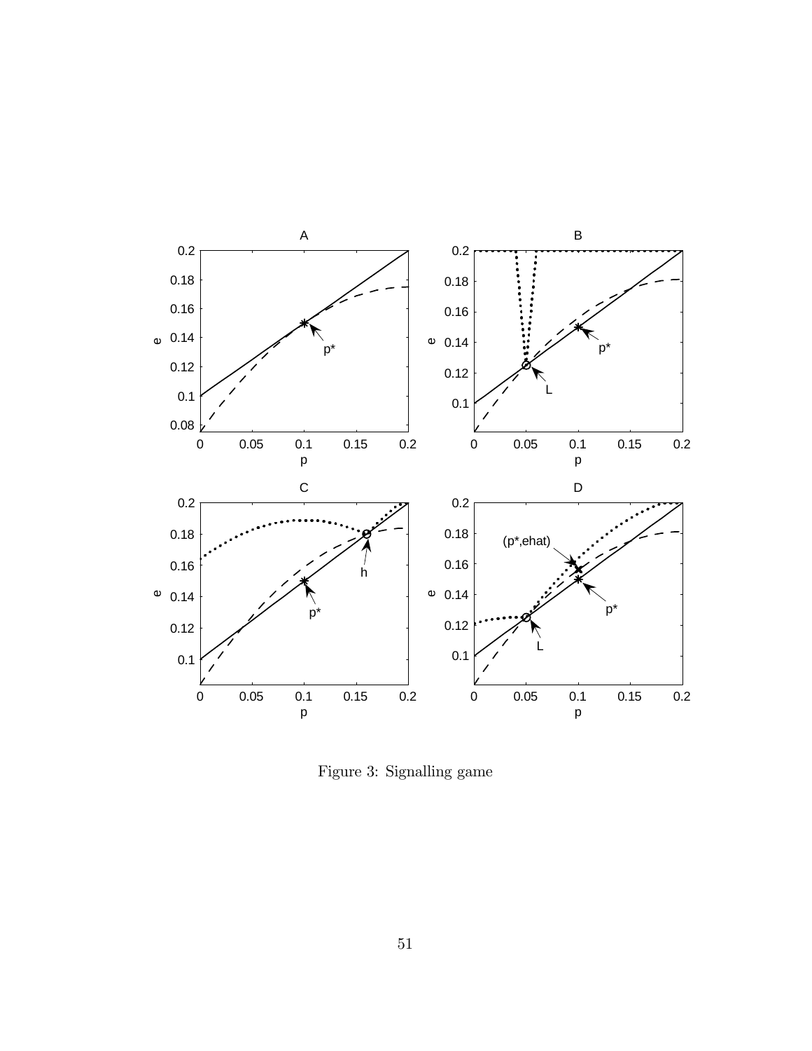Figure 3: Signalling game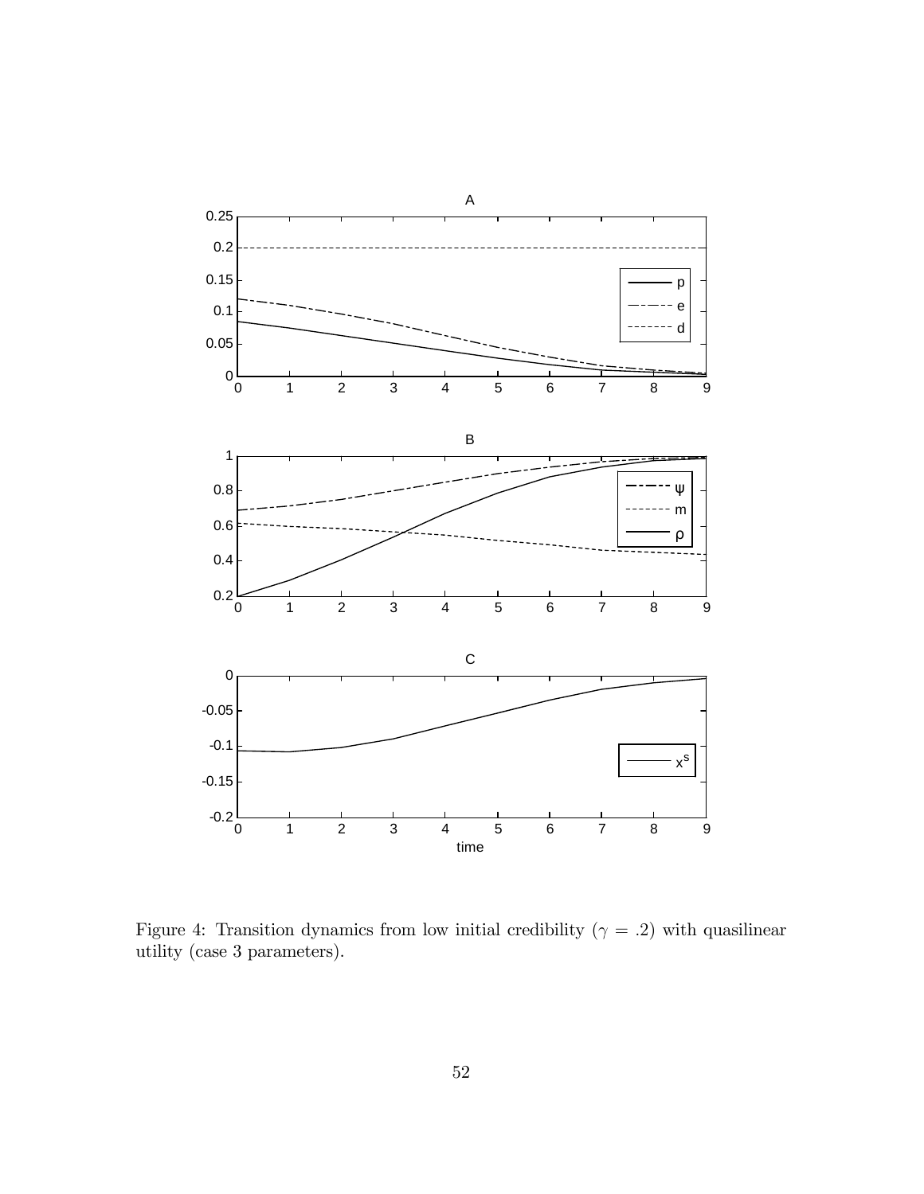Figure 4: Transition dynamics from low initial credibility ($\gamma = .2$) with quasilinear utility (case 3 parameters).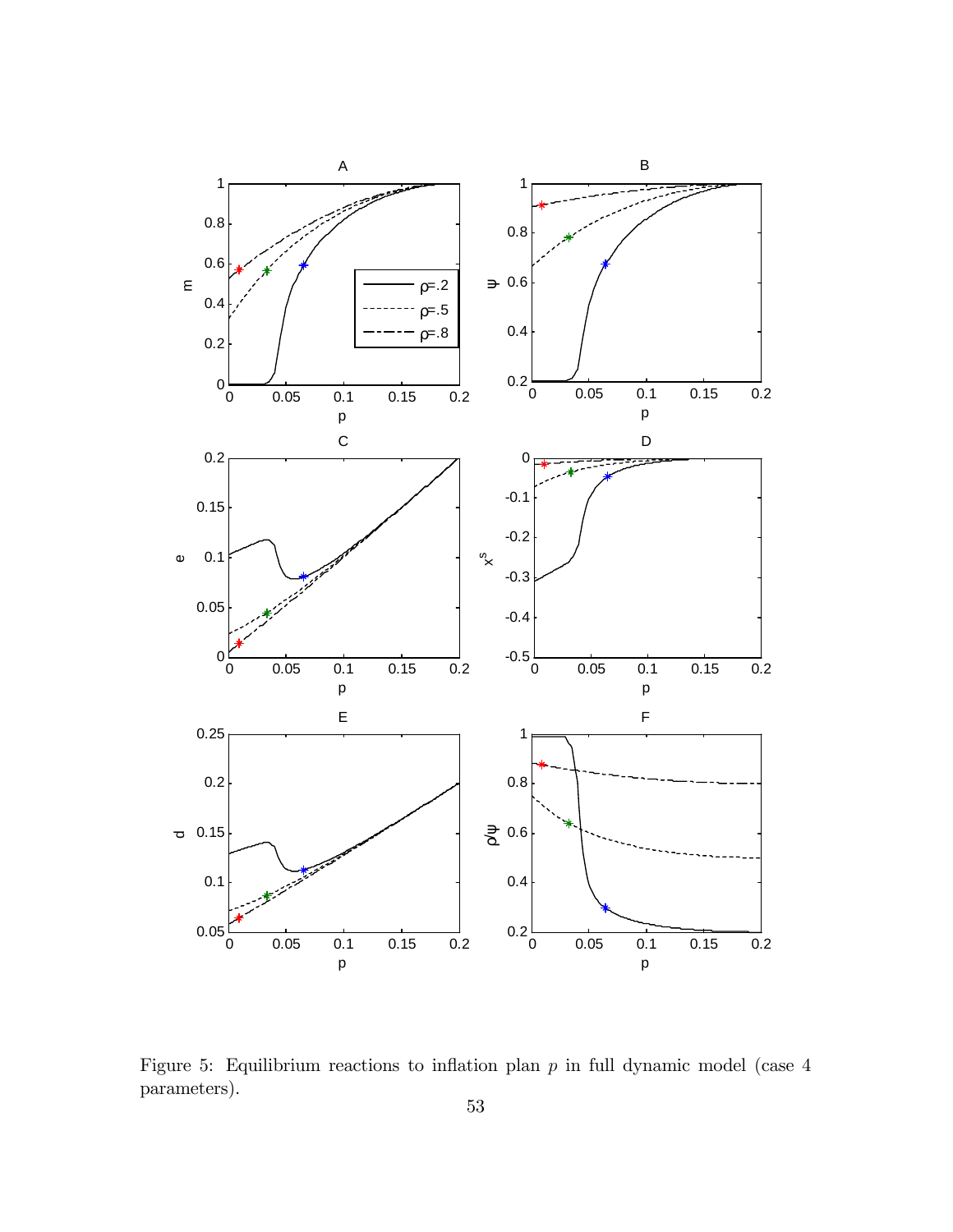Figure 5: Equilibrium reactions to inflation plan $p$ in full dynamic model (case 4 parameters).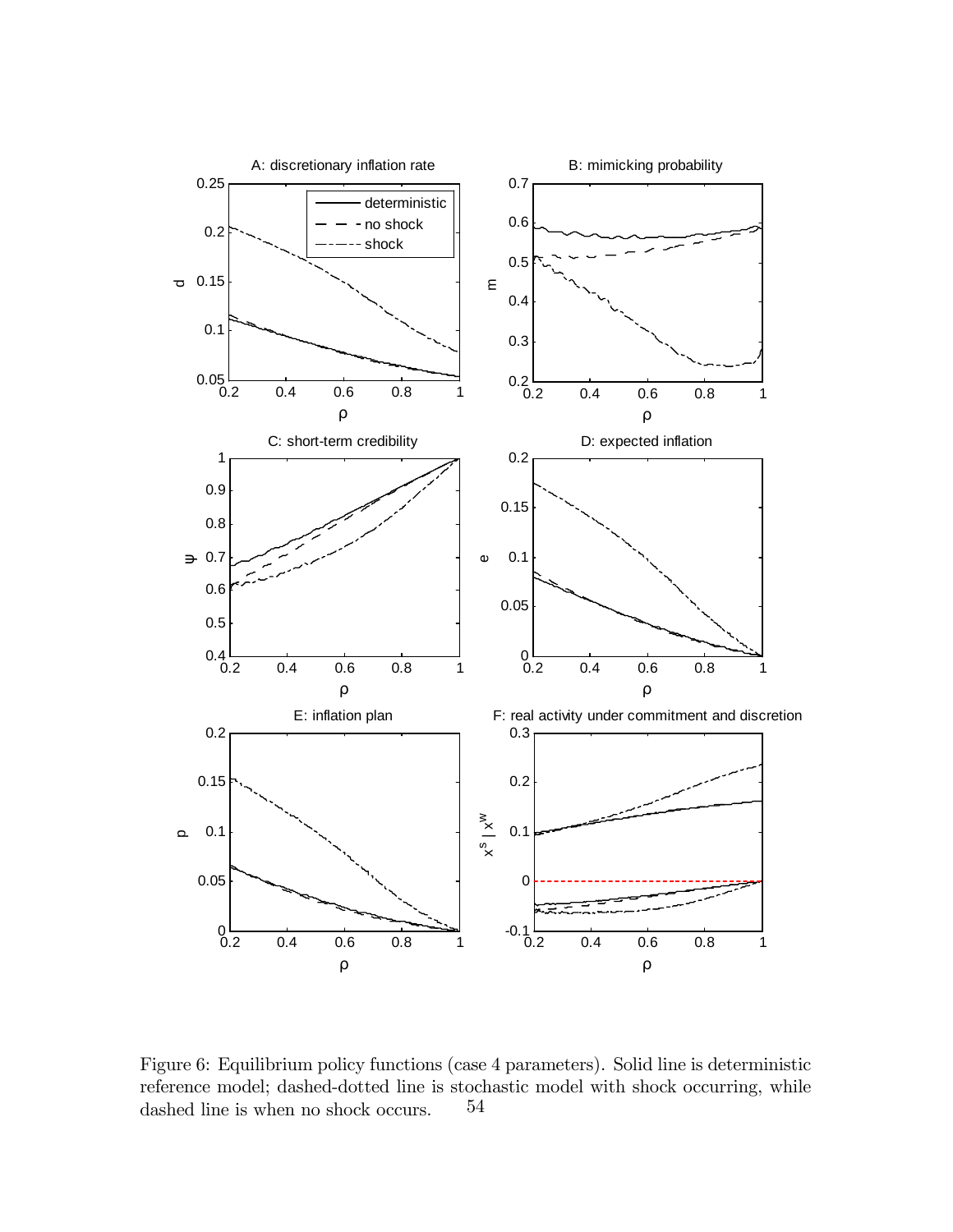A: discretionary inflation rate

d

0.25
0.2
0.15
0.1
0.05

0.2 0.4 0.6 0.8 1

ρ

deterministic
no shock
shock

B: mimicking probability

m

0.7
0.6
0.5
0.4
0.3
0.2

0.2 0.4 0.6 0.8 1

ρ

C: short-term credibility

ψ

1
0.9
0.8
0.7
0.6
0.5
0.4

0.2 0.4 0.6 0.8 1

ρ

D: expected inflation

e

0.2
0.15
0.1
0.05
0

0.2 0.4 0.6 0.8 1

ρ

E: inflation plan

p

0.2
0.15
0.1
0.05
0

0.2 0.4 0.6 0.8 1

ρ

F: real activity under commitment and discretion

$x^s \mid x^w$

0.3
0.2
0.1
0
-0.1

0.2 0.4 0.6 0.8 1

ρ

Figure 6: Equilibrium policy functions (case 4 parameters). Solid line is deterministic reference model; dashed-dotted line is stochastic model with shock occurring, while dashed line is when no shock occurs.